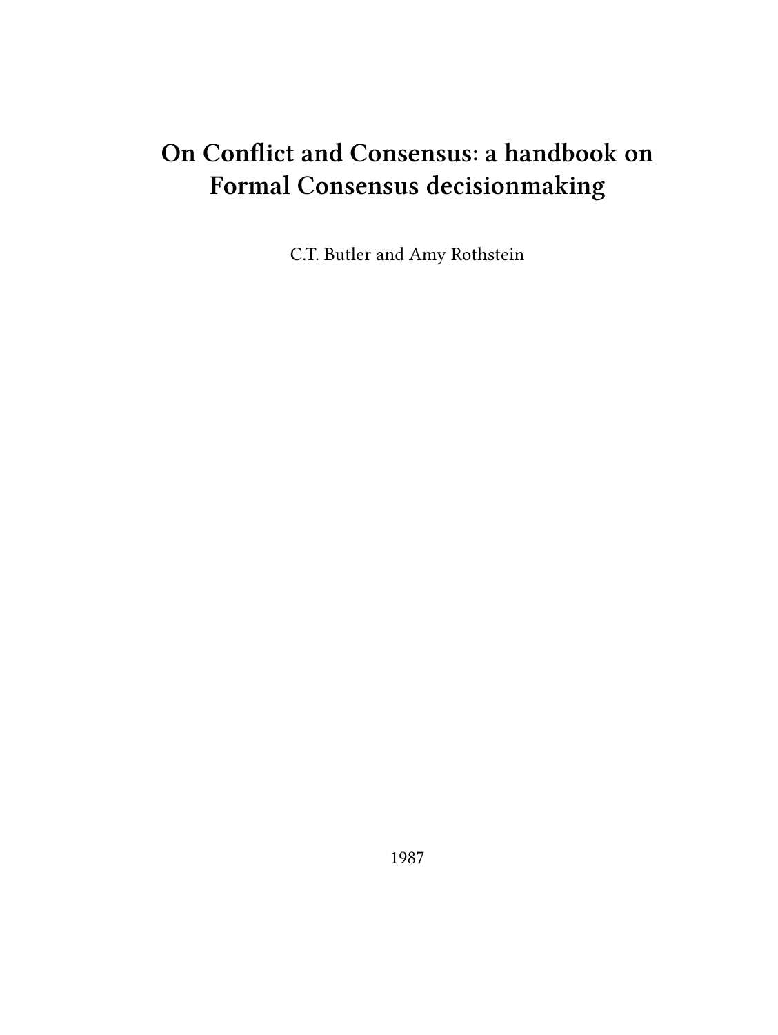# On Conflict and Consensus: a handbook on Formal Consensus decisionmaking

C.T. Butler and Amy Rothstein

1987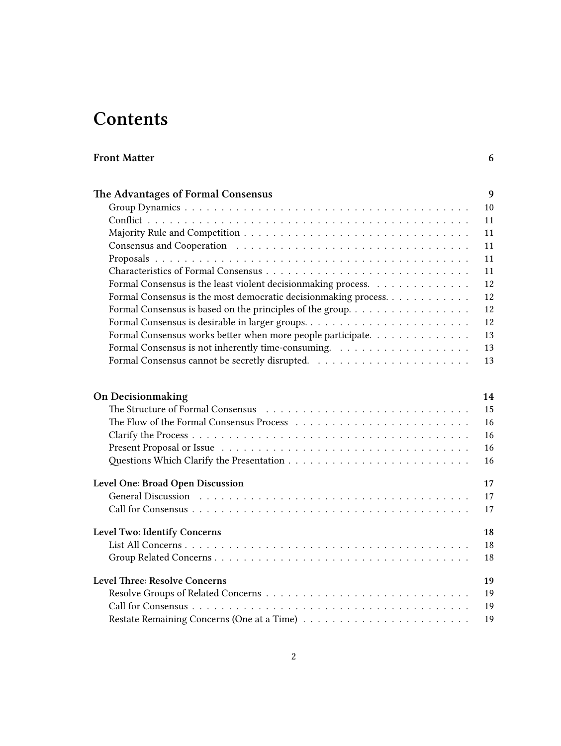# Contents

**Front Matter** 6

**The Advantages of Formal Consensus** 9

- Group Dynamics 10
- Conflict 11
- Majority Rule and Competition 11
- Consensus and Cooperation 11
- Proposals 11
- Characteristics of Formal Consensus 11
- Formal Consensus is the least violent decisionmaking process. 12
- Formal Consensus is the most democratic decisionmaking process. 12
- Formal Consensus is based on the principles of the group. 12
- Formal Consensus is desirable in larger groups. 12
- Formal Consensus works better when more people participate. 13
- Formal Consensus is not inherently time-consuming. 13
- Formal Consensus cannot be secretly disrupted. 13

**On Decisionmaking** 14

- The Structure of Formal Consensus 15
- The Flow of the Formal Consensus Process 16
- Clarify the Process 16
- Present Proposal or Issue 16
- Questions Which Clarify the Presentation 16

**Level One: Broad Open Discussion** 17

- General Discussion 17
- Call for Consensus 17

**Level Two: Identify Concerns** 18

- List All Concerns 18
- Group Related Concerns 18

**Level Three: Resolve Concerns** 19

- Resolve Groups of Related Concerns 19
- Call for Consensus 19
- Restate Remaining Concerns (One at a Time) 19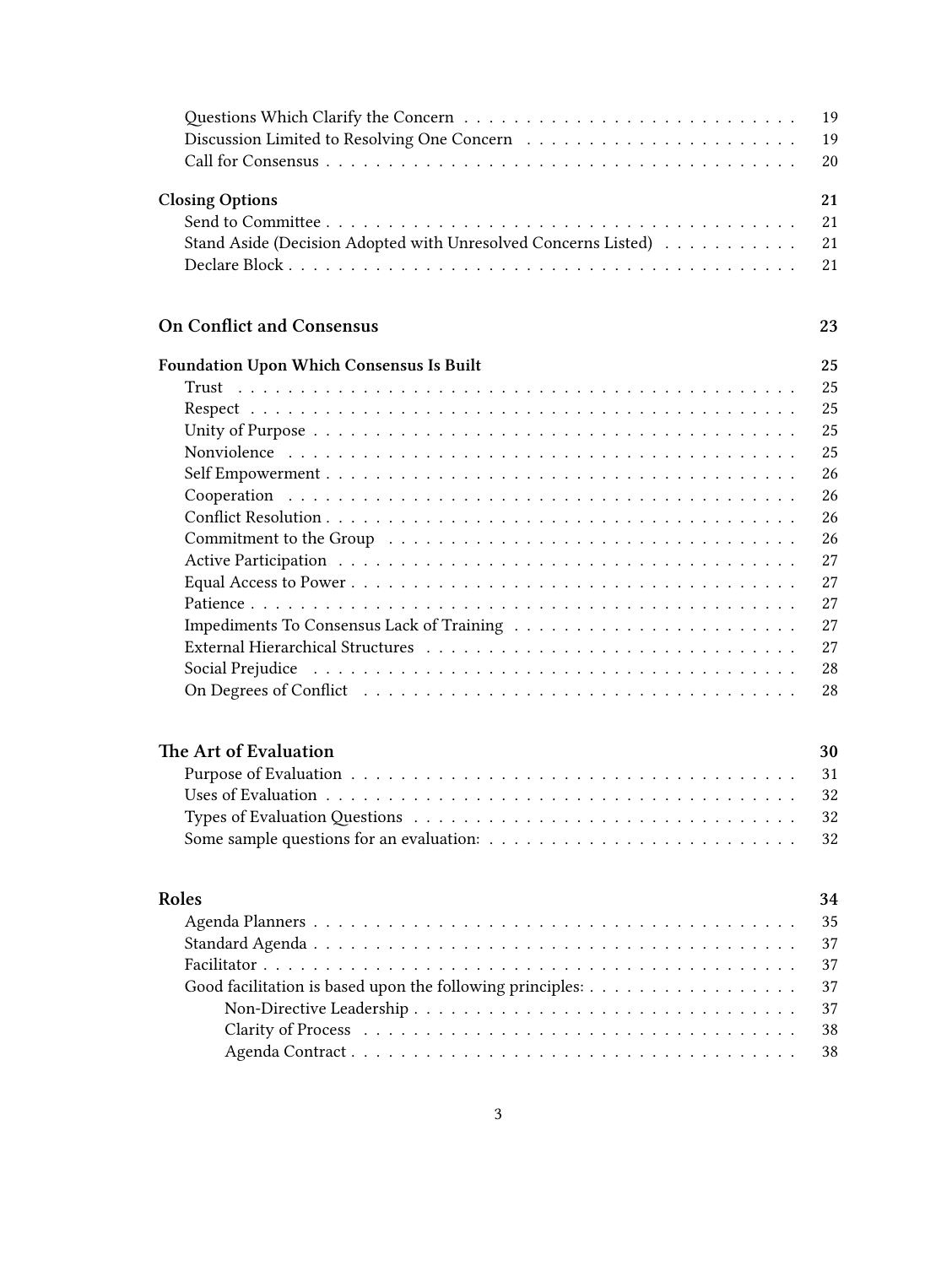- Questions Which Clarify the Concern . . . . . 19
- Discussion Limited to Resolving One Concern . . . . . 19
- Call for Consensus . . . . . 20

**Closing Options** **21**

- Send to Committee . . . . . 21
- Stand Aside (Decision Adopted with Unresolved Concerns Listed) . . . . . 21
- Declare Block . . . . . 21

**On Conflict and Consensus** **23**

**Foundation Upon Which Consensus Is Built** **25**

- Trust . . . . . 25
- Respect . . . . . 25
- Unity of Purpose . . . . . 25
- Nonviolence . . . . . 25
- Self Empowerment . . . . . 26
- Cooperation . . . . . 26
- Conflict Resolution . . . . . 26
- Commitment to the Group . . . . . 26
- Active Participation . . . . . 27
- Equal Access to Power . . . . . 27
- Patience . . . . . 27
- Impediments To Consensus Lack of Training . . . . . 27
- External Hierarchical Structures . . . . . 27
- Social Prejudice . . . . . 28
- On Degrees of Conflict . . . . . 28

**The Art of Evaluation** **30**

- Purpose of Evaluation . . . . . 31
- Uses of Evaluation . . . . . 32
- Types of Evaluation Questions . . . . . 32
- Some sample questions for an evaluation: . . . . . 32

**Roles** **34**

- Agenda Planners . . . . . 35
- Standard Agenda . . . . . 37
- Facilitator . . . . . 37
- Good facilitation is based upon the following principles: . . . . . 37
  - Non-Directive Leadership . . . . . 37
  - Clarity of Process . . . . . 38
  - Agenda Contract . . . . . 38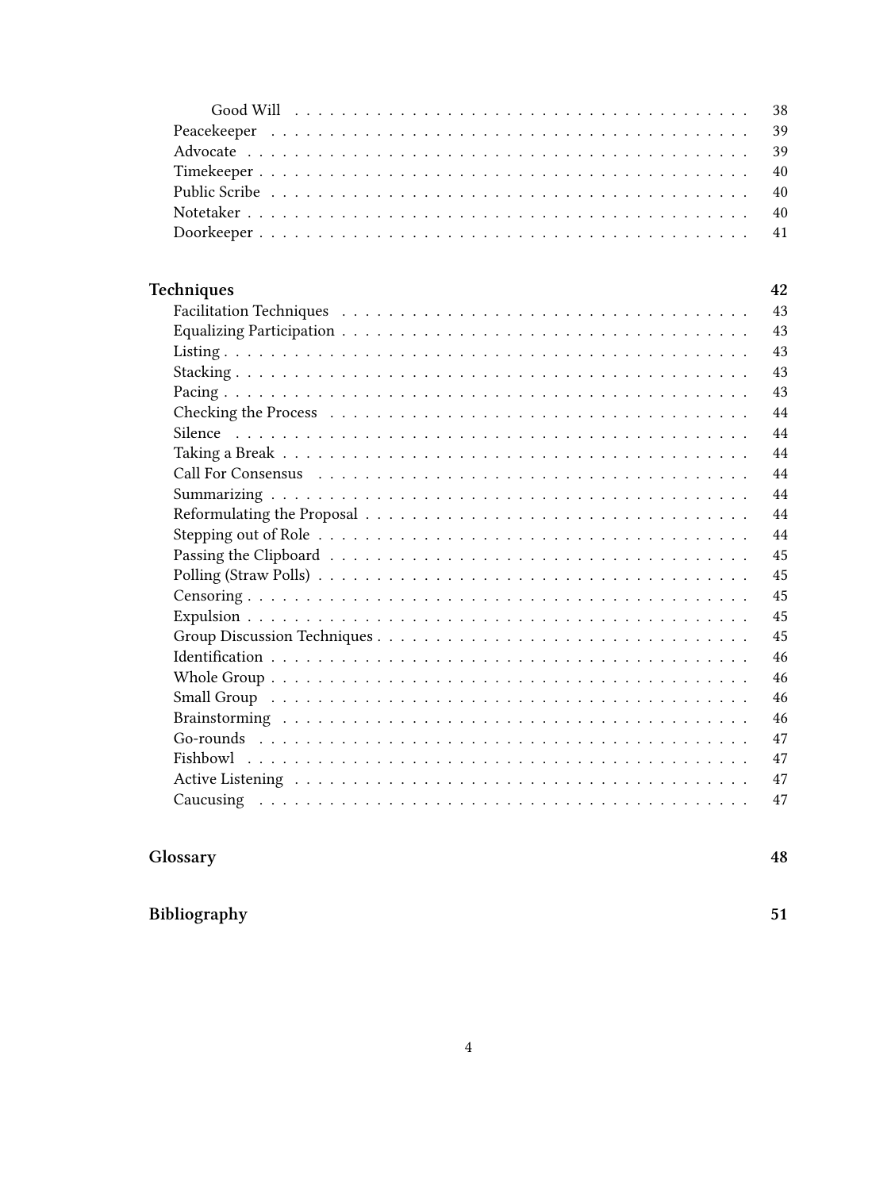- Good Will . . . . . 38
- Peacekeeper . . . . . 39
- Advocate . . . . . 39
- Timekeeper . . . . . 40
- Public Scribe . . . . . 40
- Notetaker . . . . . 40
- Doorkeeper . . . . . 41

**Techniques** **42**

- Facilitation Techniques . . . . . 43
- Equalizing Participation . . . . . 43
- Listing . . . . . 43
- Stacking . . . . . 43
- Pacing . . . . . 43
- Checking the Process . . . . . 44
- Silence . . . . . 44
- Taking a Break . . . . . 44
- Call For Consensus . . . . . 44
- Summarizing . . . . . 44
- Reformulating the Proposal . . . . . 44
- Stepping out of Role . . . . . 44
- Passing the Clipboard . . . . . 45
- Polling (Straw Polls) . . . . . 45
- Censoring . . . . . 45
- Expulsion . . . . . 45
- Group Discussion Techniques . . . . . 45
- Identification . . . . . 46
- Whole Group . . . . . 46
- Small Group . . . . . 46
- Brainstorming . . . . . 46
- Go-rounds . . . . . 47
- Fishbowl . . . . . 47
- Active Listening . . . . . 47
- Caucusing . . . . . 47

**Glossary** **48**

**Bibliography** **51**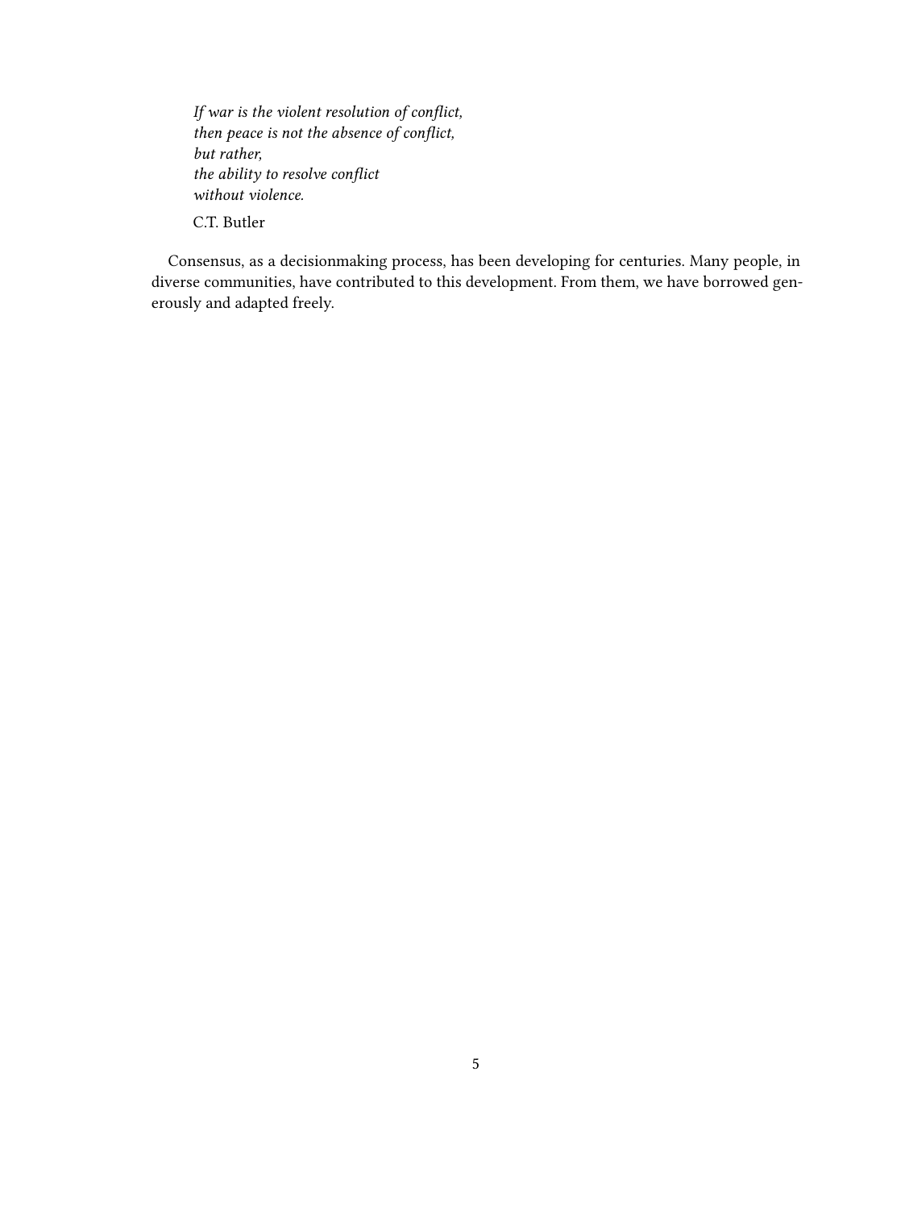> *If war is the violent resolution of conflict,*
> *then peace is not the absence of conflict,*
> *but rather,*
> *the ability to resolve conflict*
> *without violence.*
>
> C.T. Butler

Consensus, as a decisionmaking process, has been developing for centuries. Many people, in diverse communities, have contributed to this development. From them, we have borrowed generously and adapted freely.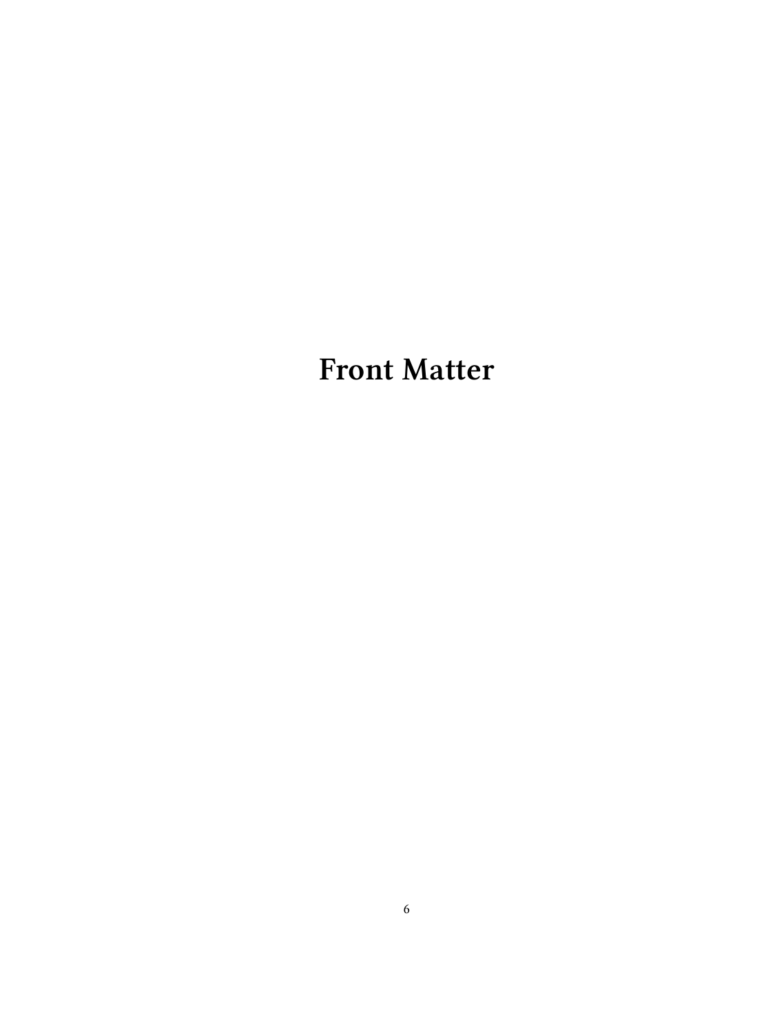# Front Matter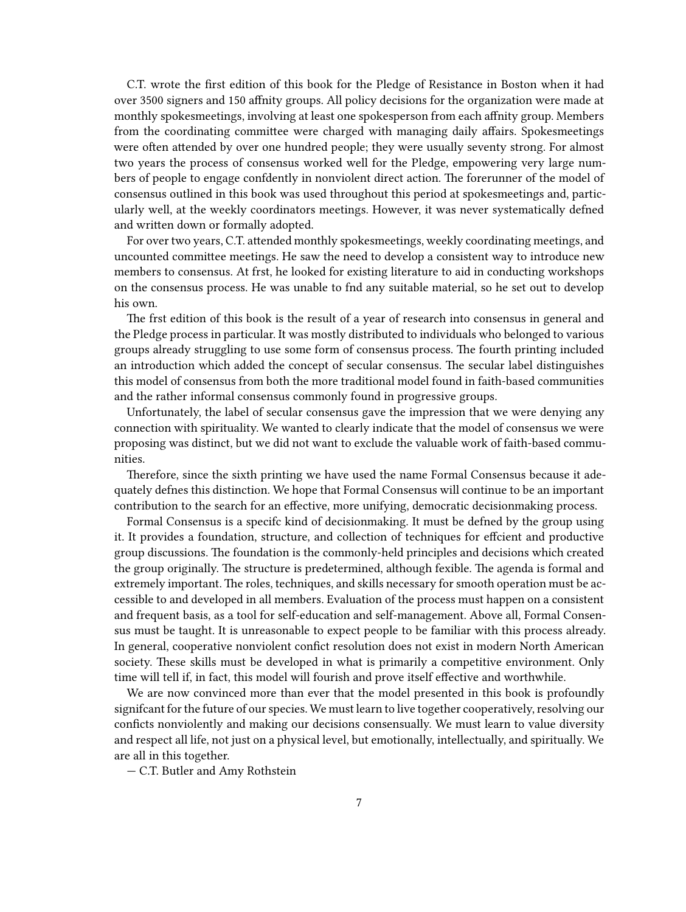C.T. wrote the first edition of this book for the Pledge of Resistance in Boston when it had over 3500 signers and 150 affinity groups. All policy decisions for the organization were made at monthly spokesmeetings, involving at least one spokesperson from each affinity group. Members from the coordinating committee were charged with managing daily affairs. Spokesmeetings were often attended by over one hundred people; they were usually seventy strong. For almost two years the process of consensus worked well for the Pledge, empowering very large numbers of people to engage confdently in nonviolent direct action. The forerunner of the model of consensus outlined in this book was used throughout this period at spokesmeetings and, particularly well, at the weekly coordinators meetings. However, it was never systematically defned and written down or formally adopted.

For over two years, C.T. attended monthly spokesmeetings, weekly coordinating meetings, and uncounted committee meetings. He saw the need to develop a consistent way to introduce new members to consensus. At frst, he looked for existing literature to aid in conducting workshops on the consensus process. He was unable to fnd any suitable material, so he set out to develop his own.

The frst edition of this book is the result of a year of research into consensus in general and the Pledge process in particular. It was mostly distributed to individuals who belonged to various groups already struggling to use some form of consensus process. The fourth printing included an introduction which added the concept of secular consensus. The secular label distinguishes this model of consensus from both the more traditional model found in faith-based communities and the rather informal consensus commonly found in progressive groups.

Unfortunately, the label of secular consensus gave the impression that we were denying any connection with spirituality. We wanted to clearly indicate that the model of consensus we were proposing was distinct, but we did not want to exclude the valuable work of faith-based communities.

Therefore, since the sixth printing we have used the name Formal Consensus because it adequately defnes this distinction. We hope that Formal Consensus will continue to be an important contribution to the search for an effective, more unifying, democratic decisionmaking process.

Formal Consensus is a specifc kind of decisionmaking. It must be defned by the group using it. It provides a foundation, structure, and collection of techniques for effcient and productive group discussions. The foundation is the commonly-held principles and decisions which created the group originally. The structure is predetermined, although fexible. The agenda is formal and extremely important. The roles, techniques, and skills necessary for smooth operation must be accessible to and developed in all members. Evaluation of the process must happen on a consistent and frequent basis, as a tool for self-education and self-management. Above all, Formal Consensus must be taught. It is unreasonable to expect people to be familiar with this process already. In general, cooperative nonviolent confict resolution does not exist in modern North American society. These skills must be developed in what is primarily a competitive environment. Only time will tell if, in fact, this model will fourish and prove itself effective and worthwhile.

We are now convinced more than ever that the model presented in this book is profoundly signifcant for the future of our species. We must learn to live together cooperatively, resolving our conficts nonviolently and making our decisions consensually. We must learn to value diversity and respect all life, not just on a physical level, but emotionally, intellectually, and spiritually. We are all in this together.

— C.T. Butler and Amy Rothstein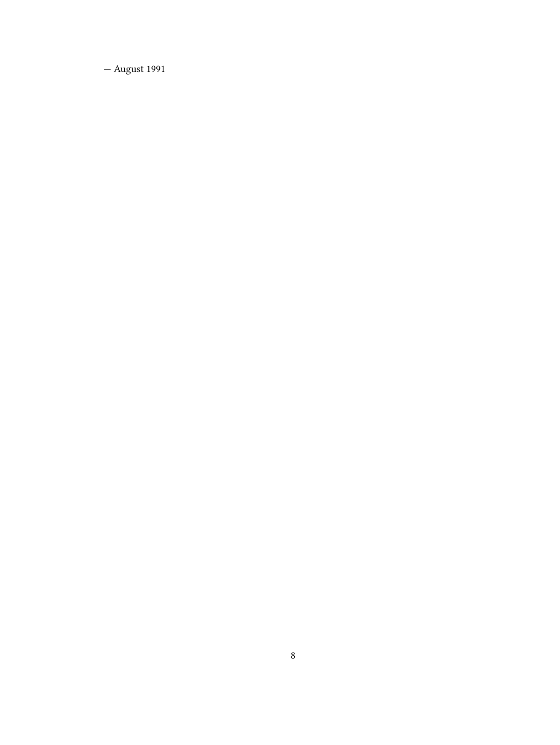— August 1991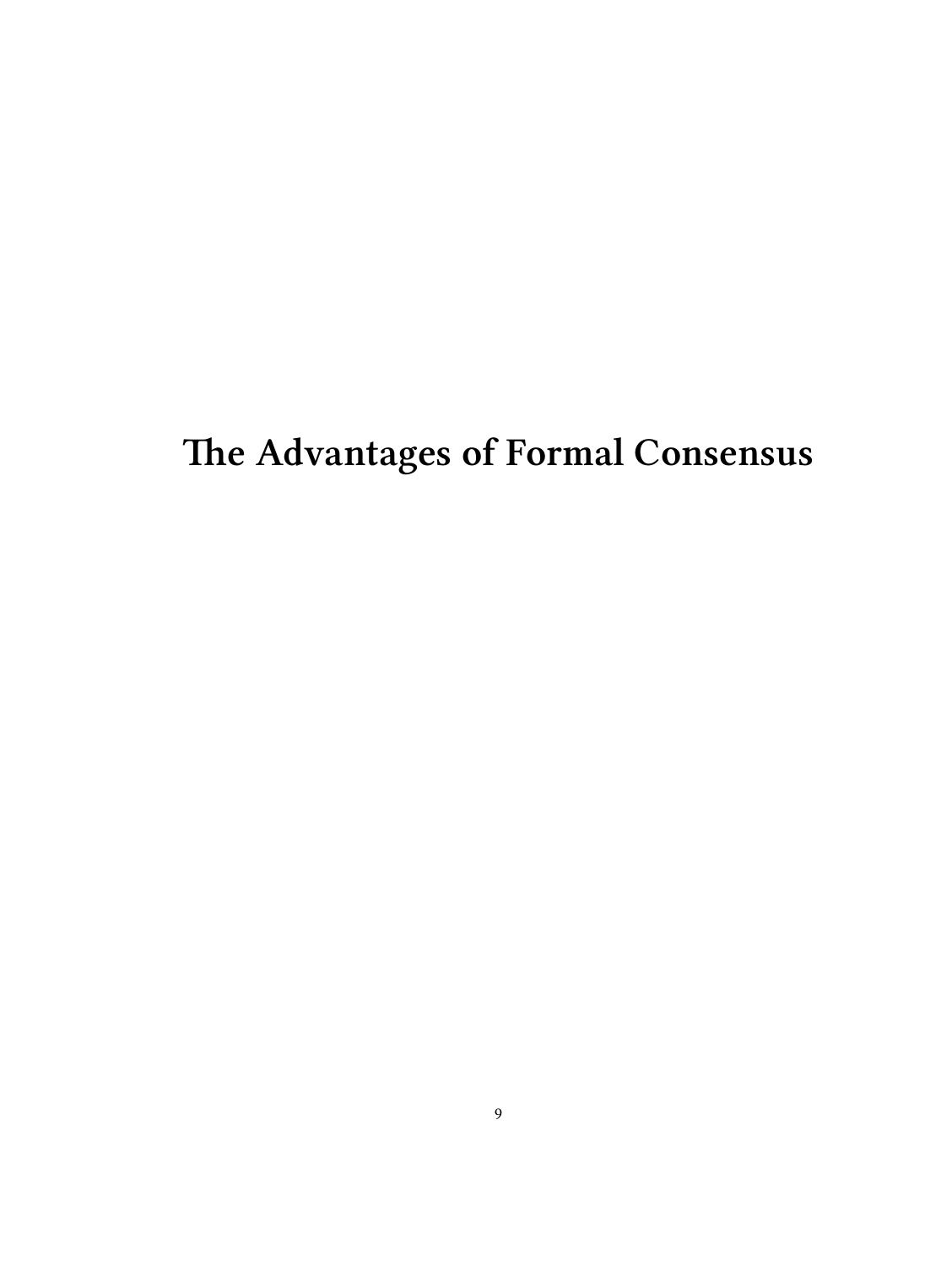# The Advantages of Formal Consensus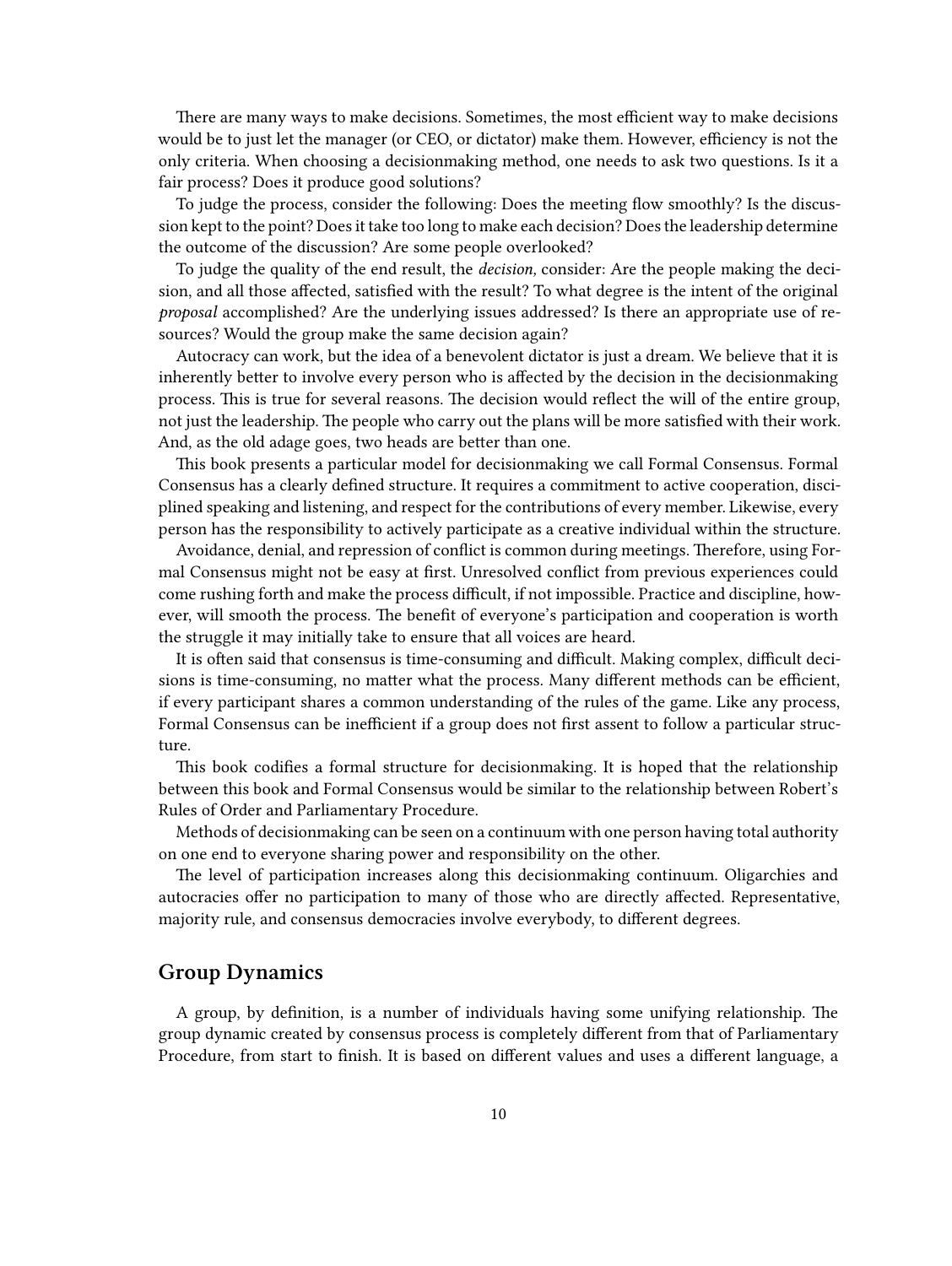There are many ways to make decisions. Sometimes, the most efficient way to make decisions would be to just let the manager (or CEO, or dictator) make them. However, efficiency is not the only criteria. When choosing a decisionmaking method, one needs to ask two questions. Is it a fair process? Does it produce good solutions?

To judge the process, consider the following: Does the meeting flow smoothly? Is the discussion kept to the point? Does it take too long to make each decision? Does the leadership determine the outcome of the discussion? Are some people overlooked?

To judge the quality of the end result, the *decision,* consider: Are the people making the decision, and all those affected, satisfied with the result? To what degree is the intent of the original *proposal* accomplished? Are the underlying issues addressed? Is there an appropriate use of resources? Would the group make the same decision again?

Autocracy can work, but the idea of a benevolent dictator is just a dream. We believe that it is inherently better to involve every person who is affected by the decision in the decisionmaking process. This is true for several reasons. The decision would reflect the will of the entire group, not just the leadership. The people who carry out the plans will be more satisfied with their work. And, as the old adage goes, two heads are better than one.

This book presents a particular model for decisionmaking we call Formal Consensus. Formal Consensus has a clearly defined structure. It requires a commitment to active cooperation, disciplined speaking and listening, and respect for the contributions of every member. Likewise, every person has the responsibility to actively participate as a creative individual within the structure.

Avoidance, denial, and repression of conflict is common during meetings. Therefore, using Formal Consensus might not be easy at first. Unresolved conflict from previous experiences could come rushing forth and make the process difficult, if not impossible. Practice and discipline, however, will smooth the process. The benefit of everyone's participation and cooperation is worth the struggle it may initially take to ensure that all voices are heard.

It is often said that consensus is time-consuming and difficult. Making complex, difficult decisions is time-consuming, no matter what the process. Many different methods can be efficient, if every participant shares a common understanding of the rules of the game. Like any process, Formal Consensus can be inefficient if a group does not first assent to follow a particular structure.

This book codifies a formal structure for decisionmaking. It is hoped that the relationship between this book and Formal Consensus would be similar to the relationship between Robert's Rules of Order and Parliamentary Procedure.

Methods of decisionmaking can be seen on a continuum with one person having total authority on one end to everyone sharing power and responsibility on the other.

The level of participation increases along this decisionmaking continuum. Oligarchies and autocracies offer no participation to many of those who are directly affected. Representative, majority rule, and consensus democracies involve everybody, to different degrees.

## Group Dynamics

A group, by definition, is a number of individuals having some unifying relationship. The group dynamic created by consensus process is completely different from that of Parliamentary Procedure, from start to finish. It is based on different values and uses a different language, a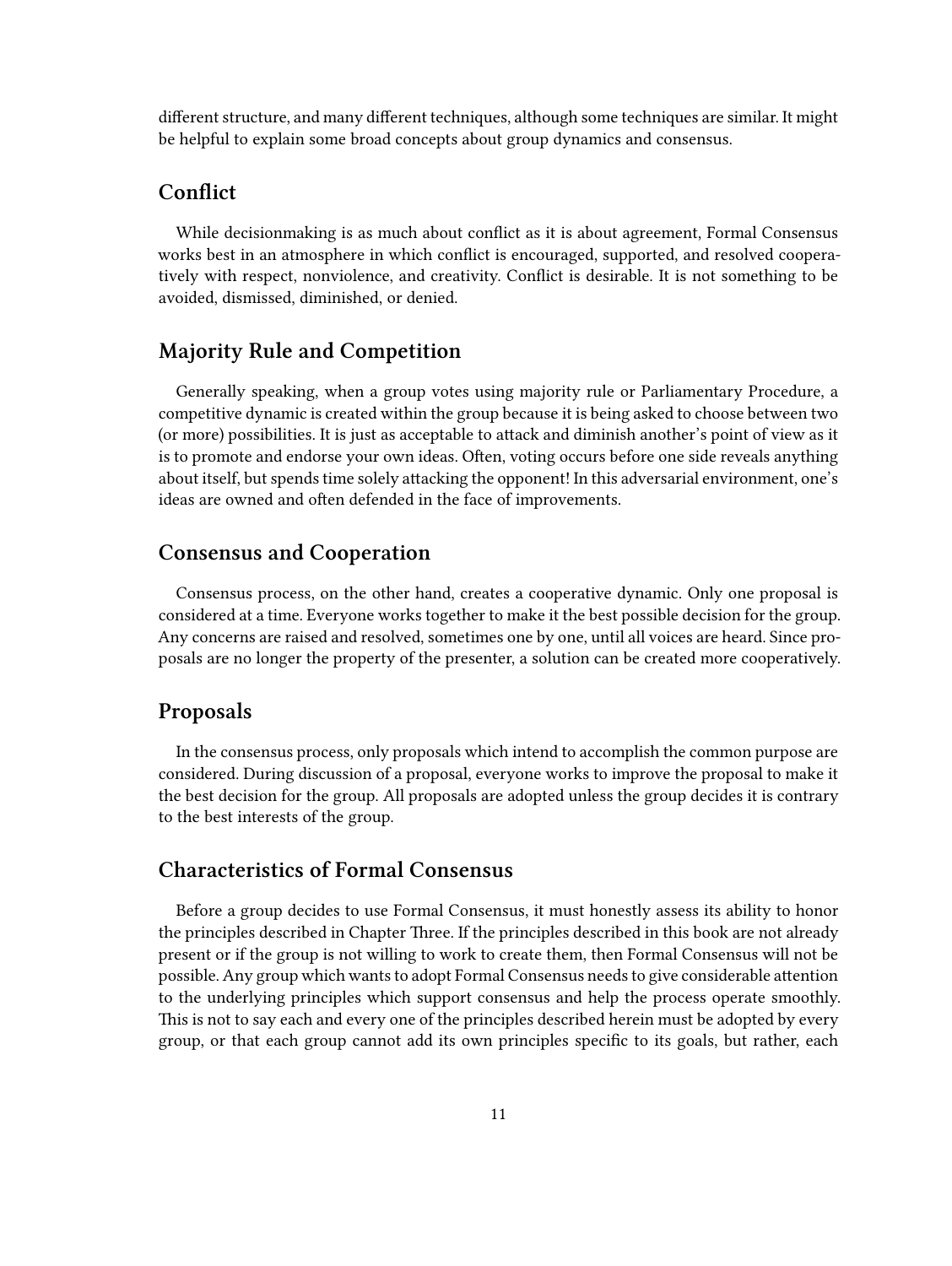different structure, and many different techniques, although some techniques are similar. It might be helpful to explain some broad concepts about group dynamics and consensus.

## Conflict

While decisionmaking is as much about conflict as it is about agreement, Formal Consensus works best in an atmosphere in which conflict is encouraged, supported, and resolved cooperatively with respect, nonviolence, and creativity. Conflict is desirable. It is not something to be avoided, dismissed, diminished, or denied.

## Majority Rule and Competition

Generally speaking, when a group votes using majority rule or Parliamentary Procedure, a competitive dynamic is created within the group because it is being asked to choose between two (or more) possibilities. It is just as acceptable to attack and diminish another's point of view as it is to promote and endorse your own ideas. Often, voting occurs before one side reveals anything about itself, but spends time solely attacking the opponent! In this adversarial environment, one's ideas are owned and often defended in the face of improvements.

## Consensus and Cooperation

Consensus process, on the other hand, creates a cooperative dynamic. Only one proposal is considered at a time. Everyone works together to make it the best possible decision for the group. Any concerns are raised and resolved, sometimes one by one, until all voices are heard. Since proposals are no longer the property of the presenter, a solution can be created more cooperatively.

## Proposals

In the consensus process, only proposals which intend to accomplish the common purpose are considered. During discussion of a proposal, everyone works to improve the proposal to make it the best decision for the group. All proposals are adopted unless the group decides it is contrary to the best interests of the group.

## Characteristics of Formal Consensus

Before a group decides to use Formal Consensus, it must honestly assess its ability to honor the principles described in Chapter Three. If the principles described in this book are not already present or if the group is not willing to work to create them, then Formal Consensus will not be possible. Any group which wants to adopt Formal Consensus needs to give considerable attention to the underlying principles which support consensus and help the process operate smoothly. This is not to say each and every one of the principles described herein must be adopted by every group, or that each group cannot add its own principles specific to its goals, but rather, each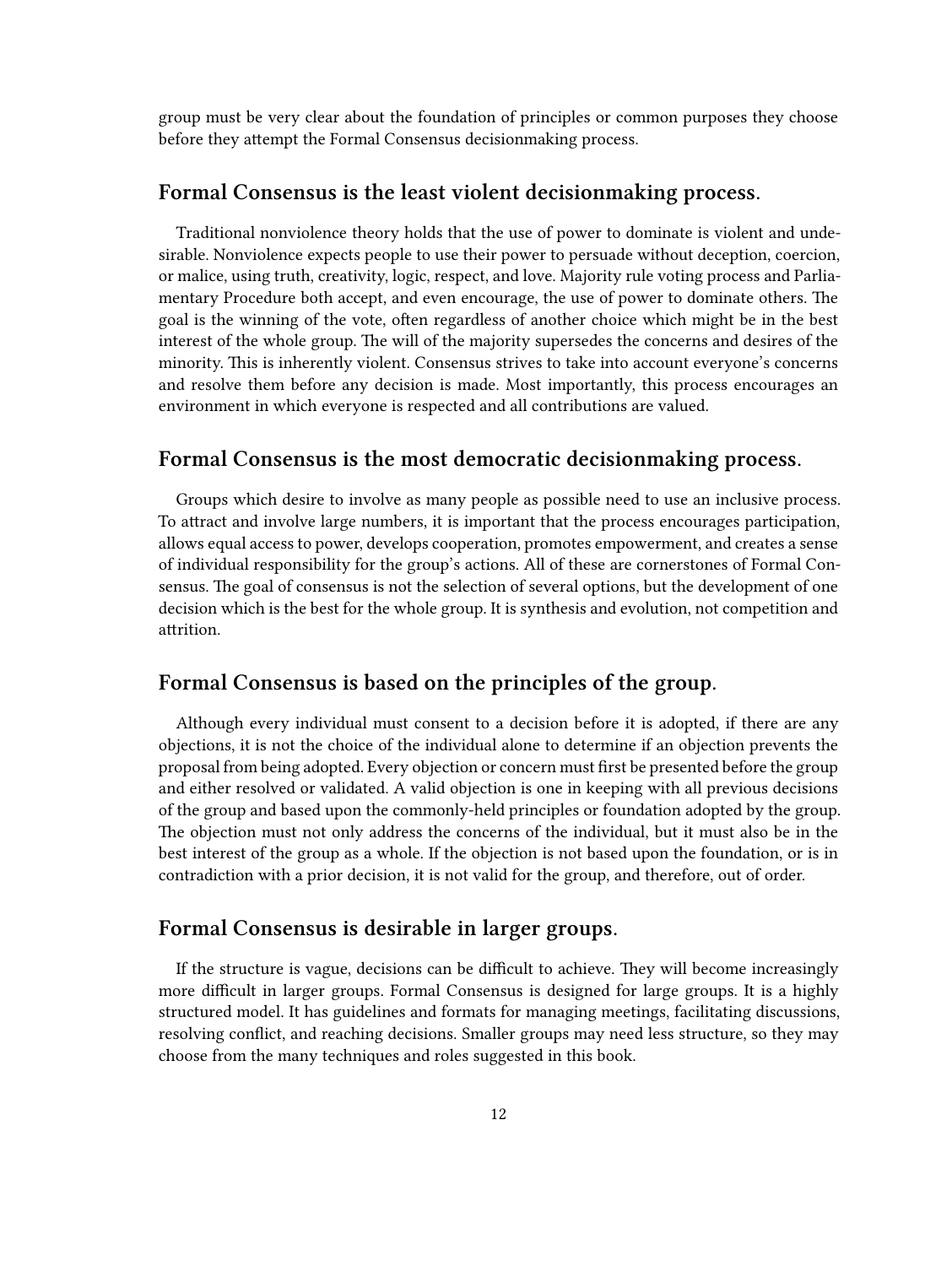group must be very clear about the foundation of principles or common purposes they choose before they attempt the Formal Consensus decisionmaking process.

## Formal Consensus is the least violent decisionmaking process.

Traditional nonviolence theory holds that the use of power to dominate is violent and undesirable. Nonviolence expects people to use their power to persuade without deception, coercion, or malice, using truth, creativity, logic, respect, and love. Majority rule voting process and Parliamentary Procedure both accept, and even encourage, the use of power to dominate others. The goal is the winning of the vote, often regardless of another choice which might be in the best interest of the whole group. The will of the majority supersedes the concerns and desires of the minority. This is inherently violent. Consensus strives to take into account everyone's concerns and resolve them before any decision is made. Most importantly, this process encourages an environment in which everyone is respected and all contributions are valued.

## Formal Consensus is the most democratic decisionmaking process.

Groups which desire to involve as many people as possible need to use an inclusive process. To attract and involve large numbers, it is important that the process encourages participation, allows equal access to power, develops cooperation, promotes empowerment, and creates a sense of individual responsibility for the group's actions. All of these are cornerstones of Formal Consensus. The goal of consensus is not the selection of several options, but the development of one decision which is the best for the whole group. It is synthesis and evolution, not competition and attrition.

## Formal Consensus is based on the principles of the group.

Although every individual must consent to a decision before it is adopted, if there are any objections, it is not the choice of the individual alone to determine if an objection prevents the proposal from being adopted. Every objection or concern must first be presented before the group and either resolved or validated. A valid objection is one in keeping with all previous decisions of the group and based upon the commonly-held principles or foundation adopted by the group. The objection must not only address the concerns of the individual, but it must also be in the best interest of the group as a whole. If the objection is not based upon the foundation, or is in contradiction with a prior decision, it is not valid for the group, and therefore, out of order.

## Formal Consensus is desirable in larger groups.

If the structure is vague, decisions can be difficult to achieve. They will become increasingly more difficult in larger groups. Formal Consensus is designed for large groups. It is a highly structured model. It has guidelines and formats for managing meetings, facilitating discussions, resolving conflict, and reaching decisions. Smaller groups may need less structure, so they may choose from the many techniques and roles suggested in this book.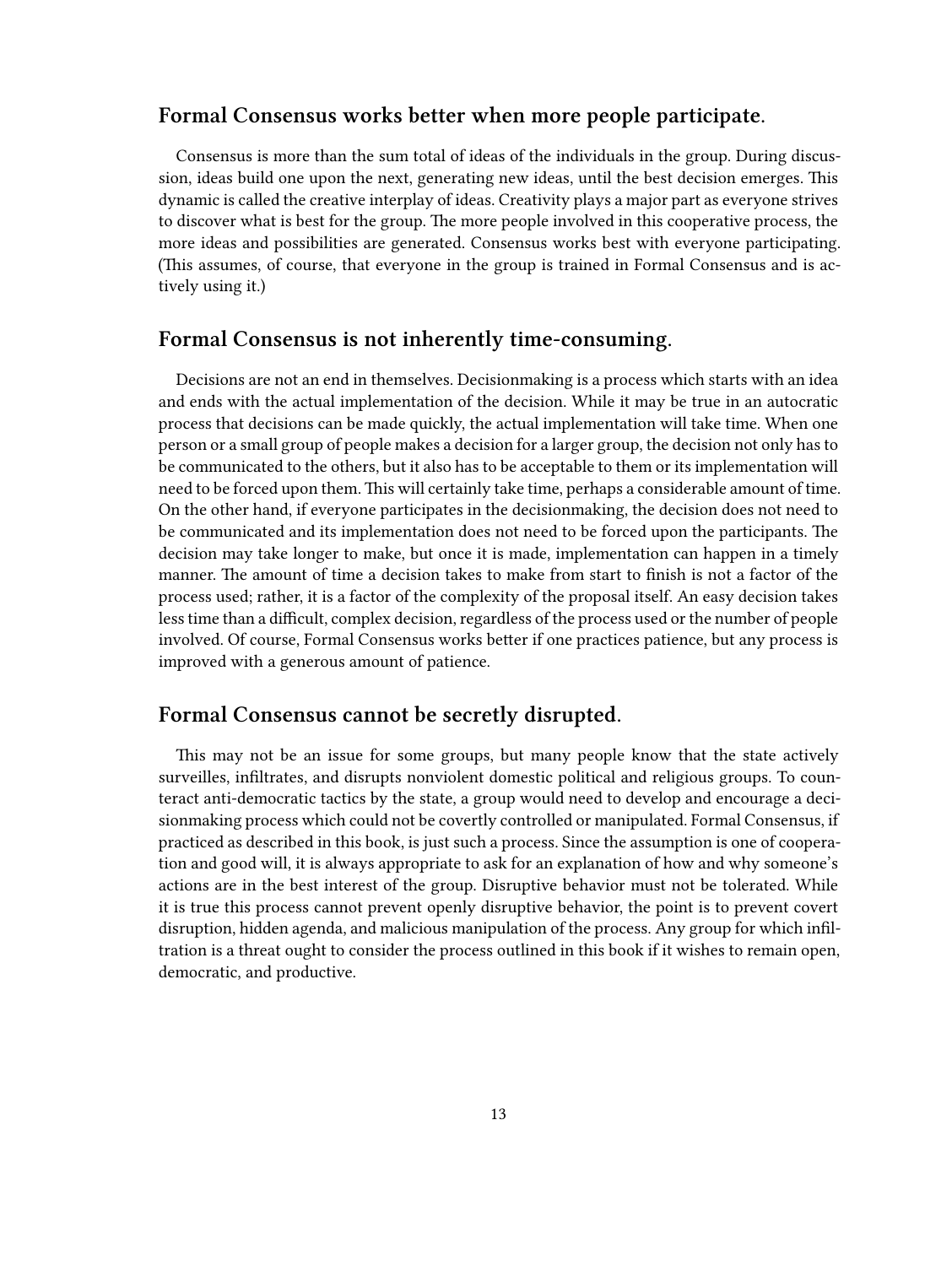### Formal Consensus works better when more people participate.

Consensus is more than the sum total of ideas of the individuals in the group. During discussion, ideas build one upon the next, generating new ideas, until the best decision emerges. This dynamic is called the creative interplay of ideas. Creativity plays a major part as everyone strives to discover what is best for the group. The more people involved in this cooperative process, the more ideas and possibilities are generated. Consensus works best with everyone participating. (This assumes, of course, that everyone in the group is trained in Formal Consensus and is actively using it.)

### Formal Consensus is not inherently time-consuming.

Decisions are not an end in themselves. Decisionmaking is a process which starts with an idea and ends with the actual implementation of the decision. While it may be true in an autocratic process that decisions can be made quickly, the actual implementation will take time. When one person or a small group of people makes a decision for a larger group, the decision not only has to be communicated to the others, but it also has to be acceptable to them or its implementation will need to be forced upon them. This will certainly take time, perhaps a considerable amount of time. On the other hand, if everyone participates in the decisionmaking, the decision does not need to be communicated and its implementation does not need to be forced upon the participants. The decision may take longer to make, but once it is made, implementation can happen in a timely manner. The amount of time a decision takes to make from start to finish is not a factor of the process used; rather, it is a factor of the complexity of the proposal itself. An easy decision takes less time than a difficult, complex decision, regardless of the process used or the number of people involved. Of course, Formal Consensus works better if one practices patience, but any process is improved with a generous amount of patience.

### Formal Consensus cannot be secretly disrupted.

This may not be an issue for some groups, but many people know that the state actively surveilles, infiltrates, and disrupts nonviolent domestic political and religious groups. To counteract anti-democratic tactics by the state, a group would need to develop and encourage a decisionmaking process which could not be covertly controlled or manipulated. Formal Consensus, if practiced as described in this book, is just such a process. Since the assumption is one of cooperation and good will, it is always appropriate to ask for an explanation of how and why someone's actions are in the best interest of the group. Disruptive behavior must not be tolerated. While it is true this process cannot prevent openly disruptive behavior, the point is to prevent covert disruption, hidden agenda, and malicious manipulation of the process. Any group for which infiltration is a threat ought to consider the process outlined in this book if it wishes to remain open, democratic, and productive.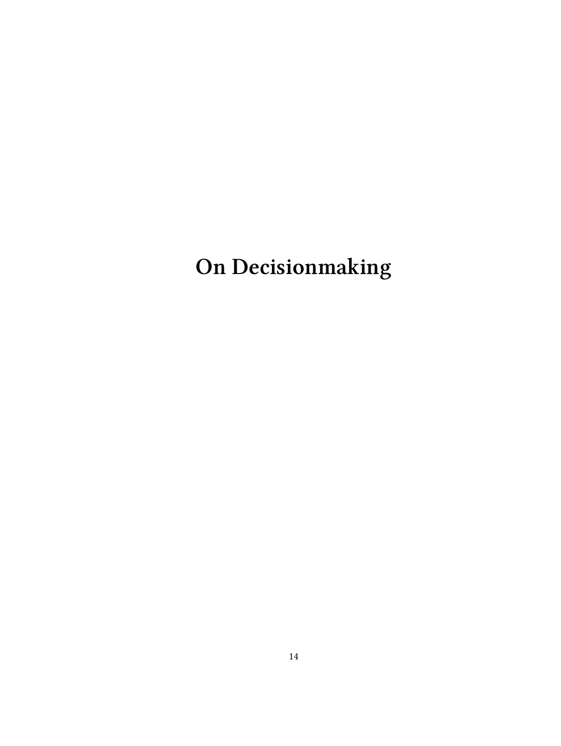# On Decisionmaking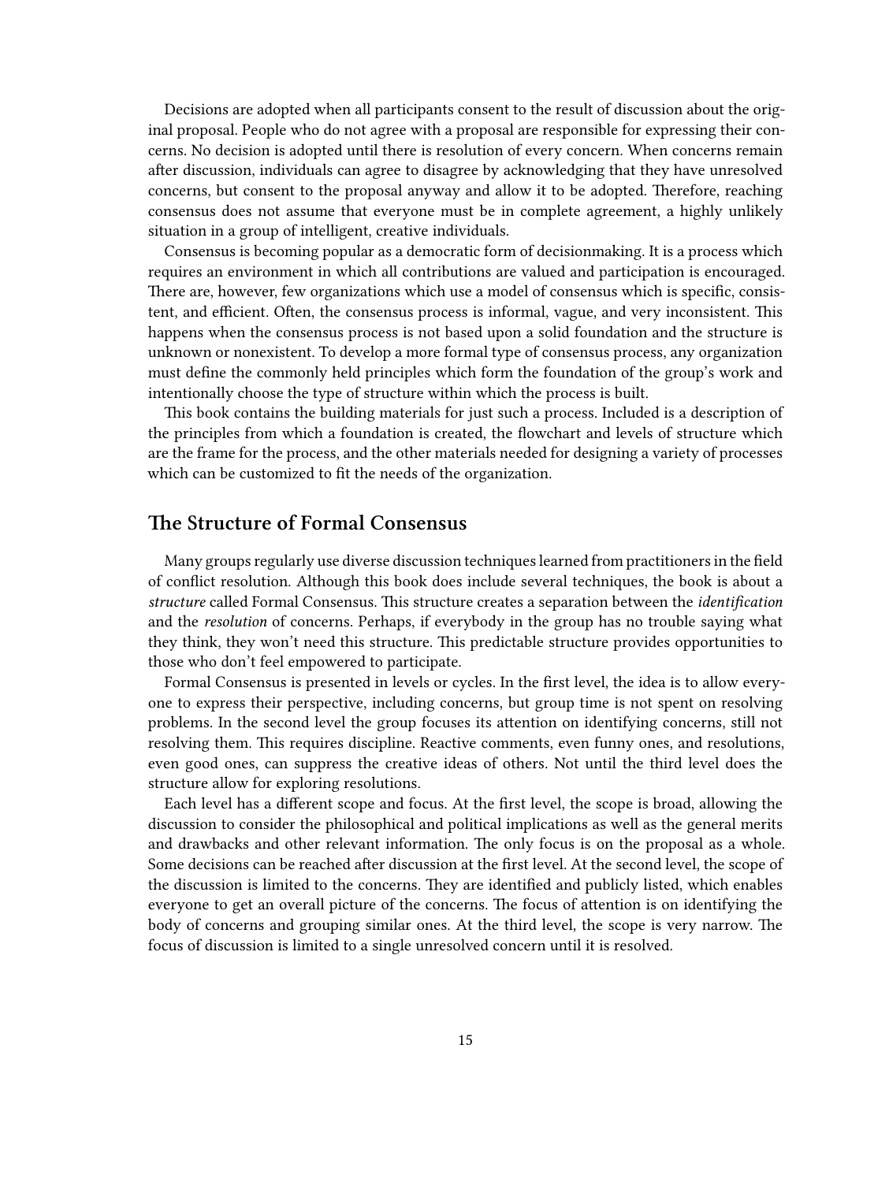Decisions are adopted when all participants consent to the result of discussion about the original proposal. People who do not agree with a proposal are responsible for expressing their concerns. No decision is adopted until there is resolution of every concern. When concerns remain after discussion, individuals can agree to disagree by acknowledging that they have unresolved concerns, but consent to the proposal anyway and allow it to be adopted. Therefore, reaching consensus does not assume that everyone must be in complete agreement, a highly unlikely situation in a group of intelligent, creative individuals.

Consensus is becoming popular as a democratic form of decisionmaking. It is a process which requires an environment in which all contributions are valued and participation is encouraged. There are, however, few organizations which use a model of consensus which is specific, consistent, and efficient. Often, the consensus process is informal, vague, and very inconsistent. This happens when the consensus process is not based upon a solid foundation and the structure is unknown or nonexistent. To develop a more formal type of consensus process, any organization must define the commonly held principles which form the foundation of the group's work and intentionally choose the type of structure within which the process is built.

This book contains the building materials for just such a process. Included is a description of the principles from which a foundation is created, the flowchart and levels of structure which are the frame for the process, and the other materials needed for designing a variety of processes which can be customized to fit the needs of the organization.

## The Structure of Formal Consensus

Many groups regularly use diverse discussion techniques learned from practitioners in the field of conflict resolution. Although this book does include several techniques, the book is about a *structure* called Formal Consensus. This structure creates a separation between the *identification* and the *resolution* of concerns. Perhaps, if everybody in the group has no trouble saying what they think, they won't need this structure. This predictable structure provides opportunities to those who don't feel empowered to participate.

Formal Consensus is presented in levels or cycles. In the first level, the idea is to allow everyone to express their perspective, including concerns, but group time is not spent on resolving problems. In the second level the group focuses its attention on identifying concerns, still not resolving them. This requires discipline. Reactive comments, even funny ones, and resolutions, even good ones, can suppress the creative ideas of others. Not until the third level does the structure allow for exploring resolutions.

Each level has a different scope and focus. At the first level, the scope is broad, allowing the discussion to consider the philosophical and political implications as well as the general merits and drawbacks and other relevant information. The only focus is on the proposal as a whole. Some decisions can be reached after discussion at the first level. At the second level, the scope of the discussion is limited to the concerns. They are identified and publicly listed, which enables everyone to get an overall picture of the concerns. The focus of attention is on identifying the body of concerns and grouping similar ones. At the third level, the scope is very narrow. The focus of discussion is limited to a single unresolved concern until it is resolved.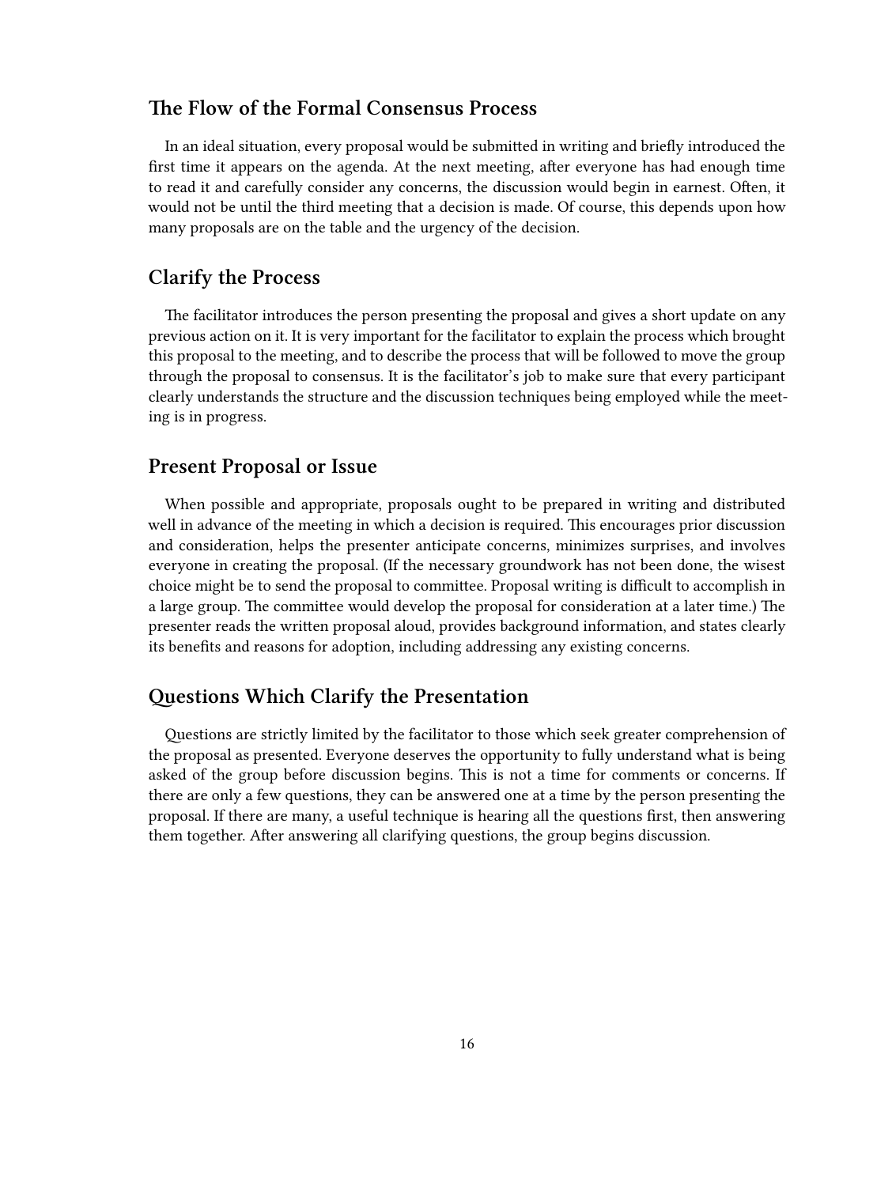## The Flow of the Formal Consensus Process

In an ideal situation, every proposal would be submitted in writing and briefly introduced the first time it appears on the agenda. At the next meeting, after everyone has had enough time to read it and carefully consider any concerns, the discussion would begin in earnest. Often, it would not be until the third meeting that a decision is made. Of course, this depends upon how many proposals are on the table and the urgency of the decision.

## Clarify the Process

The facilitator introduces the person presenting the proposal and gives a short update on any previous action on it. It is very important for the facilitator to explain the process which brought this proposal to the meeting, and to describe the process that will be followed to move the group through the proposal to consensus. It is the facilitator's job to make sure that every participant clearly understands the structure and the discussion techniques being employed while the meeting is in progress.

## Present Proposal or Issue

When possible and appropriate, proposals ought to be prepared in writing and distributed well in advance of the meeting in which a decision is required. This encourages prior discussion and consideration, helps the presenter anticipate concerns, minimizes surprises, and involves everyone in creating the proposal. (If the necessary groundwork has not been done, the wisest choice might be to send the proposal to committee. Proposal writing is difficult to accomplish in a large group. The committee would develop the proposal for consideration at a later time.) The presenter reads the written proposal aloud, provides background information, and states clearly its benefits and reasons for adoption, including addressing any existing concerns.

## Questions Which Clarify the Presentation

Questions are strictly limited by the facilitator to those which seek greater comprehension of the proposal as presented. Everyone deserves the opportunity to fully understand what is being asked of the group before discussion begins. This is not a time for comments or concerns. If there are only a few questions, they can be answered one at a time by the person presenting the proposal. If there are many, a useful technique is hearing all the questions first, then answering them together. After answering all clarifying questions, the group begins discussion.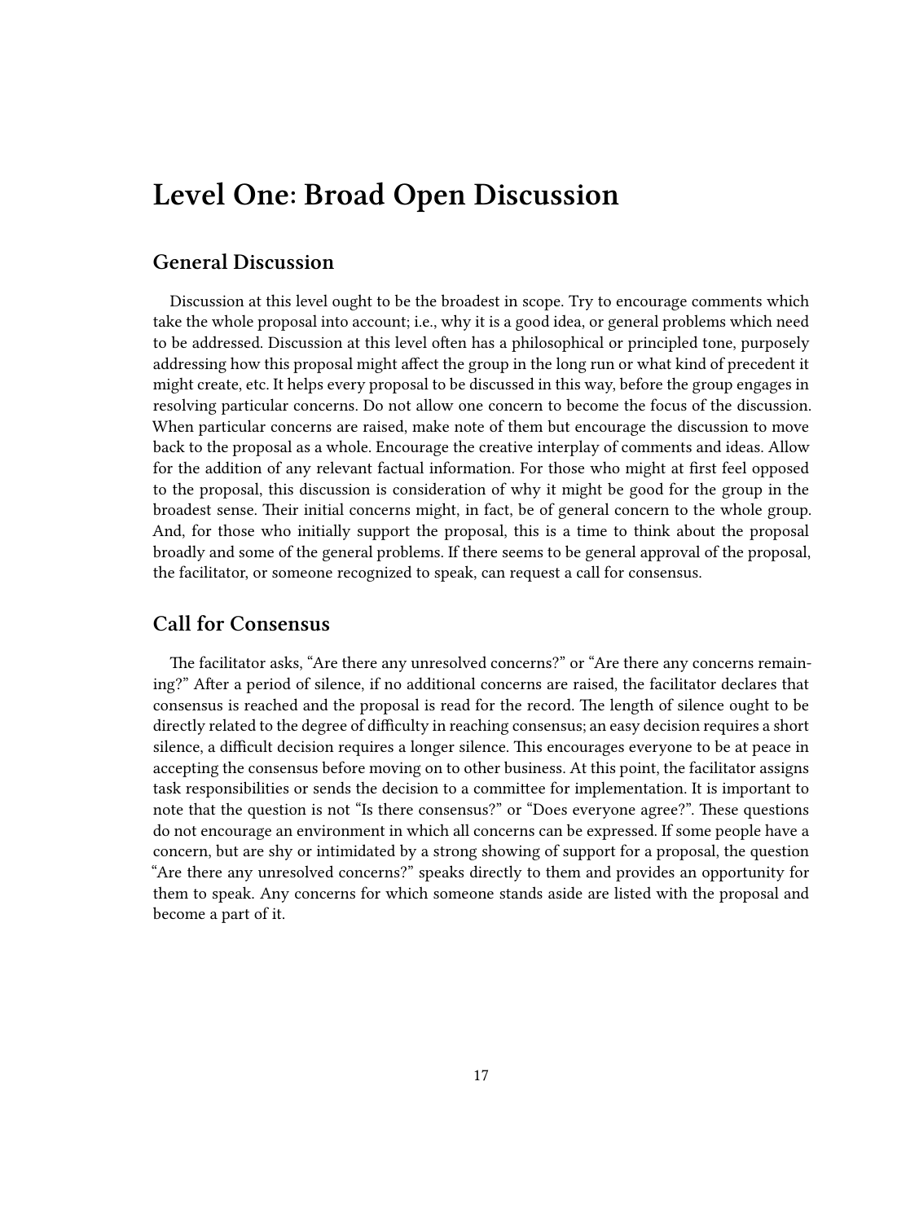# Level One: Broad Open Discussion

## General Discussion

Discussion at this level ought to be the broadest in scope. Try to encourage comments which take the whole proposal into account; i.e., why it is a good idea, or general problems which need to be addressed. Discussion at this level often has a philosophical or principled tone, purposely addressing how this proposal might affect the group in the long run or what kind of precedent it might create, etc. It helps every proposal to be discussed in this way, before the group engages in resolving particular concerns. Do not allow one concern to become the focus of the discussion. When particular concerns are raised, make note of them but encourage the discussion to move back to the proposal as a whole. Encourage the creative interplay of comments and ideas. Allow for the addition of any relevant factual information. For those who might at first feel opposed to the proposal, this discussion is consideration of why it might be good for the group in the broadest sense. Their initial concerns might, in fact, be of general concern to the whole group. And, for those who initially support the proposal, this is a time to think about the proposal broadly and some of the general problems. If there seems to be general approval of the proposal, the facilitator, or someone recognized to speak, can request a call for consensus.

## Call for Consensus

The facilitator asks, "Are there any unresolved concerns?" or "Are there any concerns remaining?" After a period of silence, if no additional concerns are raised, the facilitator declares that consensus is reached and the proposal is read for the record. The length of silence ought to be directly related to the degree of difficulty in reaching consensus; an easy decision requires a short silence, a difficult decision requires a longer silence. This encourages everyone to be at peace in accepting the consensus before moving on to other business. At this point, the facilitator assigns task responsibilities or sends the decision to a committee for implementation. It is important to note that the question is not "Is there consensus?" or "Does everyone agree?". These questions do not encourage an environment in which all concerns can be expressed. If some people have a concern, but are shy or intimidated by a strong showing of support for a proposal, the question "Are there any unresolved concerns?" speaks directly to them and provides an opportunity for them to speak. Any concerns for which someone stands aside are listed with the proposal and become a part of it.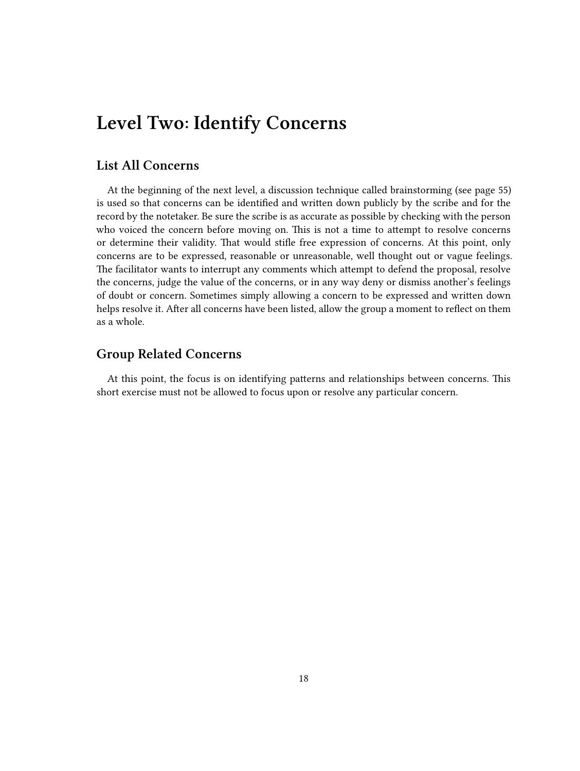# Level Two: Identify Concerns

## List All Concerns

At the beginning of the next level, a discussion technique called brainstorming (see page 55) is used so that concerns can be identified and written down publicly by the scribe and for the record by the notetaker. Be sure the scribe is as accurate as possible by checking with the person who voiced the concern before moving on. This is not a time to attempt to resolve concerns or determine their validity. That would stifle free expression of concerns. At this point, only concerns are to be expressed, reasonable or unreasonable, well thought out or vague feelings. The facilitator wants to interrupt any comments which attempt to defend the proposal, resolve the concerns, judge the value of the concerns, or in any way deny or dismiss another's feelings of doubt or concern. Sometimes simply allowing a concern to be expressed and written down helps resolve it. After all concerns have been listed, allow the group a moment to reflect on them as a whole.

## Group Related Concerns

At this point, the focus is on identifying patterns and relationships between concerns. This short exercise must not be allowed to focus upon or resolve any particular concern.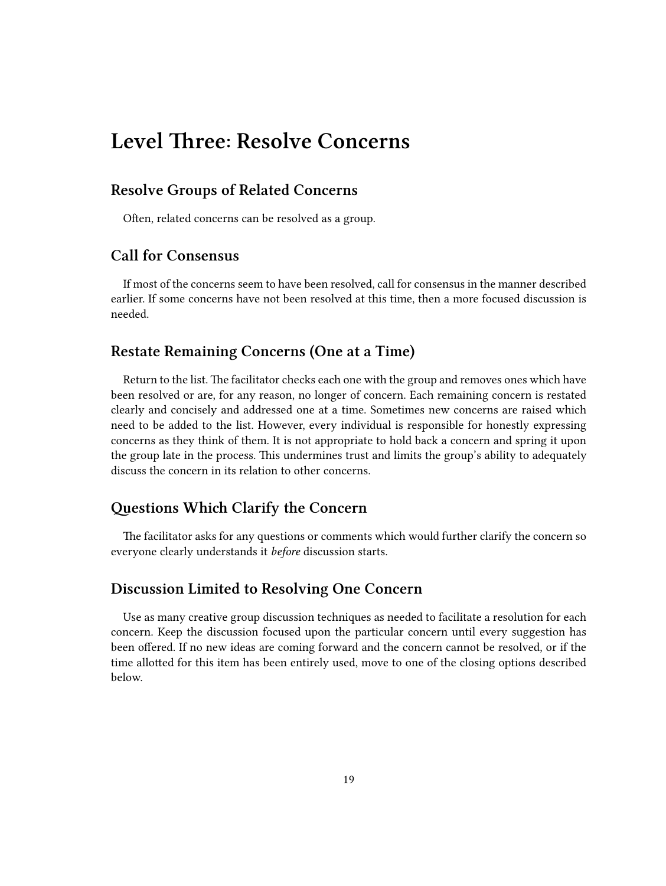# Level Three: Resolve Concerns

## Resolve Groups of Related Concerns

Often, related concerns can be resolved as a group.

## Call for Consensus

If most of the concerns seem to have been resolved, call for consensus in the manner described earlier. If some concerns have not been resolved at this time, then a more focused discussion is needed.

## Restate Remaining Concerns (One at a Time)

Return to the list. The facilitator checks each one with the group and removes ones which have been resolved or are, for any reason, no longer of concern. Each remaining concern is restated clearly and concisely and addressed one at a time. Sometimes new concerns are raised which need to be added to the list. However, every individual is responsible for honestly expressing concerns as they think of them. It is not appropriate to hold back a concern and spring it upon the group late in the process. This undermines trust and limits the group's ability to adequately discuss the concern in its relation to other concerns.

## Questions Which Clarify the Concern

The facilitator asks for any questions or comments which would further clarify the concern so everyone clearly understands it *before* discussion starts.

## Discussion Limited to Resolving One Concern

Use as many creative group discussion techniques as needed to facilitate a resolution for each concern. Keep the discussion focused upon the particular concern until every suggestion has been offered. If no new ideas are coming forward and the concern cannot be resolved, or if the time allotted for this item has been entirely used, move to one of the closing options described below.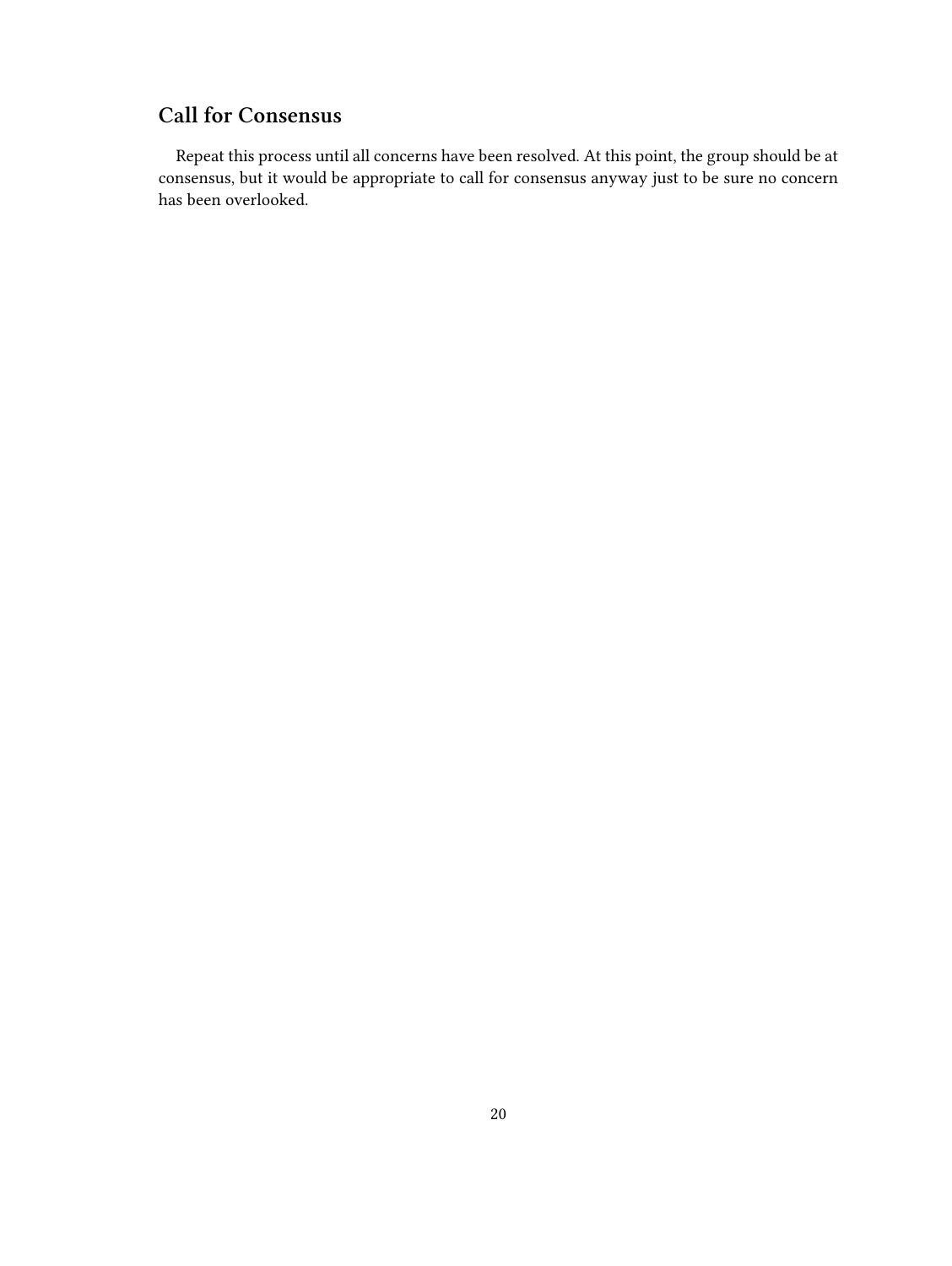## Call for Consensus

Repeat this process until all concerns have been resolved. At this point, the group should be at consensus, but it would be appropriate to call for consensus anyway just to be sure no concern has been overlooked.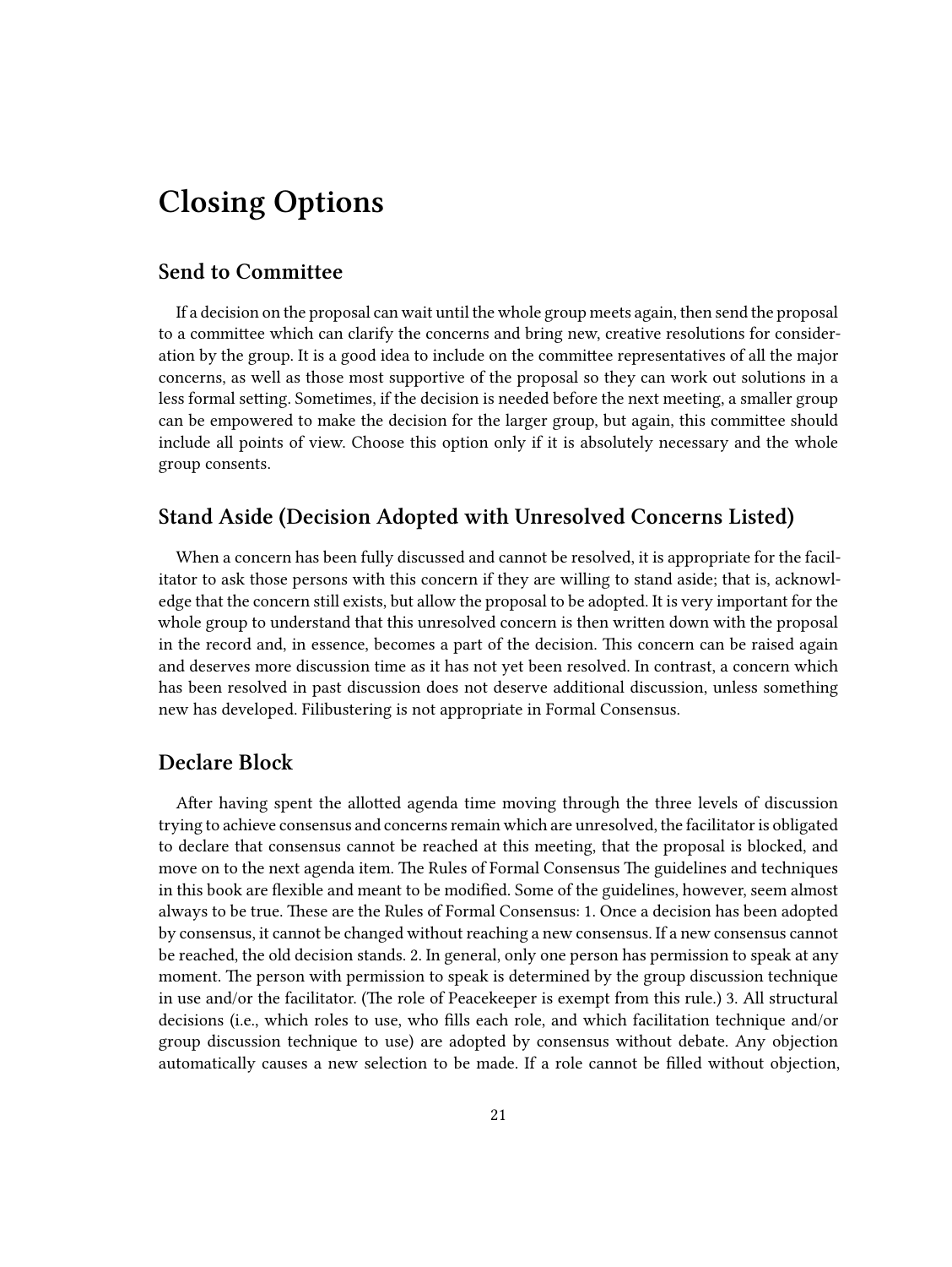# Closing Options

## Send to Committee

If a decision on the proposal can wait until the whole group meets again, then send the proposal to a committee which can clarify the concerns and bring new, creative resolutions for consideration by the group. It is a good idea to include on the committee representatives of all the major concerns, as well as those most supportive of the proposal so they can work out solutions in a less formal setting. Sometimes, if the decision is needed before the next meeting, a smaller group can be empowered to make the decision for the larger group, but again, this committee should include all points of view. Choose this option only if it is absolutely necessary and the whole group consents.

## Stand Aside (Decision Adopted with Unresolved Concerns Listed)

When a concern has been fully discussed and cannot be resolved, it is appropriate for the facilitator to ask those persons with this concern if they are willing to stand aside; that is, acknowledge that the concern still exists, but allow the proposal to be adopted. It is very important for the whole group to understand that this unresolved concern is then written down with the proposal in the record and, in essence, becomes a part of the decision. This concern can be raised again and deserves more discussion time as it has not yet been resolved. In contrast, a concern which has been resolved in past discussion does not deserve additional discussion, unless something new has developed. Filibustering is not appropriate in Formal Consensus.

## Declare Block

After having spent the allotted agenda time moving through the three levels of discussion trying to achieve consensus and concerns remain which are unresolved, the facilitator is obligated to declare that consensus cannot be reached at this meeting, that the proposal is blocked, and move on to the next agenda item. The Rules of Formal Consensus The guidelines and techniques in this book are flexible and meant to be modified. Some of the guidelines, however, seem almost always to be true. These are the Rules of Formal Consensus: 1. Once a decision has been adopted by consensus, it cannot be changed without reaching a new consensus. If a new consensus cannot be reached, the old decision stands. 2. In general, only one person has permission to speak at any moment. The person with permission to speak is determined by the group discussion technique in use and/or the facilitator. (The role of Peacekeeper is exempt from this rule.) 3. All structural decisions (i.e., which roles to use, who fills each role, and which facilitation technique and/or group discussion technique to use) are adopted by consensus without debate. Any objection automatically causes a new selection to be made. If a role cannot be filled without objection,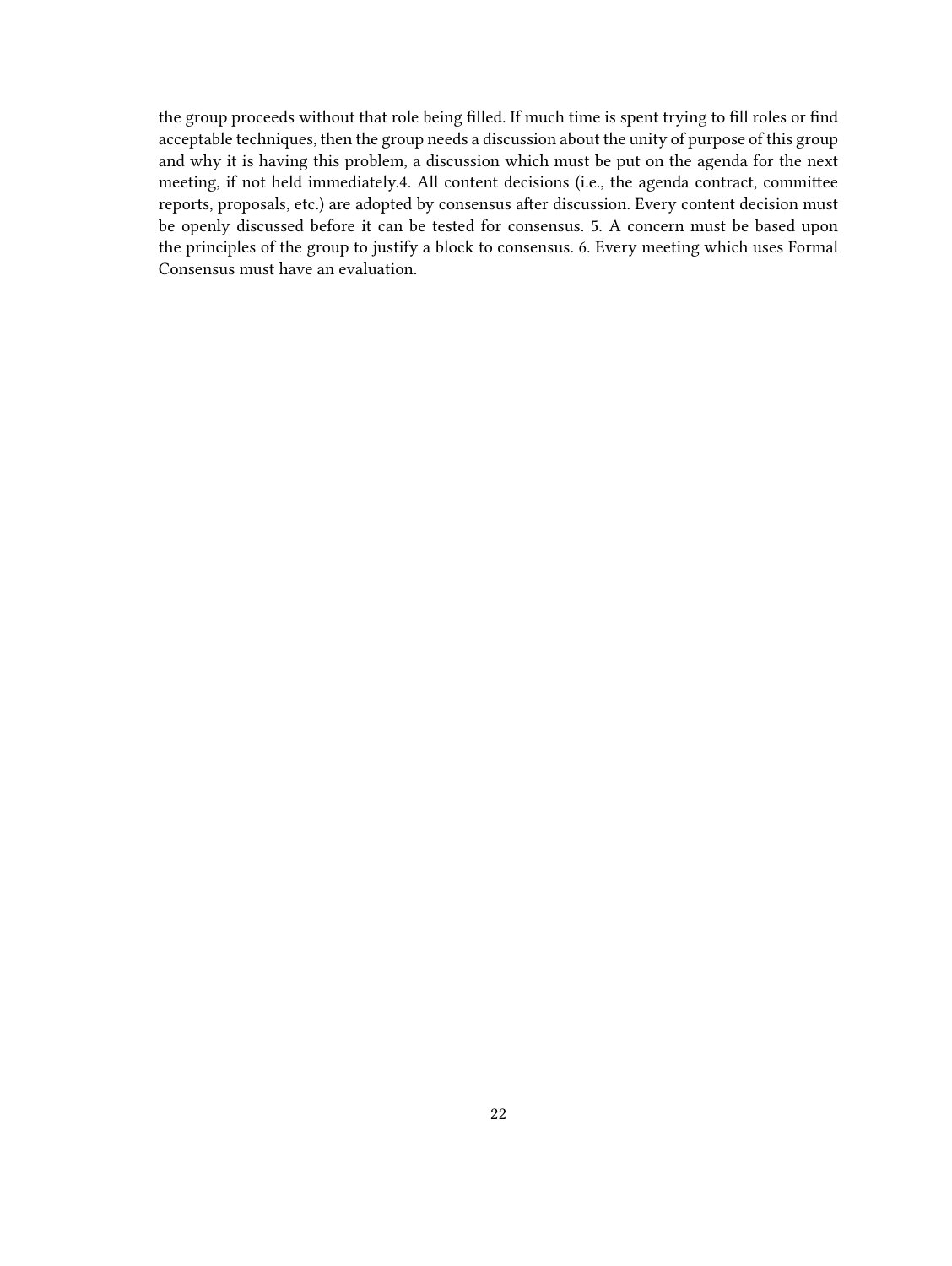the group proceeds without that role being filled. If much time is spent trying to fill roles or find acceptable techniques, then the group needs a discussion about the unity of purpose of this group and why it is having this problem, a discussion which must be put on the agenda for the next meeting, if not held immediately.4. All content decisions (i.e., the agenda contract, committee reports, proposals, etc.) are adopted by consensus after discussion. Every content decision must be openly discussed before it can be tested for consensus. 5. A concern must be based upon the principles of the group to justify a block to consensus. 6. Every meeting which uses Formal Consensus must have an evaluation.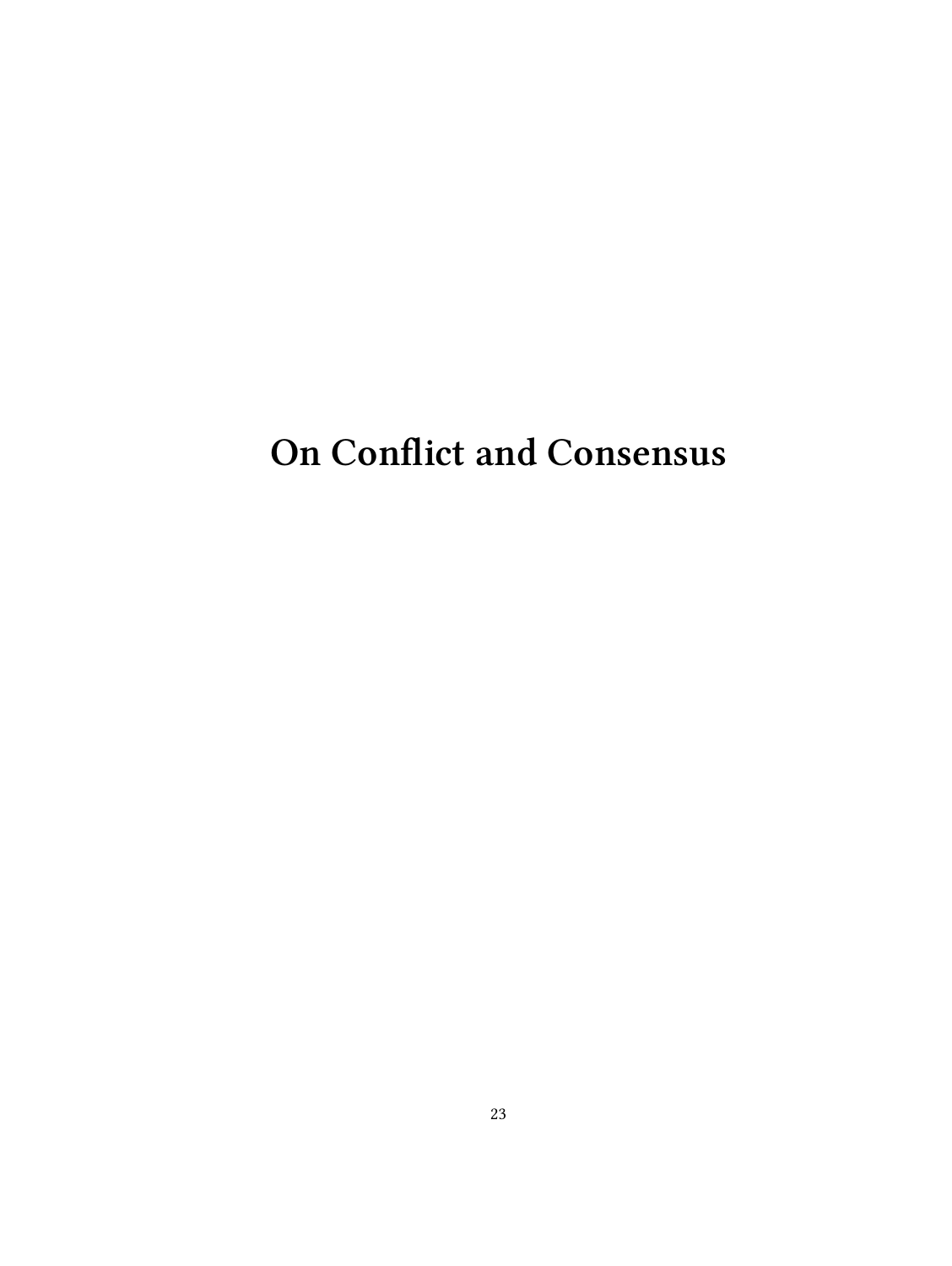# On Conflict and Consensus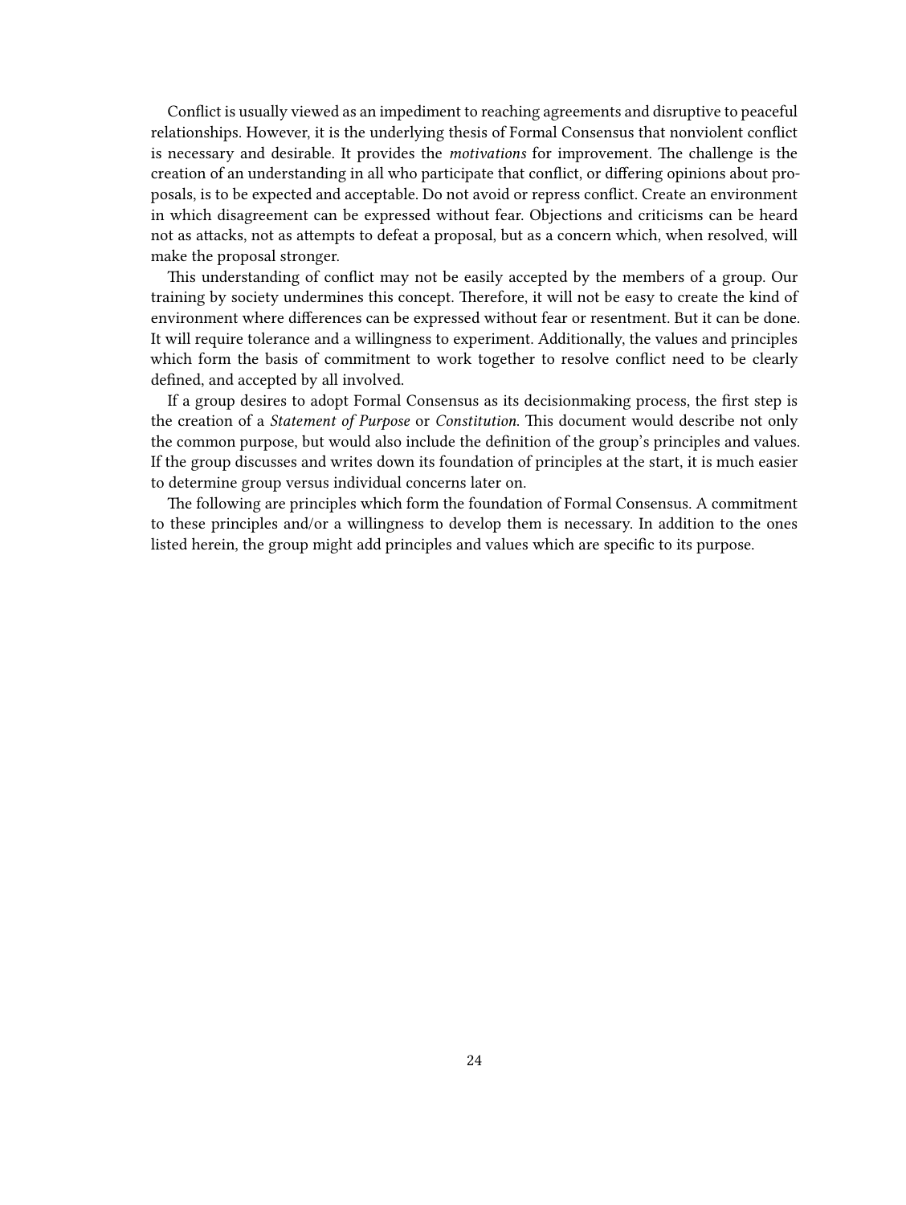Conflict is usually viewed as an impediment to reaching agreements and disruptive to peaceful relationships. However, it is the underlying thesis of Formal Consensus that nonviolent conflict is necessary and desirable. It provides the *motivations* for improvement. The challenge is the creation of an understanding in all who participate that conflict, or differing opinions about proposals, is to be expected and acceptable. Do not avoid or repress conflict. Create an environment in which disagreement can be expressed without fear. Objections and criticisms can be heard not as attacks, not as attempts to defeat a proposal, but as a concern which, when resolved, will make the proposal stronger.

This understanding of conflict may not be easily accepted by the members of a group. Our training by society undermines this concept. Therefore, it will not be easy to create the kind of environment where differences can be expressed without fear or resentment. But it can be done. It will require tolerance and a willingness to experiment. Additionally, the values and principles which form the basis of commitment to work together to resolve conflict need to be clearly defined, and accepted by all involved.

If a group desires to adopt Formal Consensus as its decisionmaking process, the first step is the creation of a *Statement of Purpose* or *Constitution*. This document would describe not only the common purpose, but would also include the definition of the group's principles and values. If the group discusses and writes down its foundation of principles at the start, it is much easier to determine group versus individual concerns later on.

The following are principles which form the foundation of Formal Consensus. A commitment to these principles and/or a willingness to develop them is necessary. In addition to the ones listed herein, the group might add principles and values which are specific to its purpose.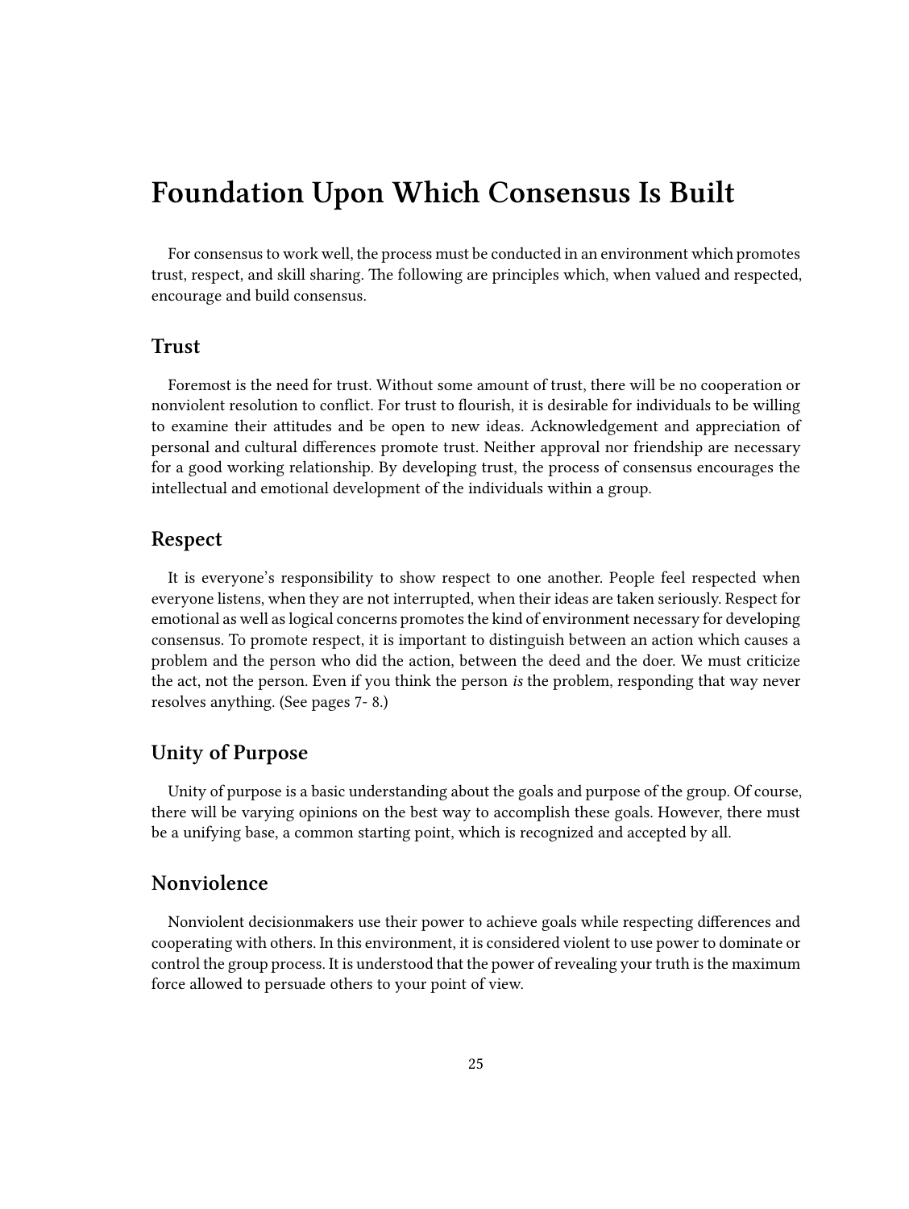# Foundation Upon Which Consensus Is Built

For consensus to work well, the process must be conducted in an environment which promotes trust, respect, and skill sharing. The following are principles which, when valued and respected, encourage and build consensus.

## Trust

Foremost is the need for trust. Without some amount of trust, there will be no cooperation or nonviolent resolution to conflict. For trust to flourish, it is desirable for individuals to be willing to examine their attitudes and be open to new ideas. Acknowledgement and appreciation of personal and cultural differences promote trust. Neither approval nor friendship are necessary for a good working relationship. By developing trust, the process of consensus encourages the intellectual and emotional development of the individuals within a group.

## Respect

It is everyone's responsibility to show respect to one another. People feel respected when everyone listens, when they are not interrupted, when their ideas are taken seriously. Respect for emotional as well as logical concerns promotes the kind of environment necessary for developing consensus. To promote respect, it is important to distinguish between an action which causes a problem and the person who did the action, between the deed and the doer. We must criticize the act, not the person. Even if you think the person *is* the problem, responding that way never resolves anything. (See pages 7- 8.)

## Unity of Purpose

Unity of purpose is a basic understanding about the goals and purpose of the group. Of course, there will be varying opinions on the best way to accomplish these goals. However, there must be a unifying base, a common starting point, which is recognized and accepted by all.

## Nonviolence

Nonviolent decisionmakers use their power to achieve goals while respecting differences and cooperating with others. In this environment, it is considered violent to use power to dominate or control the group process. It is understood that the power of revealing your truth is the maximum force allowed to persuade others to your point of view.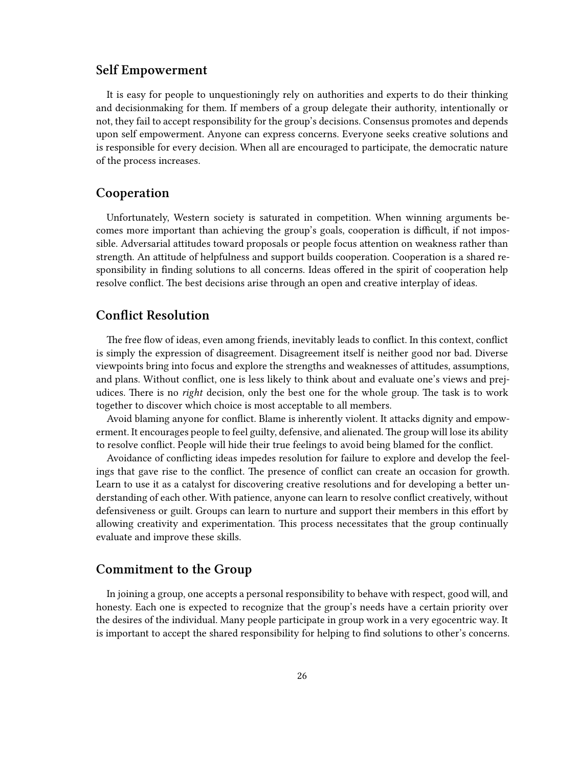## Self Empowerment

It is easy for people to unquestioningly rely on authorities and experts to do their thinking and decisionmaking for them. If members of a group delegate their authority, intentionally or not, they fail to accept responsibility for the group's decisions. Consensus promotes and depends upon self empowerment. Anyone can express concerns. Everyone seeks creative solutions and is responsible for every decision. When all are encouraged to participate, the democratic nature of the process increases.

## Cooperation

Unfortunately, Western society is saturated in competition. When winning arguments becomes more important than achieving the group's goals, cooperation is difficult, if not impossible. Adversarial attitudes toward proposals or people focus attention on weakness rather than strength. An attitude of helpfulness and support builds cooperation. Cooperation is a shared responsibility in finding solutions to all concerns. Ideas offered in the spirit of cooperation help resolve conflict. The best decisions arise through an open and creative interplay of ideas.

## Conflict Resolution

The free flow of ideas, even among friends, inevitably leads to conflict. In this context, conflict is simply the expression of disagreement. Disagreement itself is neither good nor bad. Diverse viewpoints bring into focus and explore the strengths and weaknesses of attitudes, assumptions, and plans. Without conflict, one is less likely to think about and evaluate one's views and prejudices. There is no *right* decision, only the best one for the whole group. The task is to work together to discover which choice is most acceptable to all members.

Avoid blaming anyone for conflict. Blame is inherently violent. It attacks dignity and empowerment. It encourages people to feel guilty, defensive, and alienated. The group will lose its ability to resolve conflict. People will hide their true feelings to avoid being blamed for the conflict.

Avoidance of conflicting ideas impedes resolution for failure to explore and develop the feelings that gave rise to the conflict. The presence of conflict can create an occasion for growth. Learn to use it as a catalyst for discovering creative resolutions and for developing a better understanding of each other. With patience, anyone can learn to resolve conflict creatively, without defensiveness or guilt. Groups can learn to nurture and support their members in this effort by allowing creativity and experimentation. This process necessitates that the group continually evaluate and improve these skills.

## Commitment to the Group

In joining a group, one accepts a personal responsibility to behave with respect, good will, and honesty. Each one is expected to recognize that the group's needs have a certain priority over the desires of the individual. Many people participate in group work in a very egocentric way. It is important to accept the shared responsibility for helping to find solutions to other's concerns.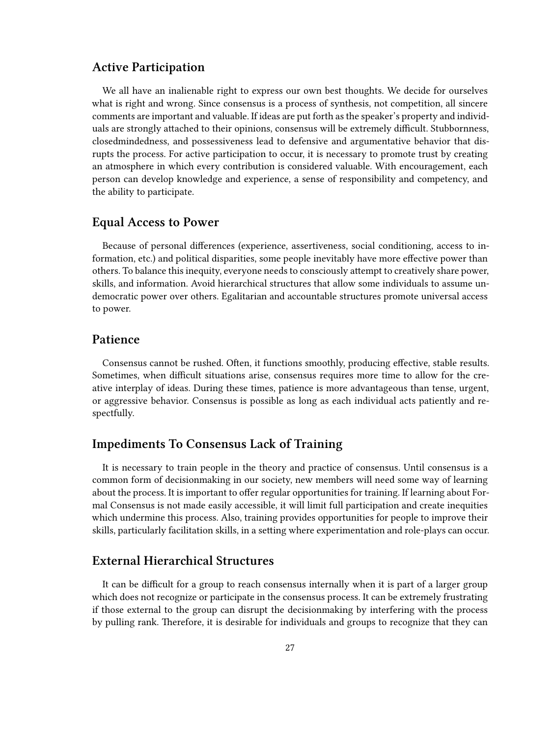## Active Participation

We all have an inalienable right to express our own best thoughts. We decide for ourselves what is right and wrong. Since consensus is a process of synthesis, not competition, all sincere comments are important and valuable. If ideas are put forth as the speaker's property and individuals are strongly attached to their opinions, consensus will be extremely difficult. Stubbornness, closedmindedness, and possessiveness lead to defensive and argumentative behavior that disrupts the process. For active participation to occur, it is necessary to promote trust by creating an atmosphere in which every contribution is considered valuable. With encouragement, each person can develop knowledge and experience, a sense of responsibility and competency, and the ability to participate.

## Equal Access to Power

Because of personal differences (experience, assertiveness, social conditioning, access to information, etc.) and political disparities, some people inevitably have more effective power than others. To balance this inequity, everyone needs to consciously attempt to creatively share power, skills, and information. Avoid hierarchical structures that allow some individuals to assume undemocratic power over others. Egalitarian and accountable structures promote universal access to power.

## Patience

Consensus cannot be rushed. Often, it functions smoothly, producing effective, stable results. Sometimes, when difficult situations arise, consensus requires more time to allow for the creative interplay of ideas. During these times, patience is more advantageous than tense, urgent, or aggressive behavior. Consensus is possible as long as each individual acts patiently and respectfully.

## Impediments To Consensus Lack of Training

It is necessary to train people in the theory and practice of consensus. Until consensus is a common form of decisionmaking in our society, new members will need some way of learning about the process. It is important to offer regular opportunities for training. If learning about Formal Consensus is not made easily accessible, it will limit full participation and create inequities which undermine this process. Also, training provides opportunities for people to improve their skills, particularly facilitation skills, in a setting where experimentation and role-plays can occur.

## External Hierarchical Structures

It can be difficult for a group to reach consensus internally when it is part of a larger group which does not recognize or participate in the consensus process. It can be extremely frustrating if those external to the group can disrupt the decisionmaking by interfering with the process by pulling rank. Therefore, it is desirable for individuals and groups to recognize that they can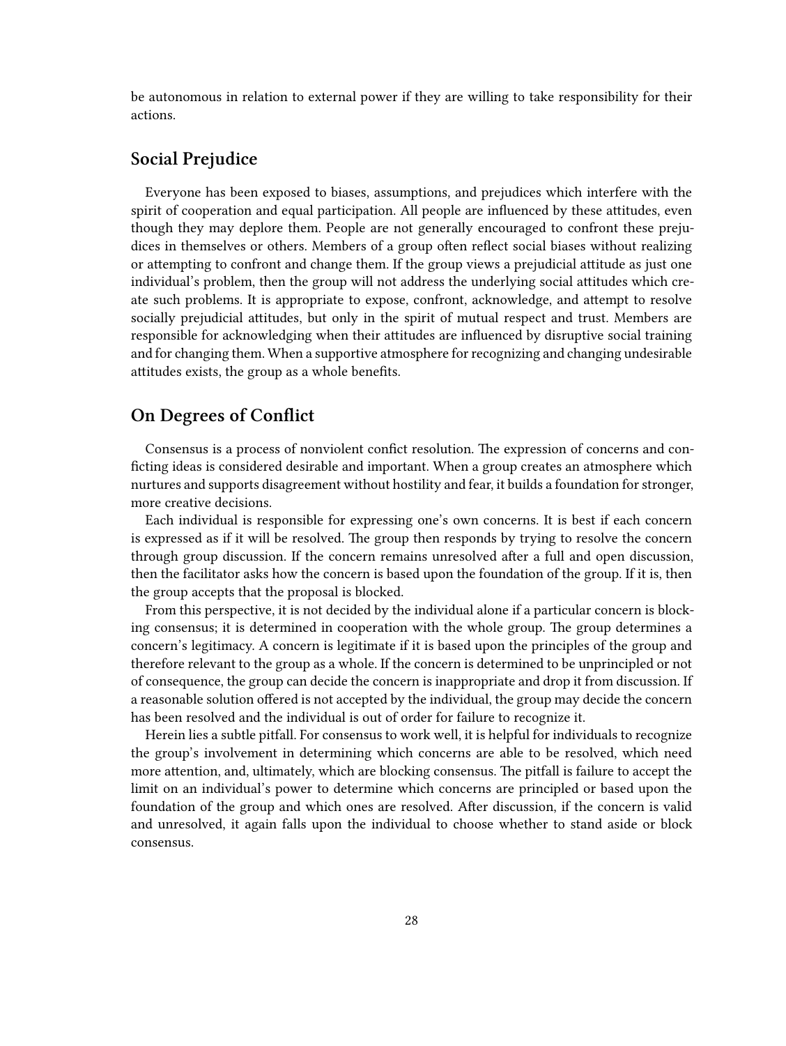be autonomous in relation to external power if they are willing to take responsibility for their actions.

## Social Prejudice

Everyone has been exposed to biases, assumptions, and prejudices which interfere with the spirit of cooperation and equal participation. All people are influenced by these attitudes, even though they may deplore them. People are not generally encouraged to confront these prejudices in themselves or others. Members of a group often reflect social biases without realizing or attempting to confront and change them. If the group views a prejudicial attitude as just one individual's problem, then the group will not address the underlying social attitudes which create such problems. It is appropriate to expose, confront, acknowledge, and attempt to resolve socially prejudicial attitudes, but only in the spirit of mutual respect and trust. Members are responsible for acknowledging when their attitudes are influenced by disruptive social training and for changing them. When a supportive atmosphere for recognizing and changing undesirable attitudes exists, the group as a whole benefits.

## On Degrees of Conflict

Consensus is a process of nonviolent confict resolution. The expression of concerns and conficting ideas is considered desirable and important. When a group creates an atmosphere which nurtures and supports disagreement without hostility and fear, it builds a foundation for stronger, more creative decisions.

Each individual is responsible for expressing one's own concerns. It is best if each concern is expressed as if it will be resolved. The group then responds by trying to resolve the concern through group discussion. If the concern remains unresolved after a full and open discussion, then the facilitator asks how the concern is based upon the foundation of the group. If it is, then the group accepts that the proposal is blocked.

From this perspective, it is not decided by the individual alone if a particular concern is blocking consensus; it is determined in cooperation with the whole group. The group determines a concern's legitimacy. A concern is legitimate if it is based upon the principles of the group and therefore relevant to the group as a whole. If the concern is determined to be unprincipled or not of consequence, the group can decide the concern is inappropriate and drop it from discussion. If a reasonable solution offered is not accepted by the individual, the group may decide the concern has been resolved and the individual is out of order for failure to recognize it.

Herein lies a subtle pitfall. For consensus to work well, it is helpful for individuals to recognize the group's involvement in determining which concerns are able to be resolved, which need more attention, and, ultimately, which are blocking consensus. The pitfall is failure to accept the limit on an individual's power to determine which concerns are principled or based upon the foundation of the group and which ones are resolved. After discussion, if the concern is valid and unresolved, it again falls upon the individual to choose whether to stand aside or block consensus.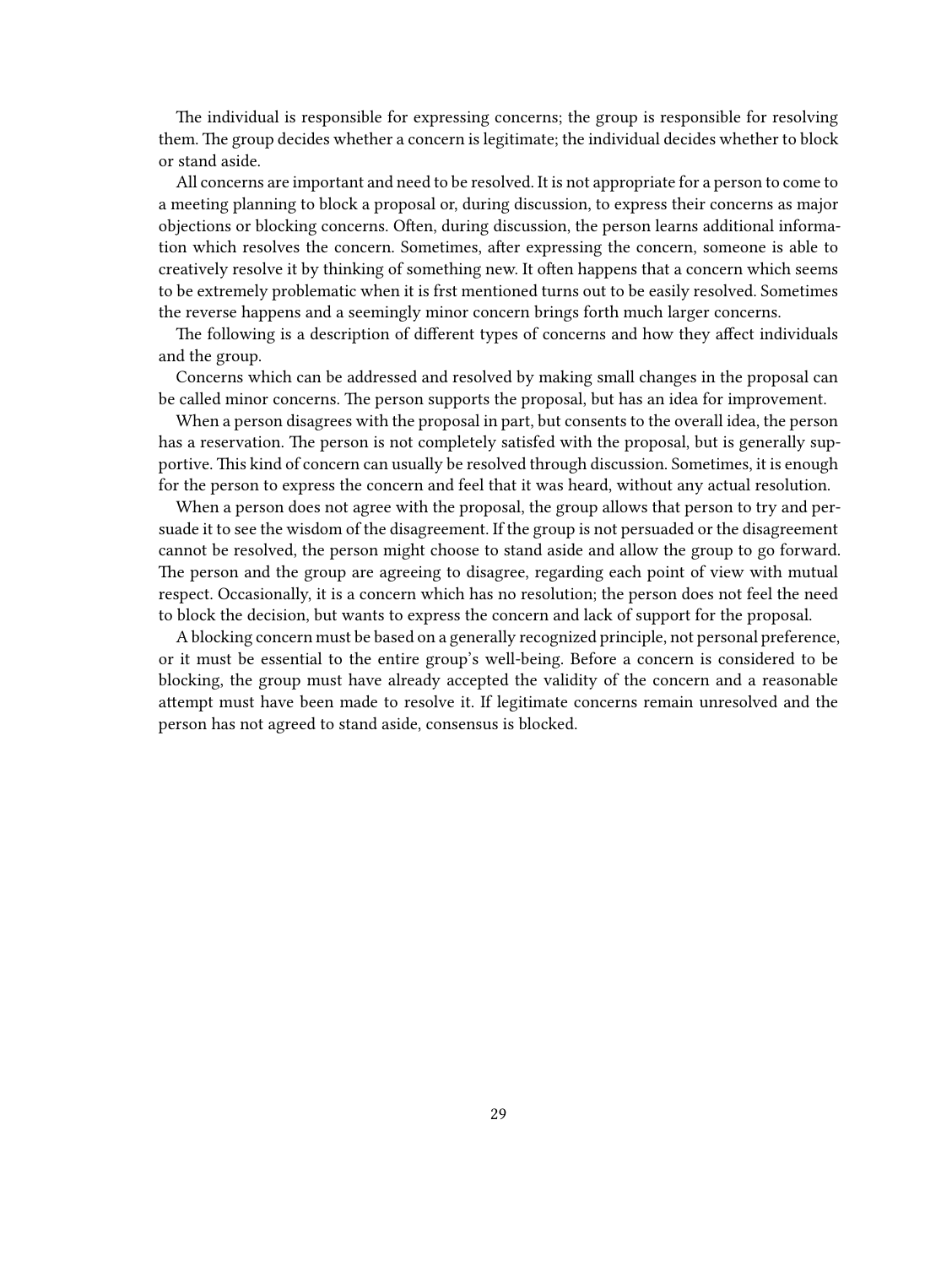The individual is responsible for expressing concerns; the group is responsible for resolving them. The group decides whether a concern is legitimate; the individual decides whether to block or stand aside.

All concerns are important and need to be resolved. It is not appropriate for a person to come to a meeting planning to block a proposal or, during discussion, to express their concerns as major objections or blocking concerns. Often, during discussion, the person learns additional information which resolves the concern. Sometimes, after expressing the concern, someone is able to creatively resolve it by thinking of something new. It often happens that a concern which seems to be extremely problematic when it is frst mentioned turns out to be easily resolved. Sometimes the reverse happens and a seemingly minor concern brings forth much larger concerns.

The following is a description of different types of concerns and how they affect individuals and the group.

Concerns which can be addressed and resolved by making small changes in the proposal can be called minor concerns. The person supports the proposal, but has an idea for improvement.

When a person disagrees with the proposal in part, but consents to the overall idea, the person has a reservation. The person is not completely satisfed with the proposal, but is generally supportive. This kind of concern can usually be resolved through discussion. Sometimes, it is enough for the person to express the concern and feel that it was heard, without any actual resolution.

When a person does not agree with the proposal, the group allows that person to try and persuade it to see the wisdom of the disagreement. If the group is not persuaded or the disagreement cannot be resolved, the person might choose to stand aside and allow the group to go forward. The person and the group are agreeing to disagree, regarding each point of view with mutual respect. Occasionally, it is a concern which has no resolution; the person does not feel the need to block the decision, but wants to express the concern and lack of support for the proposal.

A blocking concern must be based on a generally recognized principle, not personal preference, or it must be essential to the entire group's well-being. Before a concern is considered to be blocking, the group must have already accepted the validity of the concern and a reasonable attempt must have been made to resolve it. If legitimate concerns remain unresolved and the person has not agreed to stand aside, consensus is blocked.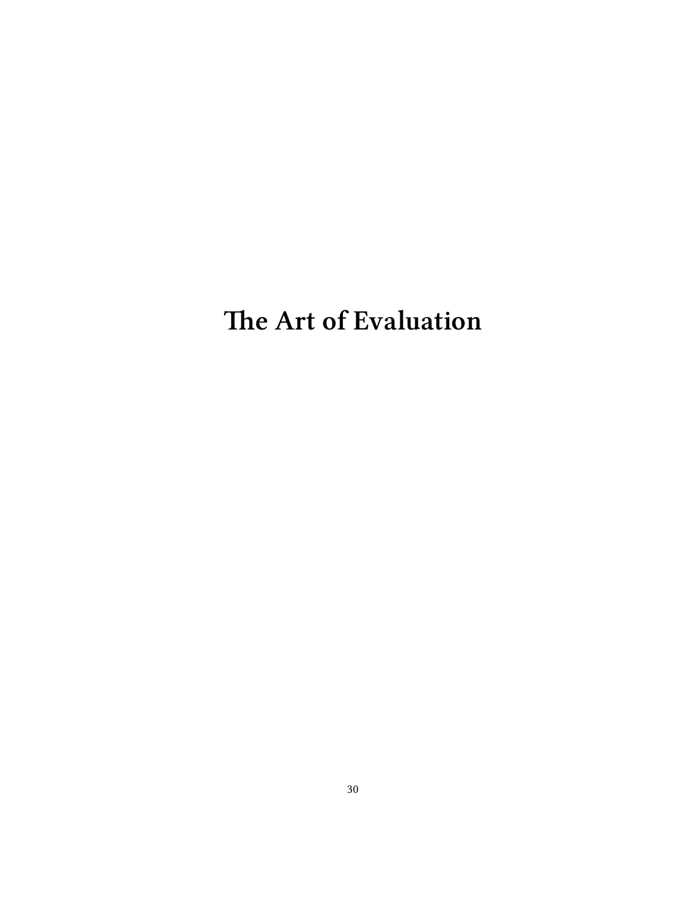# The Art of Evaluation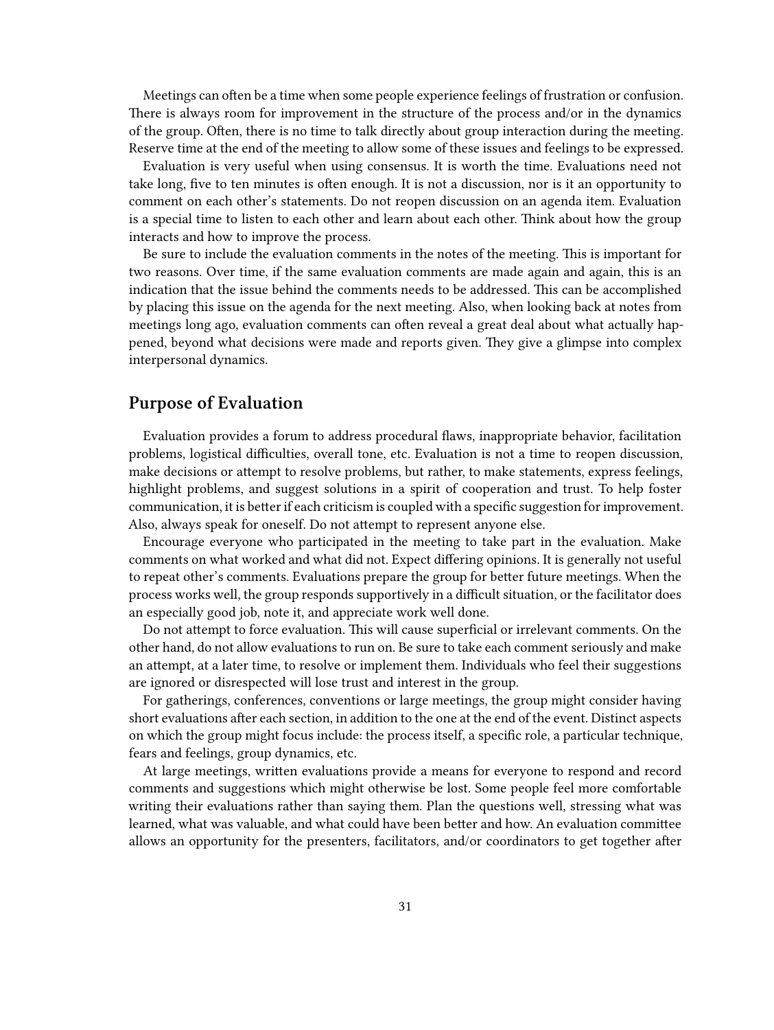Meetings can often be a time when some people experience feelings of frustration or confusion. There is always room for improvement in the structure of the process and/or in the dynamics of the group. Often, there is no time to talk directly about group interaction during the meeting. Reserve time at the end of the meeting to allow some of these issues and feelings to be expressed.

Evaluation is very useful when using consensus. It is worth the time. Evaluations need not take long, five to ten minutes is often enough. It is not a discussion, nor is it an opportunity to comment on each other's statements. Do not reopen discussion on an agenda item. Evaluation is a special time to listen to each other and learn about each other. Think about how the group interacts and how to improve the process.

Be sure to include the evaluation comments in the notes of the meeting. This is important for two reasons. Over time, if the same evaluation comments are made again and again, this is an indication that the issue behind the comments needs to be addressed. This can be accomplished by placing this issue on the agenda for the next meeting. Also, when looking back at notes from meetings long ago, evaluation comments can often reveal a great deal about what actually happened, beyond what decisions were made and reports given. They give a glimpse into complex interpersonal dynamics.

## Purpose of Evaluation

Evaluation provides a forum to address procedural flaws, inappropriate behavior, facilitation problems, logistical difficulties, overall tone, etc. Evaluation is not a time to reopen discussion, make decisions or attempt to resolve problems, but rather, to make statements, express feelings, highlight problems, and suggest solutions in a spirit of cooperation and trust. To help foster communication, it is better if each criticism is coupled with a specific suggestion for improvement. Also, always speak for oneself. Do not attempt to represent anyone else.

Encourage everyone who participated in the meeting to take part in the evaluation. Make comments on what worked and what did not. Expect differing opinions. It is generally not useful to repeat other's comments. Evaluations prepare the group for better future meetings. When the process works well, the group responds supportively in a difficult situation, or the facilitator does an especially good job, note it, and appreciate work well done.

Do not attempt to force evaluation. This will cause superficial or irrelevant comments. On the other hand, do not allow evaluations to run on. Be sure to take each comment seriously and make an attempt, at a later time, to resolve or implement them. Individuals who feel their suggestions are ignored or disrespected will lose trust and interest in the group.

For gatherings, conferences, conventions or large meetings, the group might consider having short evaluations after each section, in addition to the one at the end of the event. Distinct aspects on which the group might focus include: the process itself, a specific role, a particular technique, fears and feelings, group dynamics, etc.

At large meetings, written evaluations provide a means for everyone to respond and record comments and suggestions which might otherwise be lost. Some people feel more comfortable writing their evaluations rather than saying them. Plan the questions well, stressing what was learned, what was valuable, and what could have been better and how. An evaluation committee allows an opportunity for the presenters, facilitators, and/or coordinators to get together after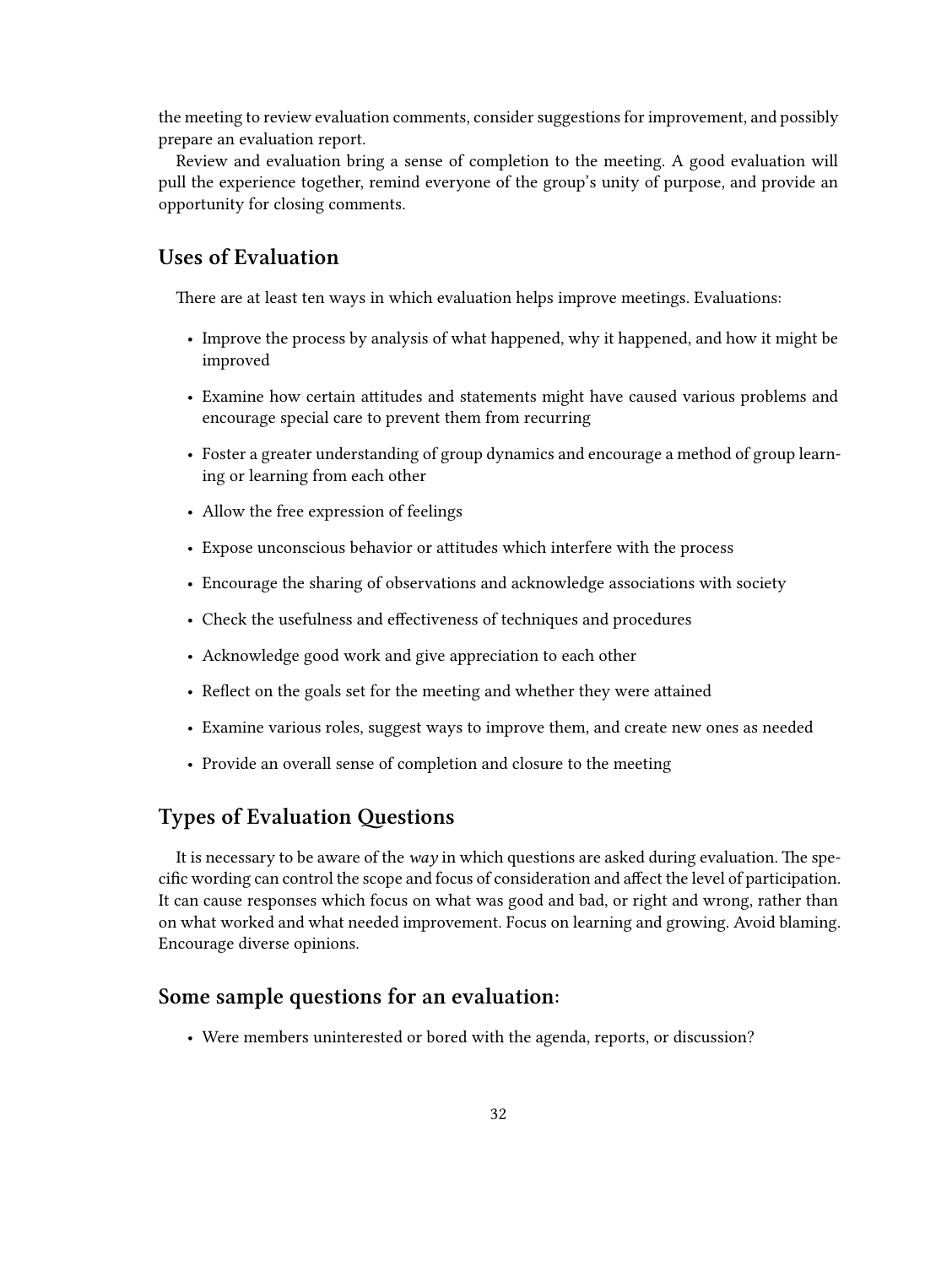the meeting to review evaluation comments, consider suggestions for improvement, and possibly prepare an evaluation report.

Review and evaluation bring a sense of completion to the meeting. A good evaluation will pull the experience together, remind everyone of the group's unity of purpose, and provide an opportunity for closing comments.

## Uses of Evaluation

There are at least ten ways in which evaluation helps improve meetings. Evaluations:

- Improve the process by analysis of what happened, why it happened, and how it might be improved
- Examine how certain attitudes and statements might have caused various problems and encourage special care to prevent them from recurring
- Foster a greater understanding of group dynamics and encourage a method of group learning or learning from each other
- Allow the free expression of feelings
- Expose unconscious behavior or attitudes which interfere with the process
- Encourage the sharing of observations and acknowledge associations with society
- Check the usefulness and effectiveness of techniques and procedures
- Acknowledge good work and give appreciation to each other
- Reflect on the goals set for the meeting and whether they were attained
- Examine various roles, suggest ways to improve them, and create new ones as needed
- Provide an overall sense of completion and closure to the meeting

## Types of Evaluation Questions

It is necessary to be aware of the *way* in which questions are asked during evaluation. The specific wording can control the scope and focus of consideration and affect the level of participation. It can cause responses which focus on what was good and bad, or right and wrong, rather than on what worked and what needed improvement. Focus on learning and growing. Avoid blaming. Encourage diverse opinions.

## Some sample questions for an evaluation:

- Were members uninterested or bored with the agenda, reports, or discussion?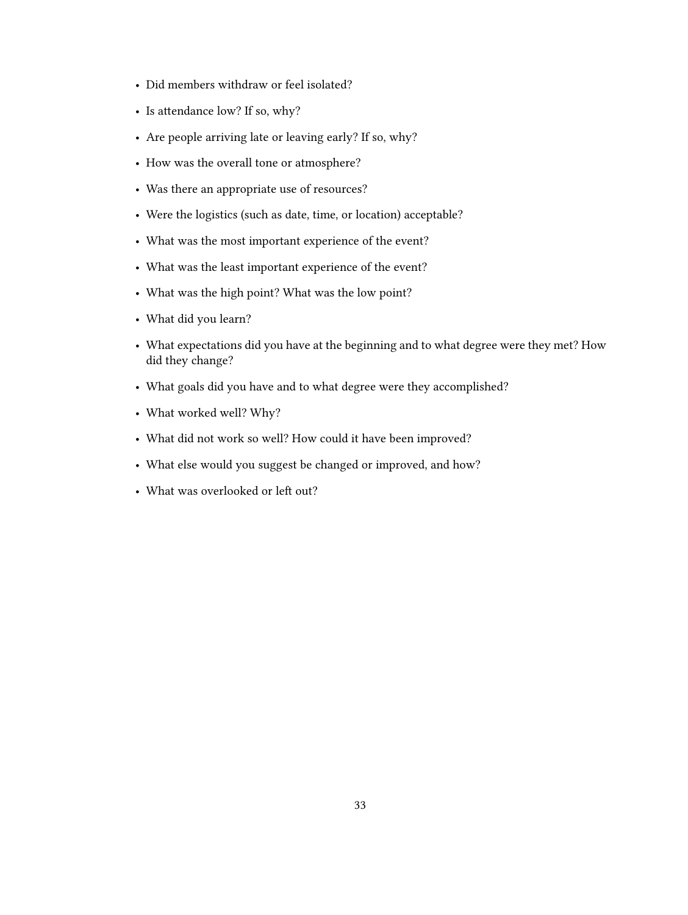- Did members withdraw or feel isolated?
- Is attendance low? If so, why?
- Are people arriving late or leaving early? If so, why?
- How was the overall tone or atmosphere?
- Was there an appropriate use of resources?
- Were the logistics (such as date, time, or location) acceptable?
- What was the most important experience of the event?
- What was the least important experience of the event?
- What was the high point? What was the low point?
- What did you learn?
- What expectations did you have at the beginning and to what degree were they met? How did they change?
- What goals did you have and to what degree were they accomplished?
- What worked well? Why?
- What did not work so well? How could it have been improved?
- What else would you suggest be changed or improved, and how?
- What was overlooked or left out?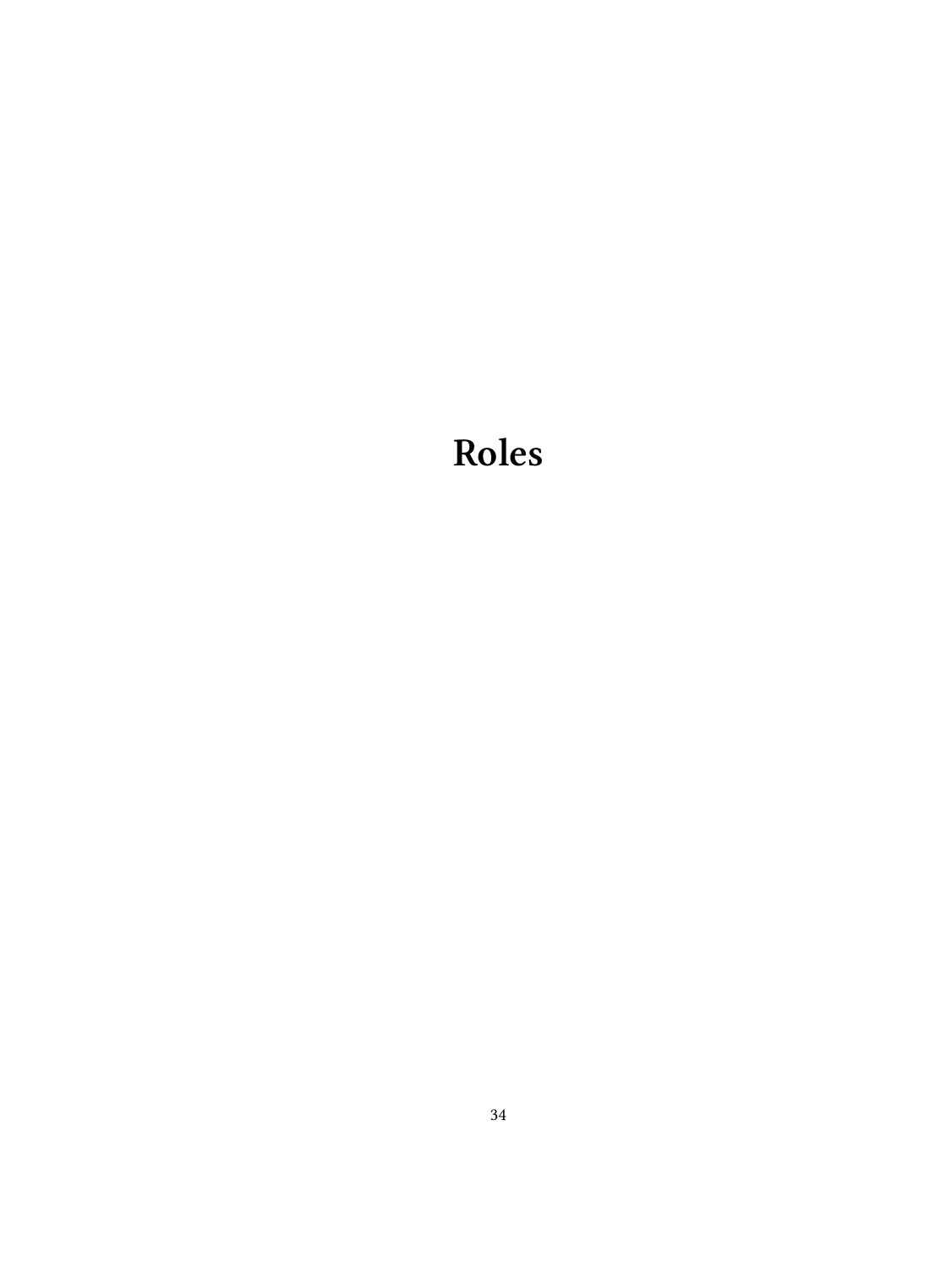# Roles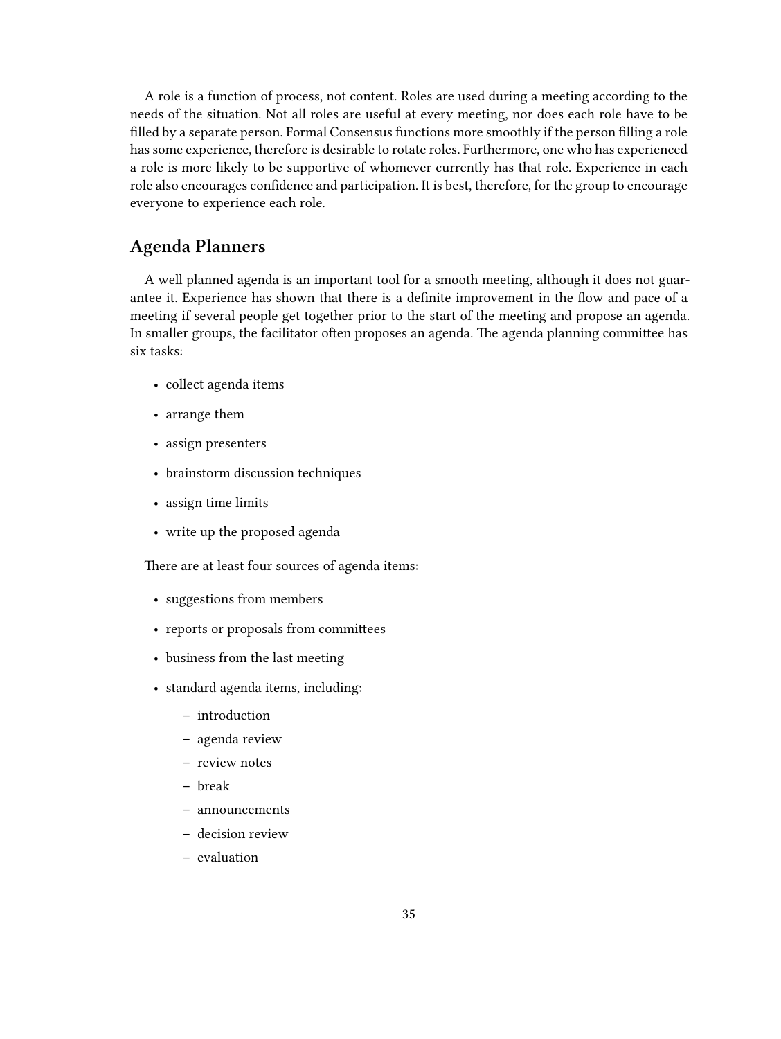A role is a function of process, not content. Roles are used during a meeting according to the needs of the situation. Not all roles are useful at every meeting, nor does each role have to be filled by a separate person. Formal Consensus functions more smoothly if the person filling a role has some experience, therefore is desirable to rotate roles. Furthermore, one who has experienced a role is more likely to be supportive of whomever currently has that role. Experience in each role also encourages confidence and participation. It is best, therefore, for the group to encourage everyone to experience each role.

## Agenda Planners

A well planned agenda is an important tool for a smooth meeting, although it does not guarantee it. Experience has shown that there is a definite improvement in the flow and pace of a meeting if several people get together prior to the start of the meeting and propose an agenda. In smaller groups, the facilitator often proposes an agenda. The agenda planning committee has six tasks:

- collect agenda items
- arrange them
- assign presenters
- brainstorm discussion techniques
- assign time limits
- write up the proposed agenda

There are at least four sources of agenda items:

- suggestions from members
- reports or proposals from committees
- business from the last meeting
- standard agenda items, including:
  - introduction
  - agenda review
  - review notes
  - break
  - announcements
  - decision review
  - evaluation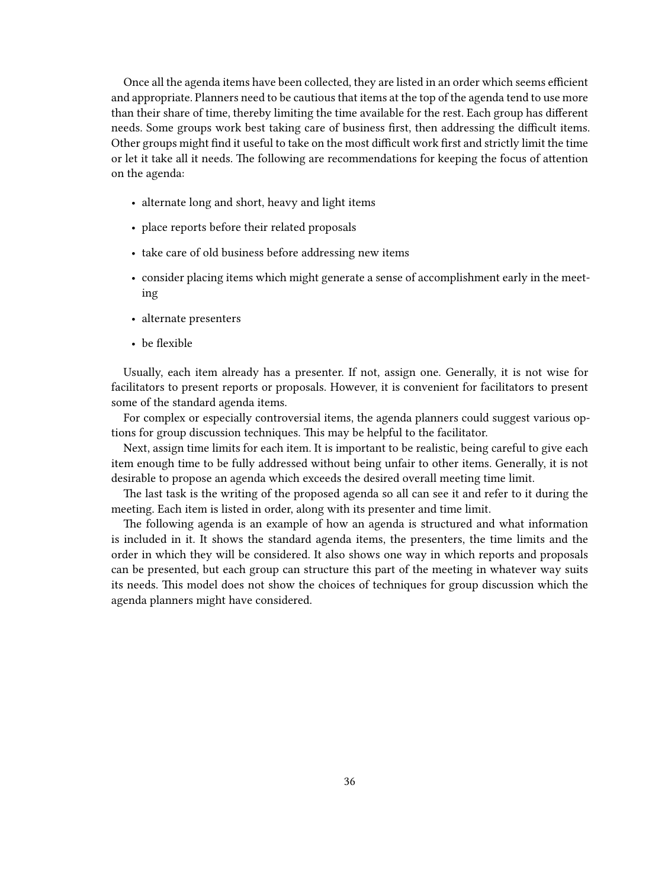Once all the agenda items have been collected, they are listed in an order which seems efficient and appropriate. Planners need to be cautious that items at the top of the agenda tend to use more than their share of time, thereby limiting the time available for the rest. Each group has different needs. Some groups work best taking care of business first, then addressing the difficult items. Other groups might find it useful to take on the most difficult work first and strictly limit the time or let it take all it needs. The following are recommendations for keeping the focus of attention on the agenda:

- alternate long and short, heavy and light items
- place reports before their related proposals
- take care of old business before addressing new items
- consider placing items which might generate a sense of accomplishment early in the meeting
- alternate presenters
- be flexible

Usually, each item already has a presenter. If not, assign one. Generally, it is not wise for facilitators to present reports or proposals. However, it is convenient for facilitators to present some of the standard agenda items.

For complex or especially controversial items, the agenda planners could suggest various options for group discussion techniques. This may be helpful to the facilitator.

Next, assign time limits for each item. It is important to be realistic, being careful to give each item enough time to be fully addressed without being unfair to other items. Generally, it is not desirable to propose an agenda which exceeds the desired overall meeting time limit.

The last task is the writing of the proposed agenda so all can see it and refer to it during the meeting. Each item is listed in order, along with its presenter and time limit.

The following agenda is an example of how an agenda is structured and what information is included in it. It shows the standard agenda items, the presenters, the time limits and the order in which they will be considered. It also shows one way in which reports and proposals can be presented, but each group can structure this part of the meeting in whatever way suits its needs. This model does not show the choices of techniques for group discussion which the agenda planners might have considered.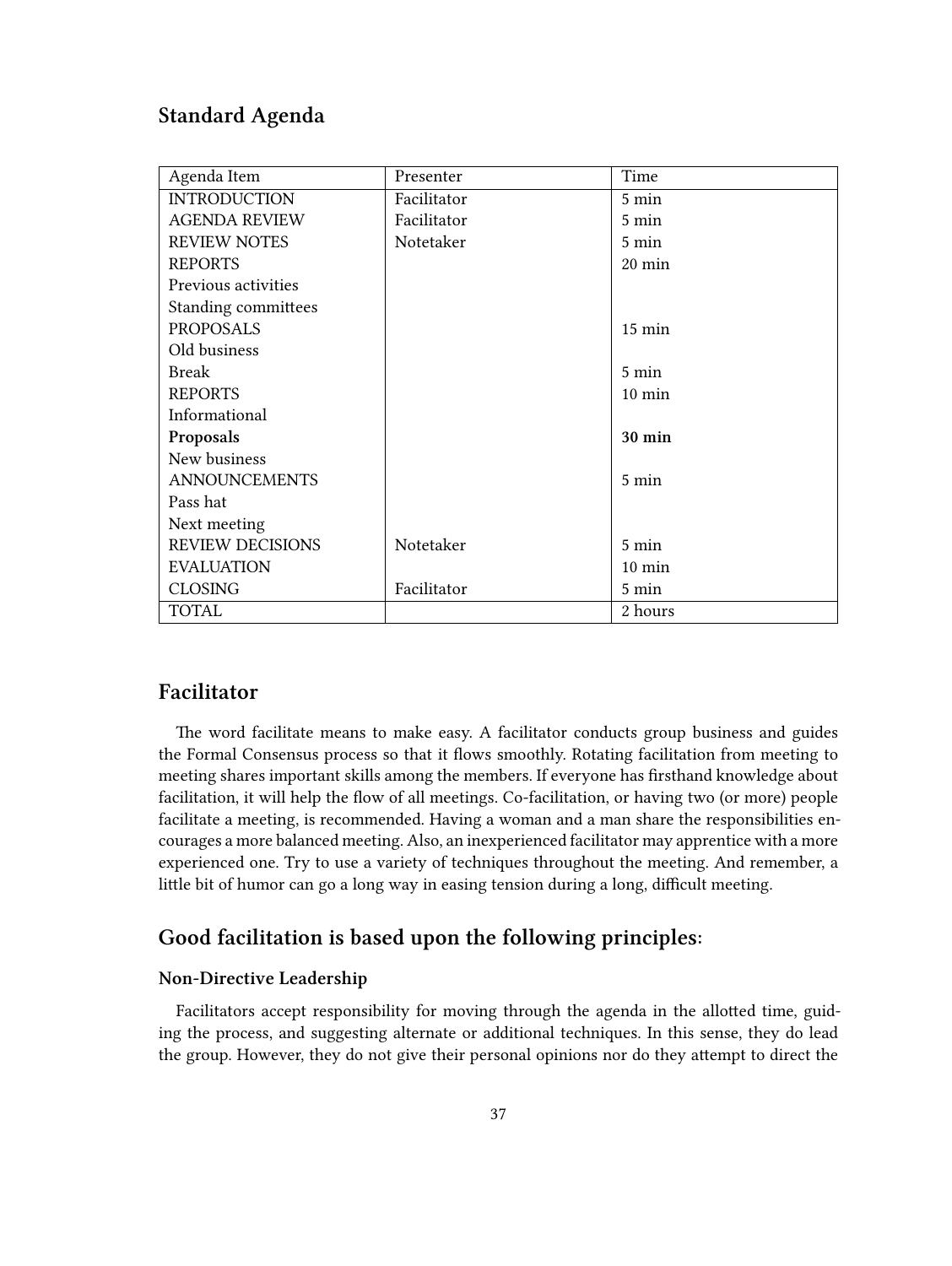## Standard Agenda

| Agenda Item | Presenter | Time |
|---|---|---|
| INTRODUCTION | Facilitator | 5 min |
| AGENDA REVIEW | Facilitator | 5 min |
| REVIEW NOTES | Notetaker | 5 min |
| REPORTS | | 20 min |
| Previous activities | | |
| Standing committees | | |
| PROPOSALS | | 15 min |
| Old business | | |
| Break | | 5 min |
| REPORTS | | 10 min |
| Informational | | |
| **Proposals** | | **30 min** |
| New business | | |
| ANNOUNCEMENTS | | 5 min |
| Pass hat | | |
| Next meeting | | |
| REVIEW DECISIONS | Notetaker | 5 min |
| EVALUATION | | 10 min |
| CLOSING | Facilitator | 5 min |
| TOTAL | | 2 hours |

## Facilitator

The word facilitate means to make easy. A facilitator conducts group business and guides the Formal Consensus process so that it flows smoothly. Rotating facilitation from meeting to meeting shares important skills among the members. If everyone has firsthand knowledge about facilitation, it will help the flow of all meetings. Co-facilitation, or having two (or more) people facilitate a meeting, is recommended. Having a woman and a man share the responsibilities encourages a more balanced meeting. Also, an inexperienced facilitator may apprentice with a more experienced one. Try to use a variety of techniques throughout the meeting. And remember, a little bit of humor can go a long way in easing tension during a long, difficult meeting.

## Good facilitation is based upon the following principles:

### Non-Directive Leadership

Facilitators accept responsibility for moving through the agenda in the allotted time, guiding the process, and suggesting alternate or additional techniques. In this sense, they do lead the group. However, they do not give their personal opinions nor do they attempt to direct the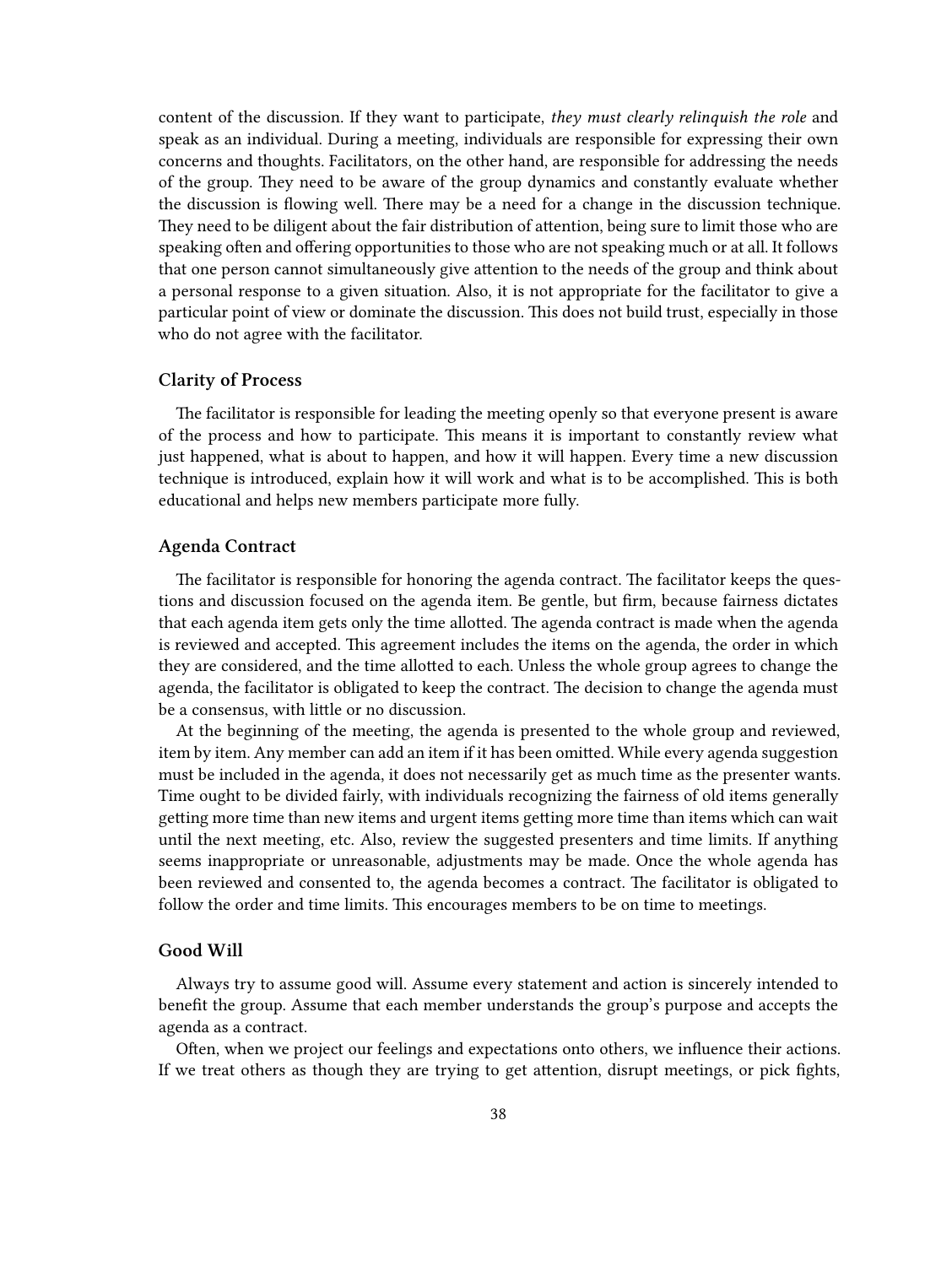content of the discussion. If they want to participate, *they must clearly relinquish the role* and speak as an individual. During a meeting, individuals are responsible for expressing their own concerns and thoughts. Facilitators, on the other hand, are responsible for addressing the needs of the group. They need to be aware of the group dynamics and constantly evaluate whether the discussion is flowing well. There may be a need for a change in the discussion technique. They need to be diligent about the fair distribution of attention, being sure to limit those who are speaking often and offering opportunities to those who are not speaking much or at all. It follows that one person cannot simultaneously give attention to the needs of the group and think about a personal response to a given situation. Also, it is not appropriate for the facilitator to give a particular point of view or dominate the discussion. This does not build trust, especially in those who do not agree with the facilitator.

### Clarity of Process

The facilitator is responsible for leading the meeting openly so that everyone present is aware of the process and how to participate. This means it is important to constantly review what just happened, what is about to happen, and how it will happen. Every time a new discussion technique is introduced, explain how it will work and what is to be accomplished. This is both educational and helps new members participate more fully.

### Agenda Contract

The facilitator is responsible for honoring the agenda contract. The facilitator keeps the questions and discussion focused on the agenda item. Be gentle, but firm, because fairness dictates that each agenda item gets only the time allotted. The agenda contract is made when the agenda is reviewed and accepted. This agreement includes the items on the agenda, the order in which they are considered, and the time allotted to each. Unless the whole group agrees to change the agenda, the facilitator is obligated to keep the contract. The decision to change the agenda must be a consensus, with little or no discussion.

At the beginning of the meeting, the agenda is presented to the whole group and reviewed, item by item. Any member can add an item if it has been omitted. While every agenda suggestion must be included in the agenda, it does not necessarily get as much time as the presenter wants. Time ought to be divided fairly, with individuals recognizing the fairness of old items generally getting more time than new items and urgent items getting more time than items which can wait until the next meeting, etc. Also, review the suggested presenters and time limits. If anything seems inappropriate or unreasonable, adjustments may be made. Once the whole agenda has been reviewed and consented to, the agenda becomes a contract. The facilitator is obligated to follow the order and time limits. This encourages members to be on time to meetings.

### Good Will

Always try to assume good will. Assume every statement and action is sincerely intended to benefit the group. Assume that each member understands the group's purpose and accepts the agenda as a contract.

Often, when we project our feelings and expectations onto others, we influence their actions. If we treat others as though they are trying to get attention, disrupt meetings, or pick fights,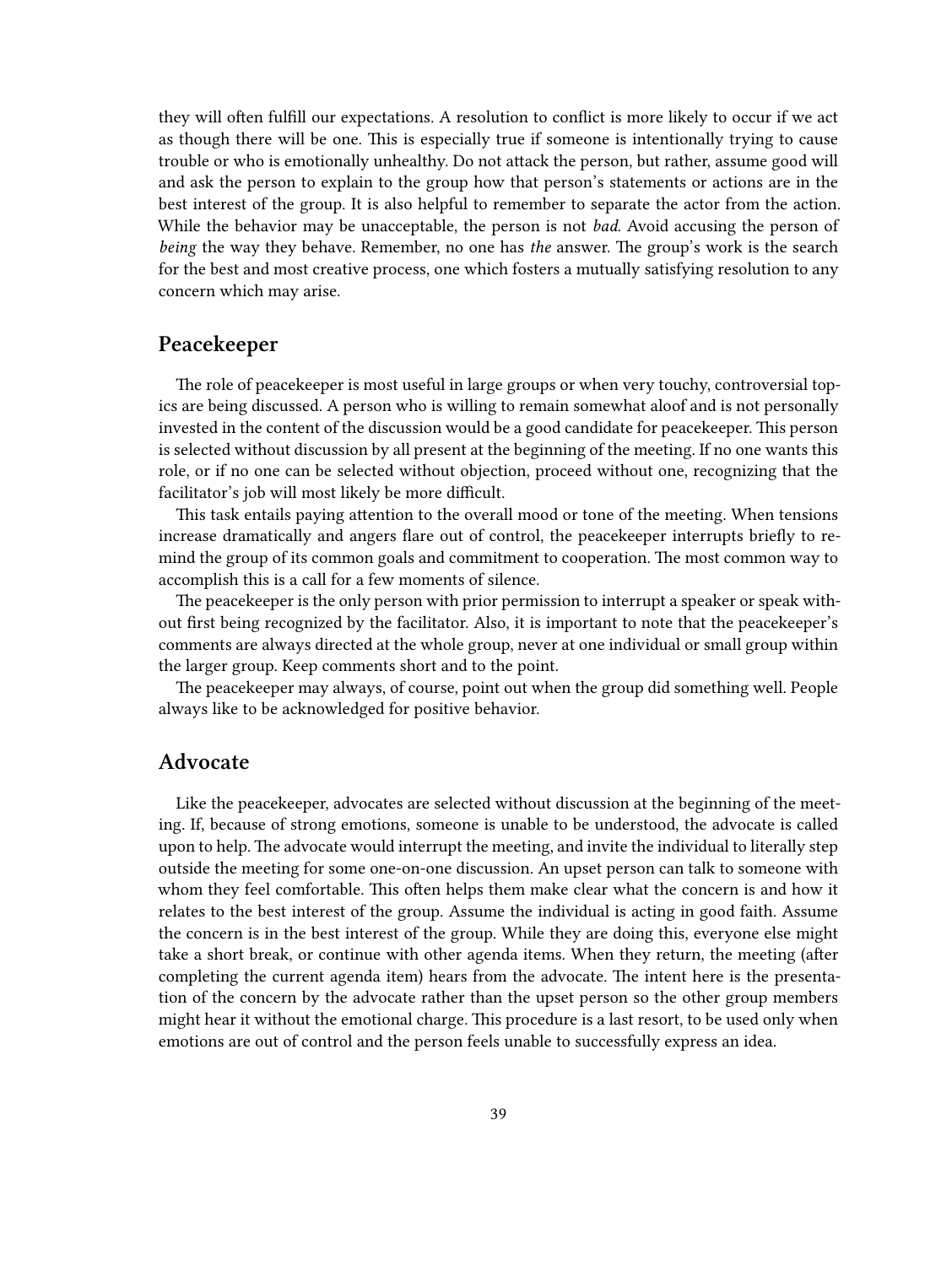they will often fulfill our expectations. A resolution to conflict is more likely to occur if we act as though there will be one. This is especially true if someone is intentionally trying to cause trouble or who is emotionally unhealthy. Do not attack the person, but rather, assume good will and ask the person to explain to the group how that person's statements or actions are in the best interest of the group. It is also helpful to remember to separate the actor from the action. While the behavior may be unacceptable, the person is not *bad*. Avoid accusing the person of *being* the way they behave. Remember, no one has *the* answer. The group's work is the search for the best and most creative process, one which fosters a mutually satisfying resolution to any concern which may arise.

## Peacekeeper

The role of peacekeeper is most useful in large groups or when very touchy, controversial topics are being discussed. A person who is willing to remain somewhat aloof and is not personally invested in the content of the discussion would be a good candidate for peacekeeper. This person is selected without discussion by all present at the beginning of the meeting. If no one wants this role, or if no one can be selected without objection, proceed without one, recognizing that the facilitator's job will most likely be more difficult.

This task entails paying attention to the overall mood or tone of the meeting. When tensions increase dramatically and angers flare out of control, the peacekeeper interrupts briefly to remind the group of its common goals and commitment to cooperation. The most common way to accomplish this is a call for a few moments of silence.

The peacekeeper is the only person with prior permission to interrupt a speaker or speak without first being recognized by the facilitator. Also, it is important to note that the peacekeeper's comments are always directed at the whole group, never at one individual or small group within the larger group. Keep comments short and to the point.

The peacekeeper may always, of course, point out when the group did something well. People always like to be acknowledged for positive behavior.

## Advocate

Like the peacekeeper, advocates are selected without discussion at the beginning of the meeting. If, because of strong emotions, someone is unable to be understood, the advocate is called upon to help. The advocate would interrupt the meeting, and invite the individual to literally step outside the meeting for some one-on-one discussion. An upset person can talk to someone with whom they feel comfortable. This often helps them make clear what the concern is and how it relates to the best interest of the group. Assume the individual is acting in good faith. Assume the concern is in the best interest of the group. While they are doing this, everyone else might take a short break, or continue with other agenda items. When they return, the meeting (after completing the current agenda item) hears from the advocate. The intent here is the presentation of the concern by the advocate rather than the upset person so the other group members might hear it without the emotional charge. This procedure is a last resort, to be used only when emotions are out of control and the person feels unable to successfully express an idea.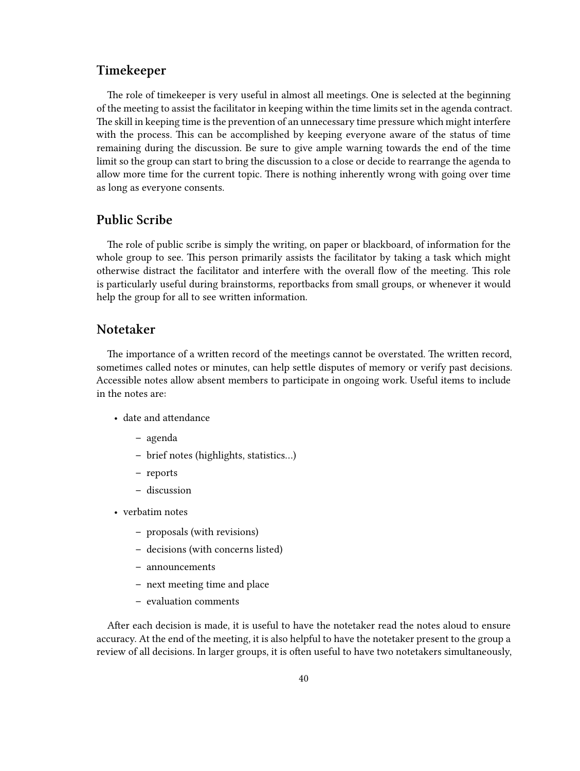## Timekeeper

The role of timekeeper is very useful in almost all meetings. One is selected at the beginning of the meeting to assist the facilitator in keeping within the time limits set in the agenda contract. The skill in keeping time is the prevention of an unnecessary time pressure which might interfere with the process. This can be accomplished by keeping everyone aware of the status of time remaining during the discussion. Be sure to give ample warning towards the end of the time limit so the group can start to bring the discussion to a close or decide to rearrange the agenda to allow more time for the current topic. There is nothing inherently wrong with going over time as long as everyone consents.

## Public Scribe

The role of public scribe is simply the writing, on paper or blackboard, of information for the whole group to see. This person primarily assists the facilitator by taking a task which might otherwise distract the facilitator and interfere with the overall flow of the meeting. This role is particularly useful during brainstorms, reportbacks from small groups, or whenever it would help the group for all to see written information.

## Notetaker

The importance of a written record of the meetings cannot be overstated. The written record, sometimes called notes or minutes, can help settle disputes of memory or verify past decisions. Accessible notes allow absent members to participate in ongoing work. Useful items to include in the notes are:

- date and attendance
  - agenda
  - brief notes (highlights, statistics…)
  - reports
  - discussion
- verbatim notes
  - proposals (with revisions)
  - decisions (with concerns listed)
  - announcements
  - next meeting time and place
  - evaluation comments

After each decision is made, it is useful to have the notetaker read the notes aloud to ensure accuracy. At the end of the meeting, it is also helpful to have the notetaker present to the group a review of all decisions. In larger groups, it is often useful to have two notetakers simultaneously,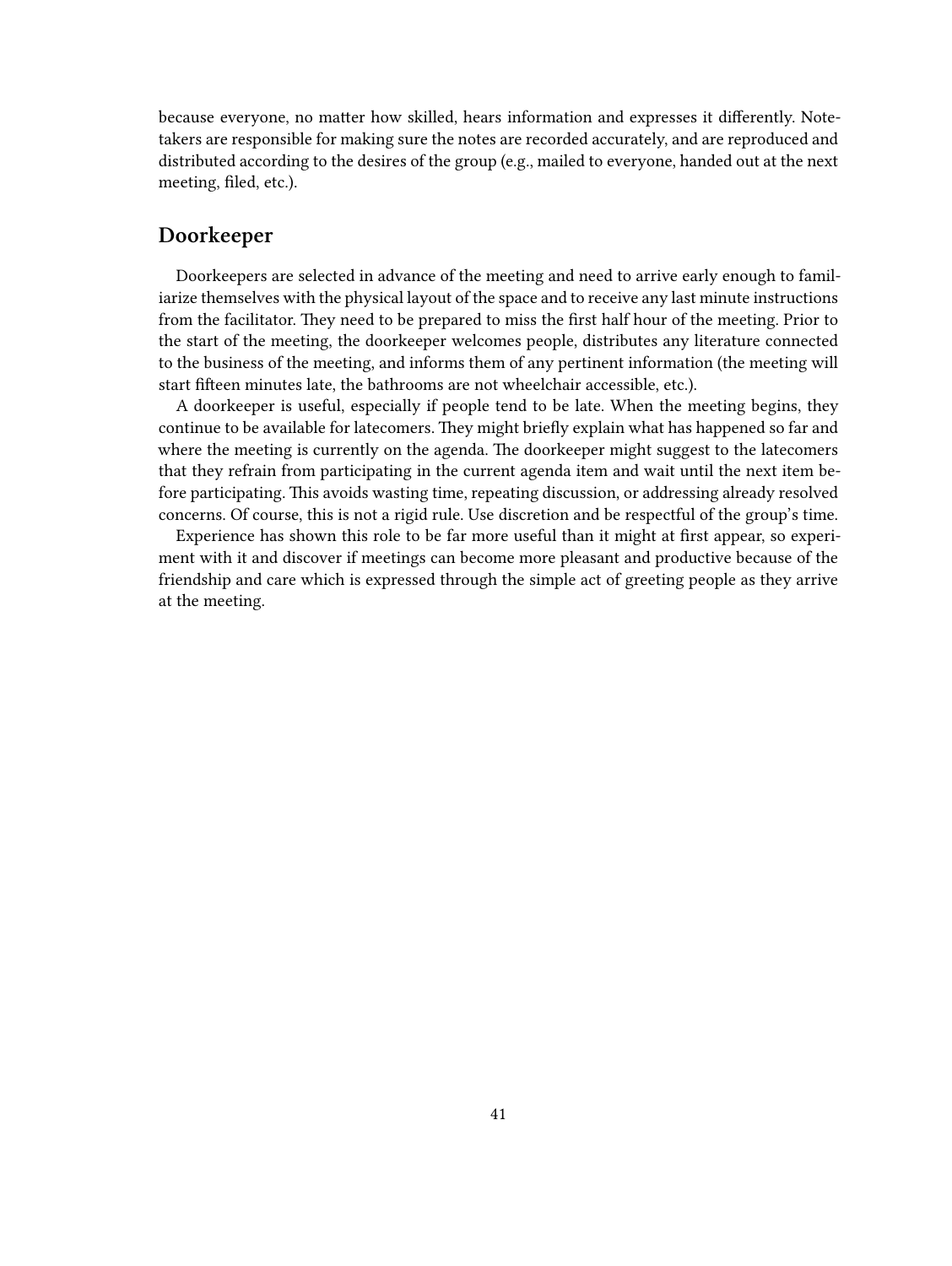because everyone, no matter how skilled, hears information and expresses it differently. Note-takers are responsible for making sure the notes are recorded accurately, and are reproduced and distributed according to the desires of the group (e.g., mailed to everyone, handed out at the next meeting, filed, etc.).

## Doorkeeper

Doorkeepers are selected in advance of the meeting and need to arrive early enough to familiarize themselves with the physical layout of the space and to receive any last minute instructions from the facilitator. They need to be prepared to miss the first half hour of the meeting. Prior to the start of the meeting, the doorkeeper welcomes people, distributes any literature connected to the business of the meeting, and informs them of any pertinent information (the meeting will start fifteen minutes late, the bathrooms are not wheelchair accessible, etc.).

A doorkeeper is useful, especially if people tend to be late. When the meeting begins, they continue to be available for latecomers. They might briefly explain what has happened so far and where the meeting is currently on the agenda. The doorkeeper might suggest to the latecomers that they refrain from participating in the current agenda item and wait until the next item before participating. This avoids wasting time, repeating discussion, or addressing already resolved concerns. Of course, this is not a rigid rule. Use discretion and be respectful of the group's time.

Experience has shown this role to be far more useful than it might at first appear, so experiment with it and discover if meetings can become more pleasant and productive because of the friendship and care which is expressed through the simple act of greeting people as they arrive at the meeting.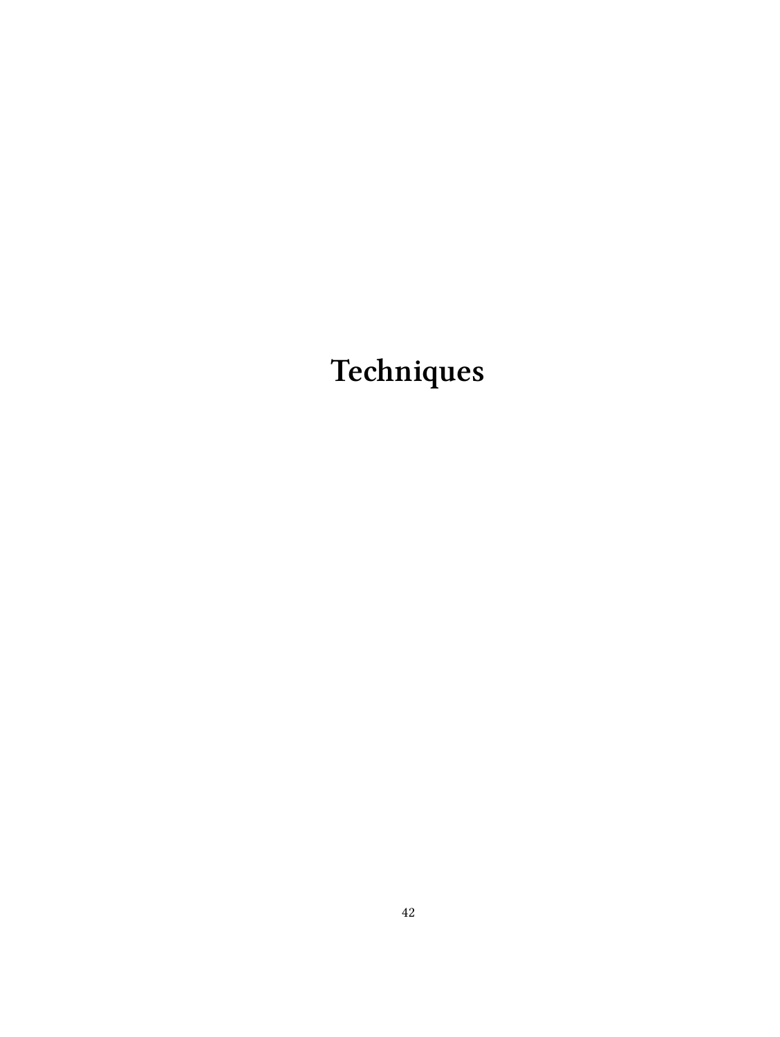# Techniques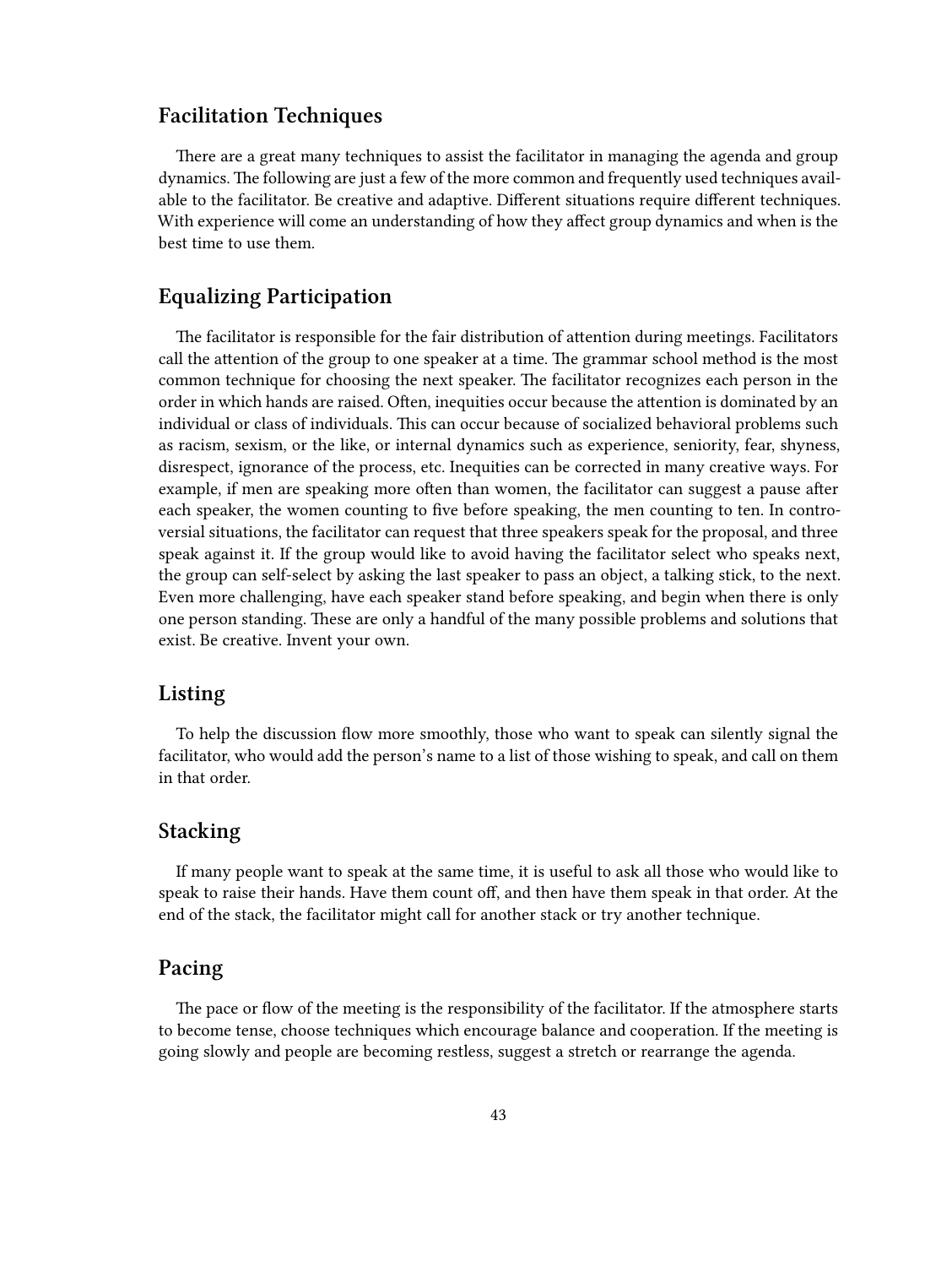## Facilitation Techniques

There are a great many techniques to assist the facilitator in managing the agenda and group dynamics. The following are just a few of the more common and frequently used techniques available to the facilitator. Be creative and adaptive. Different situations require different techniques. With experience will come an understanding of how they affect group dynamics and when is the best time to use them.

## Equalizing Participation

The facilitator is responsible for the fair distribution of attention during meetings. Facilitators call the attention of the group to one speaker at a time. The grammar school method is the most common technique for choosing the next speaker. The facilitator recognizes each person in the order in which hands are raised. Often, inequities occur because the attention is dominated by an individual or class of individuals. This can occur because of socialized behavioral problems such as racism, sexism, or the like, or internal dynamics such as experience, seniority, fear, shyness, disrespect, ignorance of the process, etc. Inequities can be corrected in many creative ways. For example, if men are speaking more often than women, the facilitator can suggest a pause after each speaker, the women counting to five before speaking, the men counting to ten. In controversial situations, the facilitator can request that three speakers speak for the proposal, and three speak against it. If the group would like to avoid having the facilitator select who speaks next, the group can self-select by asking the last speaker to pass an object, a talking stick, to the next. Even more challenging, have each speaker stand before speaking, and begin when there is only one person standing. These are only a handful of the many possible problems and solutions that exist. Be creative. Invent your own.

## Listing

To help the discussion flow more smoothly, those who want to speak can silently signal the facilitator, who would add the person's name to a list of those wishing to speak, and call on them in that order.

## Stacking

If many people want to speak at the same time, it is useful to ask all those who would like to speak to raise their hands. Have them count off, and then have them speak in that order. At the end of the stack, the facilitator might call for another stack or try another technique.

## Pacing

The pace or flow of the meeting is the responsibility of the facilitator. If the atmosphere starts to become tense, choose techniques which encourage balance and cooperation. If the meeting is going slowly and people are becoming restless, suggest a stretch or rearrange the agenda.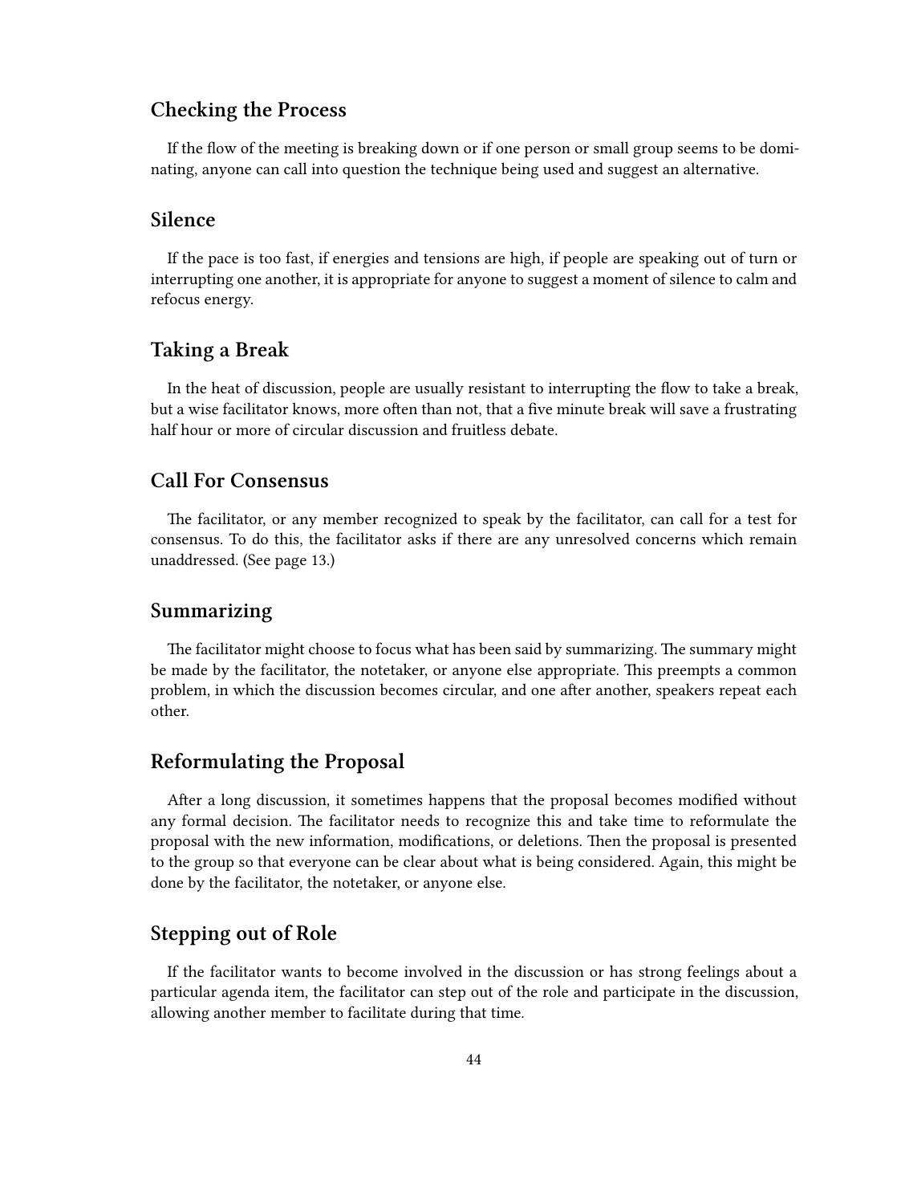## Checking the Process

If the flow of the meeting is breaking down or if one person or small group seems to be dominating, anyone can call into question the technique being used and suggest an alternative.

## Silence

If the pace is too fast, if energies and tensions are high, if people are speaking out of turn or interrupting one another, it is appropriate for anyone to suggest a moment of silence to calm and refocus energy.

## Taking a Break

In the heat of discussion, people are usually resistant to interrupting the flow to take a break, but a wise facilitator knows, more often than not, that a five minute break will save a frustrating half hour or more of circular discussion and fruitless debate.

## Call For Consensus

The facilitator, or any member recognized to speak by the facilitator, can call for a test for consensus. To do this, the facilitator asks if there are any unresolved concerns which remain unaddressed. (See page 13.)

## Summarizing

The facilitator might choose to focus what has been said by summarizing. The summary might be made by the facilitator, the notetaker, or anyone else appropriate. This preempts a common problem, in which the discussion becomes circular, and one after another, speakers repeat each other.

## Reformulating the Proposal

After a long discussion, it sometimes happens that the proposal becomes modified without any formal decision. The facilitator needs to recognize this and take time to reformulate the proposal with the new information, modifications, or deletions. Then the proposal is presented to the group so that everyone can be clear about what is being considered. Again, this might be done by the facilitator, the notetaker, or anyone else.

## Stepping out of Role

If the facilitator wants to become involved in the discussion or has strong feelings about a particular agenda item, the facilitator can step out of the role and participate in the discussion, allowing another member to facilitate during that time.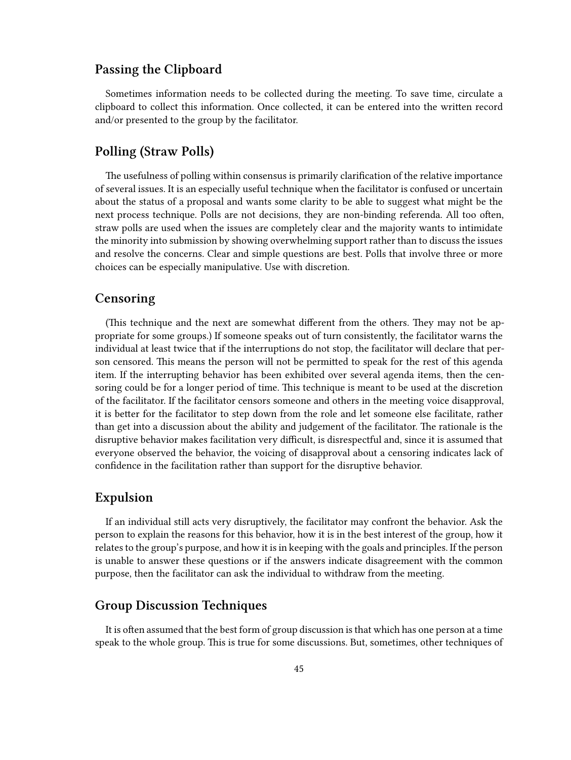## Passing the Clipboard

Sometimes information needs to be collected during the meeting. To save time, circulate a clipboard to collect this information. Once collected, it can be entered into the written record and/or presented to the group by the facilitator.

## Polling (Straw Polls)

The usefulness of polling within consensus is primarily clarification of the relative importance of several issues. It is an especially useful technique when the facilitator is confused or uncertain about the status of a proposal and wants some clarity to be able to suggest what might be the next process technique. Polls are not decisions, they are non-binding referenda. All too often, straw polls are used when the issues are completely clear and the majority wants to intimidate the minority into submission by showing overwhelming support rather than to discuss the issues and resolve the concerns. Clear and simple questions are best. Polls that involve three or more choices can be especially manipulative. Use with discretion.

## Censoring

(This technique and the next are somewhat different from the others. They may not be appropriate for some groups.) If someone speaks out of turn consistently, the facilitator warns the individual at least twice that if the interruptions do not stop, the facilitator will declare that person censored. This means the person will not be permitted to speak for the rest of this agenda item. If the interrupting behavior has been exhibited over several agenda items, then the censoring could be for a longer period of time. This technique is meant to be used at the discretion of the facilitator. If the facilitator censors someone and others in the meeting voice disapproval, it is better for the facilitator to step down from the role and let someone else facilitate, rather than get into a discussion about the ability and judgement of the facilitator. The rationale is the disruptive behavior makes facilitation very difficult, is disrespectful and, since it is assumed that everyone observed the behavior, the voicing of disapproval about a censoring indicates lack of confidence in the facilitation rather than support for the disruptive behavior.

## Expulsion

If an individual still acts very disruptively, the facilitator may confront the behavior. Ask the person to explain the reasons for this behavior, how it is in the best interest of the group, how it relates to the group's purpose, and how it is in keeping with the goals and principles. If the person is unable to answer these questions or if the answers indicate disagreement with the common purpose, then the facilitator can ask the individual to withdraw from the meeting.

## Group Discussion Techniques

It is often assumed that the best form of group discussion is that which has one person at a time speak to the whole group. This is true for some discussions. But, sometimes, other techniques of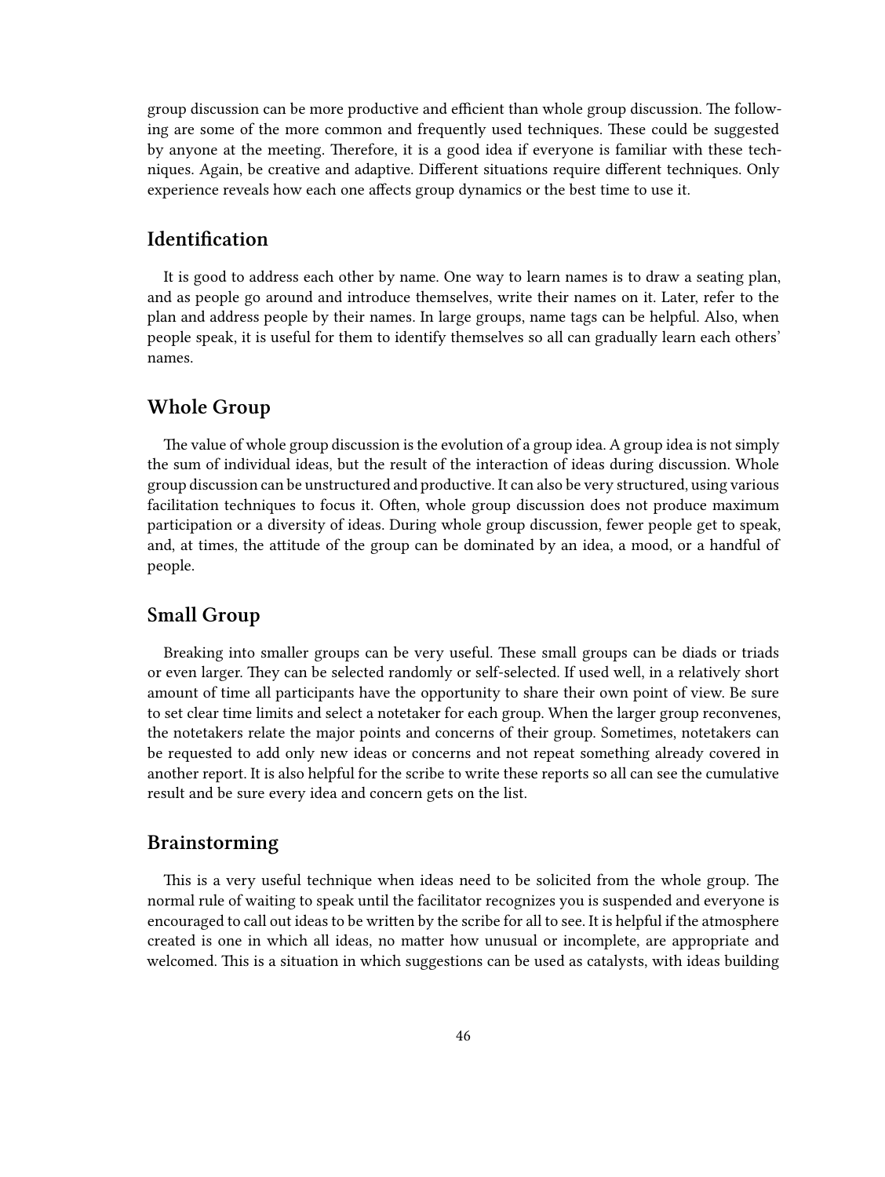group discussion can be more productive and efficient than whole group discussion. The following are some of the more common and frequently used techniques. These could be suggested by anyone at the meeting. Therefore, it is a good idea if everyone is familiar with these techniques. Again, be creative and adaptive. Different situations require different techniques. Only experience reveals how each one affects group dynamics or the best time to use it.

## Identification

It is good to address each other by name. One way to learn names is to draw a seating plan, and as people go around and introduce themselves, write their names on it. Later, refer to the plan and address people by their names. In large groups, name tags can be helpful. Also, when people speak, it is useful for them to identify themselves so all can gradually learn each others' names.

## Whole Group

The value of whole group discussion is the evolution of a group idea. A group idea is not simply the sum of individual ideas, but the result of the interaction of ideas during discussion. Whole group discussion can be unstructured and productive. It can also be very structured, using various facilitation techniques to focus it. Often, whole group discussion does not produce maximum participation or a diversity of ideas. During whole group discussion, fewer people get to speak, and, at times, the attitude of the group can be dominated by an idea, a mood, or a handful of people.

## Small Group

Breaking into smaller groups can be very useful. These small groups can be diads or triads or even larger. They can be selected randomly or self-selected. If used well, in a relatively short amount of time all participants have the opportunity to share their own point of view. Be sure to set clear time limits and select a notetaker for each group. When the larger group reconvenes, the notetakers relate the major points and concerns of their group. Sometimes, notetakers can be requested to add only new ideas or concerns and not repeat something already covered in another report. It is also helpful for the scribe to write these reports so all can see the cumulative result and be sure every idea and concern gets on the list.

## Brainstorming

This is a very useful technique when ideas need to be solicited from the whole group. The normal rule of waiting to speak until the facilitator recognizes you is suspended and everyone is encouraged to call out ideas to be written by the scribe for all to see. It is helpful if the atmosphere created is one in which all ideas, no matter how unusual or incomplete, are appropriate and welcomed. This is a situation in which suggestions can be used as catalysts, with ideas building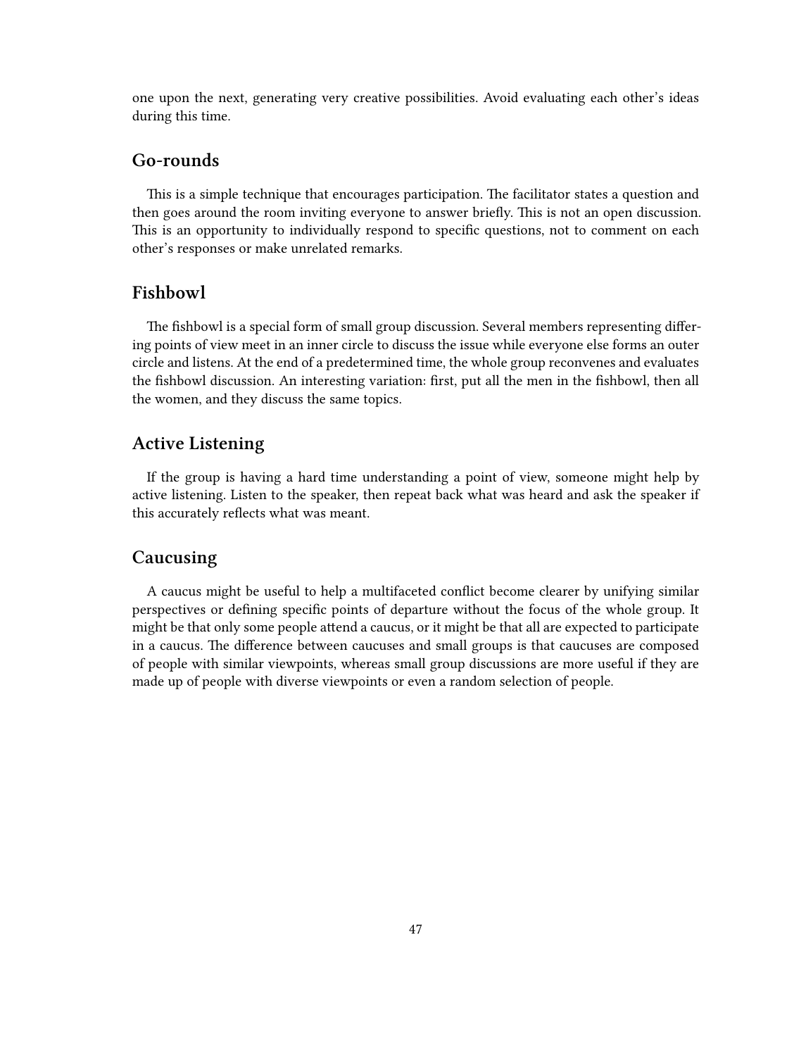one upon the next, generating very creative possibilities. Avoid evaluating each other's ideas during this time.

## Go-rounds

This is a simple technique that encourages participation. The facilitator states a question and then goes around the room inviting everyone to answer briefly. This is not an open discussion. This is an opportunity to individually respond to specific questions, not to comment on each other's responses or make unrelated remarks.

## Fishbowl

The fishbowl is a special form of small group discussion. Several members representing differing points of view meet in an inner circle to discuss the issue while everyone else forms an outer circle and listens. At the end of a predetermined time, the whole group reconvenes and evaluates the fishbowl discussion. An interesting variation: first, put all the men in the fishbowl, then all the women, and they discuss the same topics.

## Active Listening

If the group is having a hard time understanding a point of view, someone might help by active listening. Listen to the speaker, then repeat back what was heard and ask the speaker if this accurately reflects what was meant.

## Caucusing

A caucus might be useful to help a multifaceted conflict become clearer by unifying similar perspectives or defining specific points of departure without the focus of the whole group. It might be that only some people attend a caucus, or it might be that all are expected to participate in a caucus. The difference between caucuses and small groups is that caucuses are composed of people with similar viewpoints, whereas small group discussions are more useful if they are made up of people with diverse viewpoints or even a random selection of people.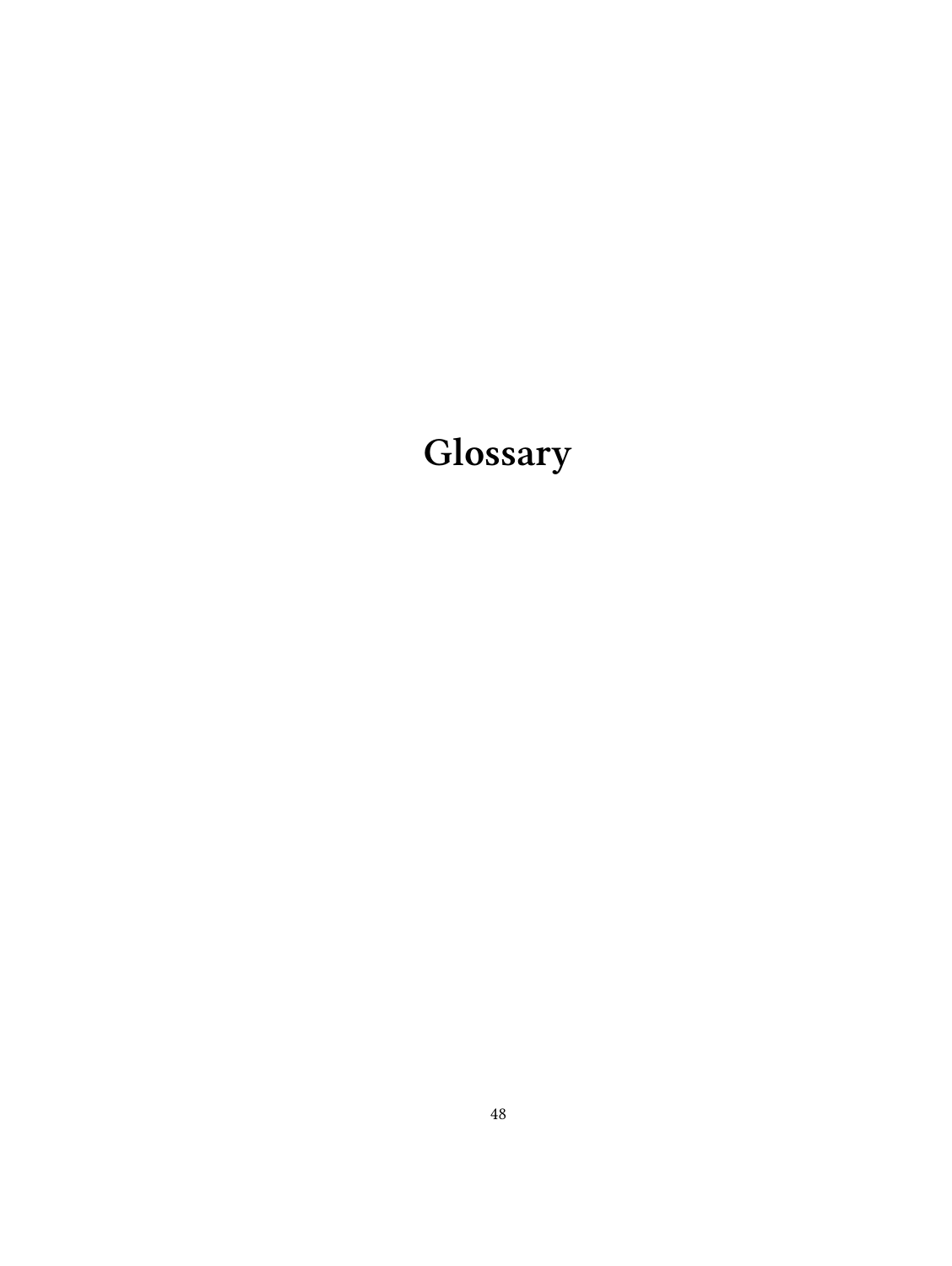# Glossary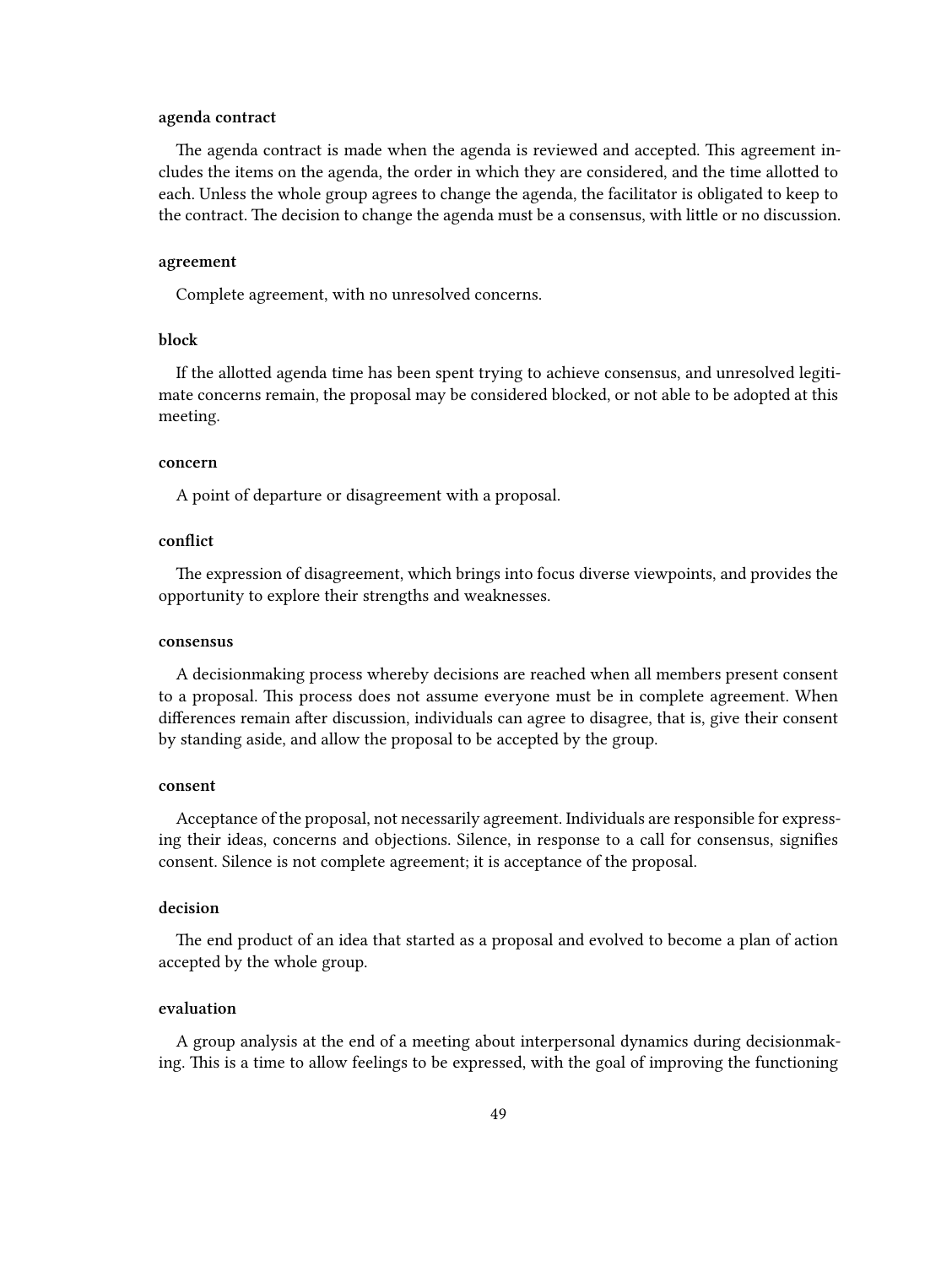**agenda contract**

The agenda contract is made when the agenda is reviewed and accepted. This agreement includes the items on the agenda, the order in which they are considered, and the time allotted to each. Unless the whole group agrees to change the agenda, the facilitator is obligated to keep to the contract. The decision to change the agenda must be a consensus, with little or no discussion.

**agreement**

Complete agreement, with no unresolved concerns.

**block**

If the allotted agenda time has been spent trying to achieve consensus, and unresolved legitimate concerns remain, the proposal may be considered blocked, or not able to be adopted at this meeting.

**concern**

A point of departure or disagreement with a proposal.

**conflict**

The expression of disagreement, which brings into focus diverse viewpoints, and provides the opportunity to explore their strengths and weaknesses.

**consensus**

A decisionmaking process whereby decisions are reached when all members present consent to a proposal. This process does not assume everyone must be in complete agreement. When differences remain after discussion, individuals can agree to disagree, that is, give their consent by standing aside, and allow the proposal to be accepted by the group.

**consent**

Acceptance of the proposal, not necessarily agreement. Individuals are responsible for expressing their ideas, concerns and objections. Silence, in response to a call for consensus, signifies consent. Silence is not complete agreement; it is acceptance of the proposal.

**decision**

The end product of an idea that started as a proposal and evolved to become a plan of action accepted by the whole group.

**evaluation**

A group analysis at the end of a meeting about interpersonal dynamics during decisionmaking. This is a time to allow feelings to be expressed, with the goal of improving the functioning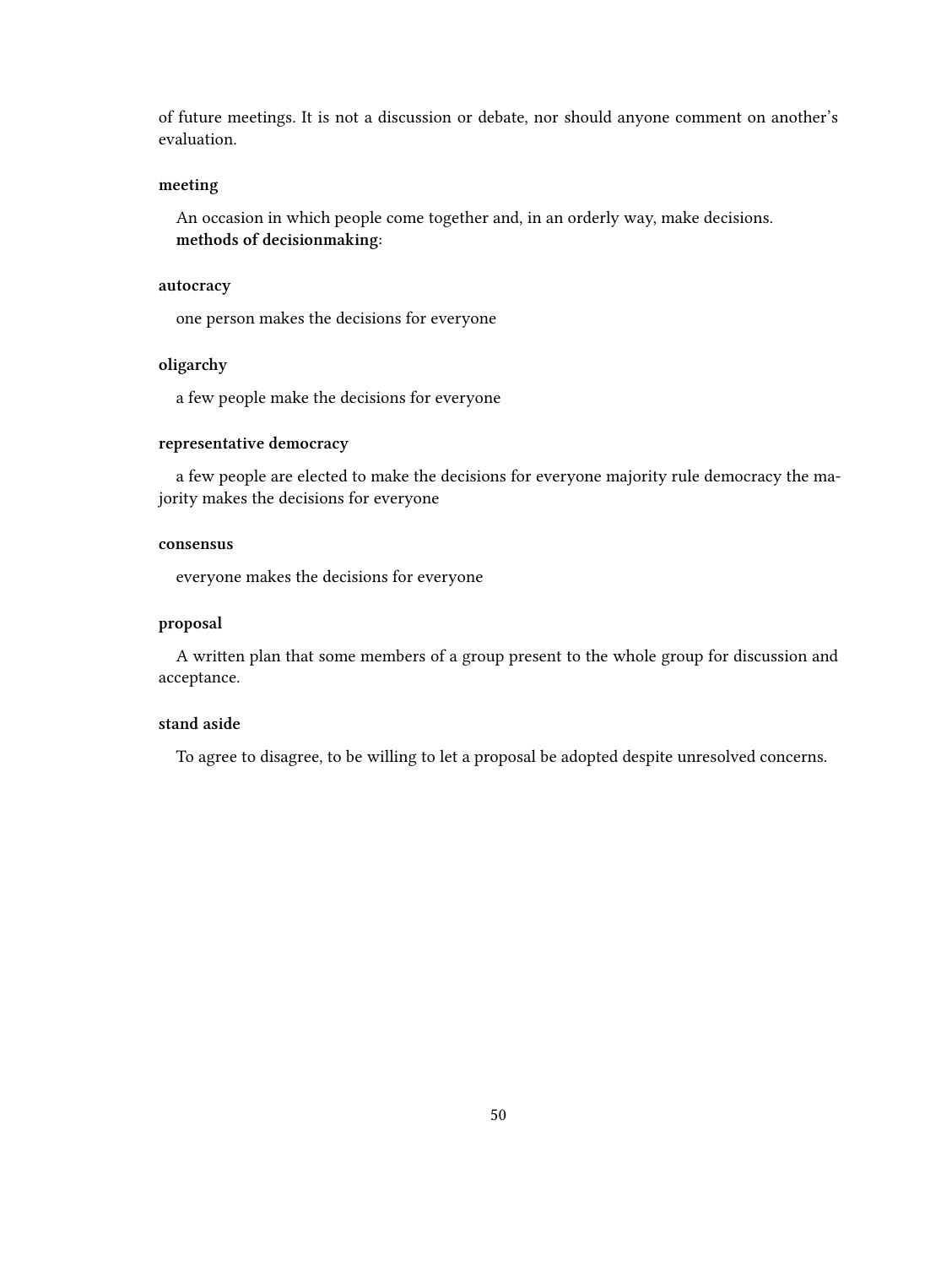of future meetings. It is not a discussion or debate, nor should anyone comment on another's evaluation.

**meeting**

An occasion in which people come together and, in an orderly way, make decisions.
**methods of decisionmaking:**

**autocracy**

one person makes the decisions for everyone

**oligarchy**

a few people make the decisions for everyone

**representative democracy**

a few people are elected to make the decisions for everyone majority rule democracy the majority makes the decisions for everyone

**consensus**

everyone makes the decisions for everyone

**proposal**

A written plan that some members of a group present to the whole group for discussion and acceptance.

**stand aside**

To agree to disagree, to be willing to let a proposal be adopted despite unresolved concerns.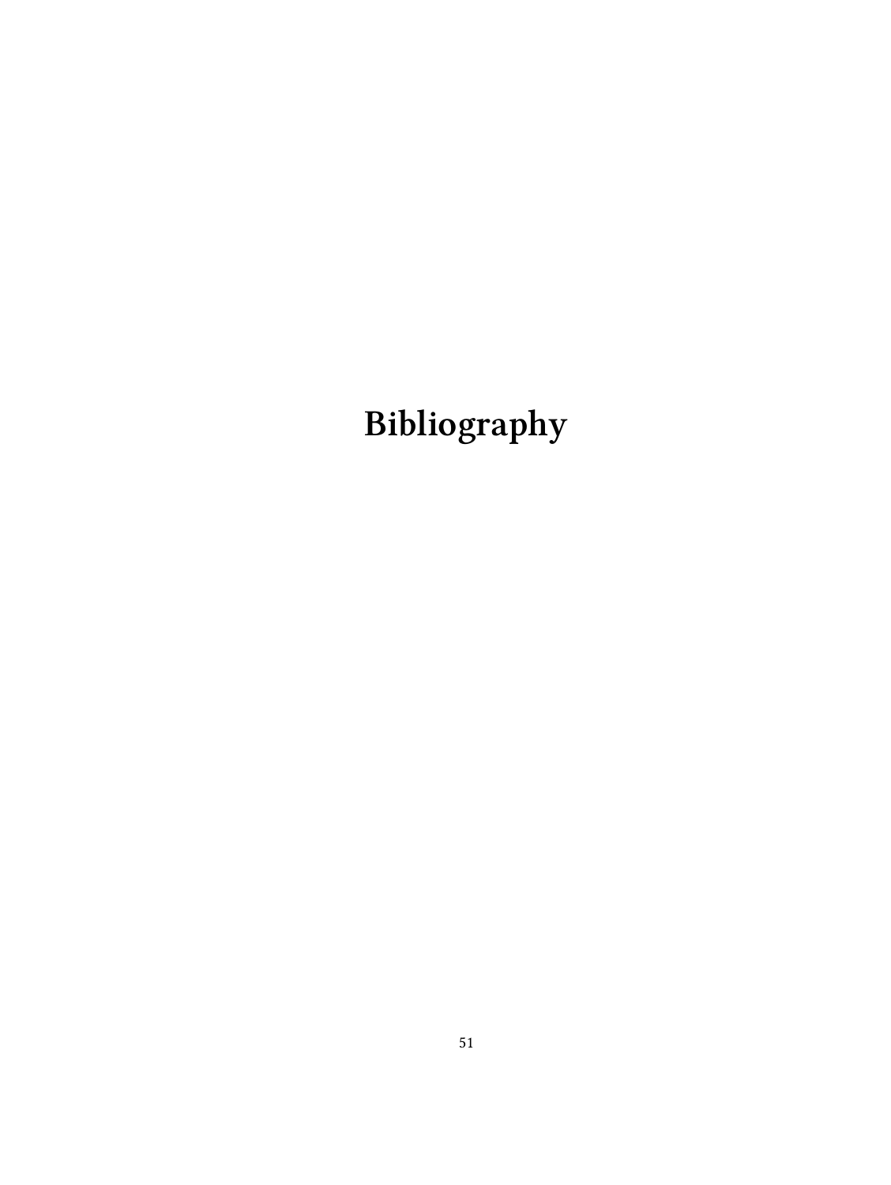# Bibliography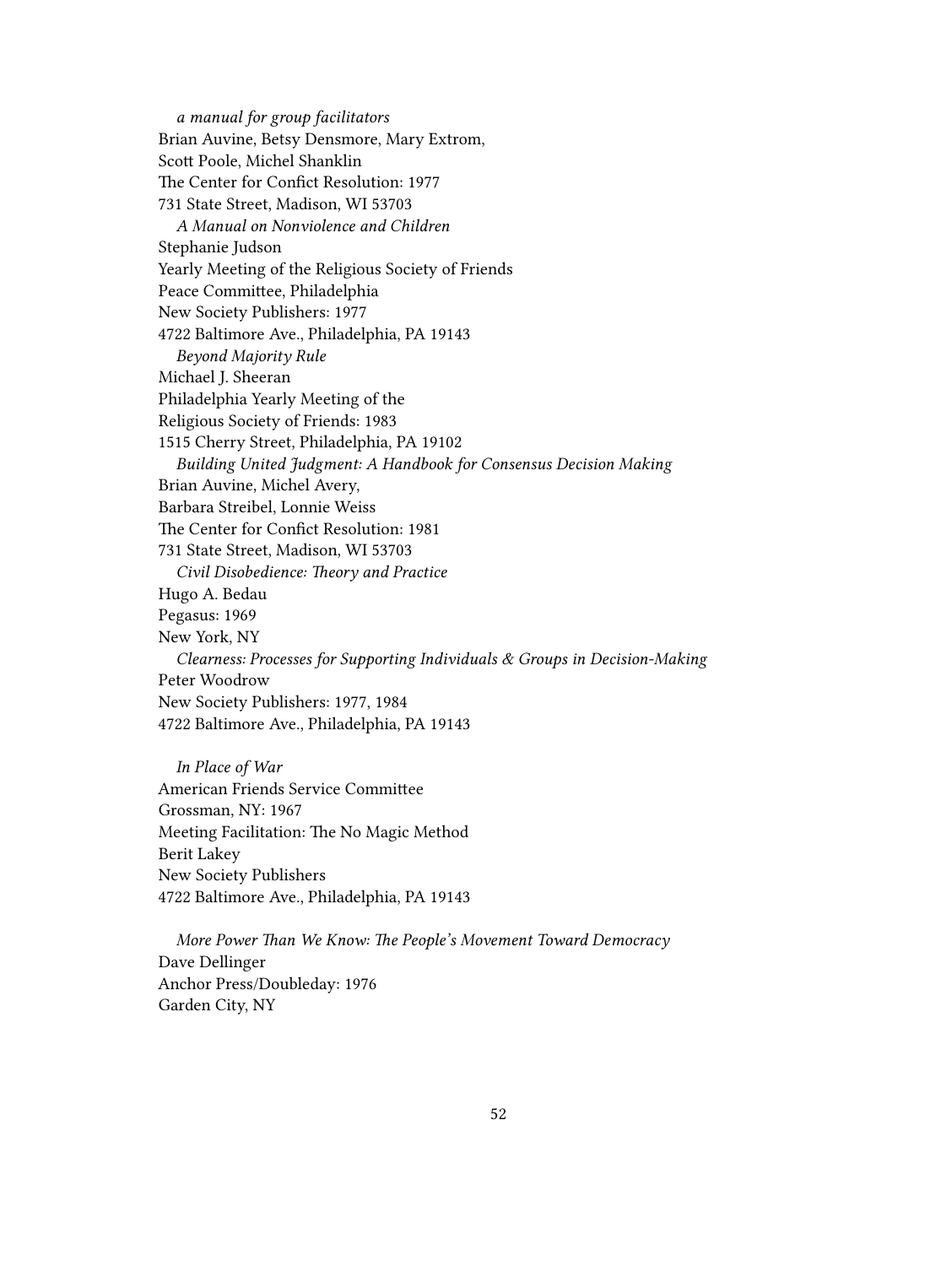*a manual for group facilitators*
Brian Auvine, Betsy Densmore, Mary Extrom,
Scott Poole, Michel Shanklin
The Center for Confict Resolution: 1977
731 State Street, Madison, WI 53703

*A Manual on Nonviolence and Children*
Stephanie Judson
Yearly Meeting of the Religious Society of Friends
Peace Committee, Philadelphia
New Society Publishers: 1977
4722 Baltimore Ave., Philadelphia, PA 19143

*Beyond Majority Rule*
Michael J. Sheeran
Philadelphia Yearly Meeting of the
Religious Society of Friends: 1983
1515 Cherry Street, Philadelphia, PA 19102

*Building United Judgment: A Handbook for Consensus Decision Making*
Brian Auvine, Michel Avery,
Barbara Streibel, Lonnie Weiss
The Center for Confict Resolution: 1981
731 State Street, Madison, WI 53703

*Civil Disobedience: Theory and Practice*
Hugo A. Bedau
Pegasus: 1969
New York, NY

*Clearness: Processes for Supporting Individuals & Groups in Decision-Making*
Peter Woodrow
New Society Publishers: 1977, 1984
4722 Baltimore Ave., Philadelphia, PA 19143

*In Place of War*
American Friends Service Committee
Grossman, NY: 1967
Meeting Facilitation: The No Magic Method
Berit Lakey
New Society Publishers
4722 Baltimore Ave., Philadelphia, PA 19143

*More Power Than We Know: The People's Movement Toward Democracy*
Dave Dellinger
Anchor Press/Doubleday: 1976
Garden City, NY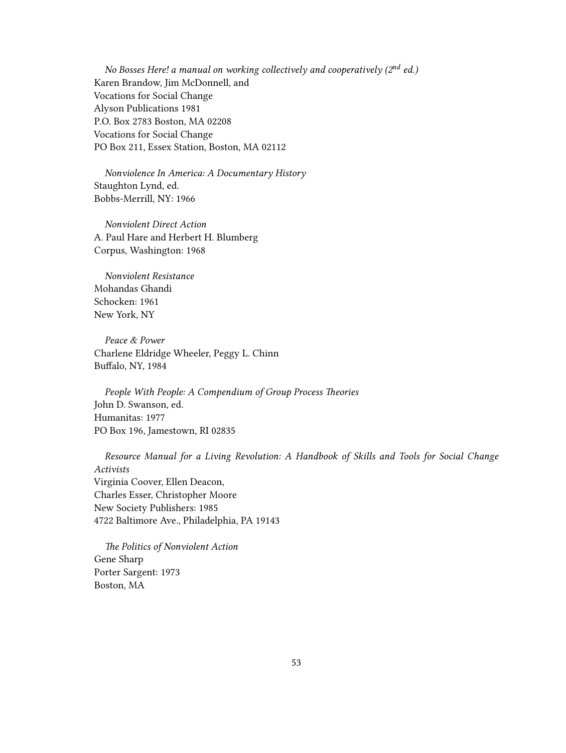*No Bosses Here! a manual on working collectively and cooperatively (2nd ed.)*
Karen Brandow, Jim McDonnell, and
Vocations for Social Change
Alyson Publications 1981
P.O. Box 2783 Boston, MA 02208
Vocations for Social Change
PO Box 211, Essex Station, Boston, MA 02112

*Nonviolence In America: A Documentary History*
Staughton Lynd, ed.
Bobbs-Merrill, NY: 1966

*Nonviolent Direct Action*
A. Paul Hare and Herbert H. Blumberg
Corpus, Washington: 1968

*Nonviolent Resistance*
Mohandas Ghandi
Schocken: 1961
New York, NY

*Peace & Power*
Charlene Eldridge Wheeler, Peggy L. Chinn
Buffalo, NY, 1984

*People With People: A Compendium of Group Process Theories*
John D. Swanson, ed.
Humanitas: 1977
PO Box 196, Jamestown, RI 02835

*Resource Manual for a Living Revolution: A Handbook of Skills and Tools for Social Change Activists*
Virginia Coover, Ellen Deacon,
Charles Esser, Christopher Moore
New Society Publishers: 1985
4722 Baltimore Ave., Philadelphia, PA 19143

*The Politics of Nonviolent Action*
Gene Sharp
Porter Sargent: 1973
Boston, MA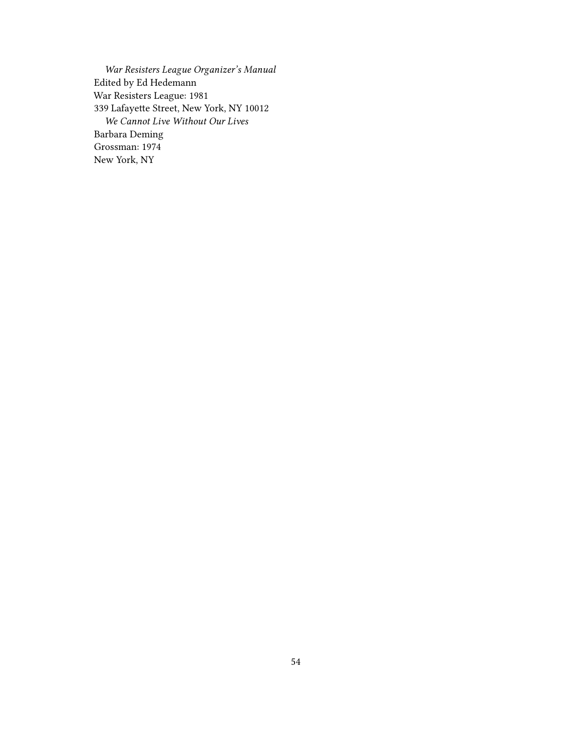*War Resisters League Organizer's Manual*
Edited by Ed Hedemann
War Resisters League: 1981
339 Lafayette Street, New York, NY 10012

*We Cannot Live Without Our Lives*
Barbara Deming
Grossman: 1974
New York, NY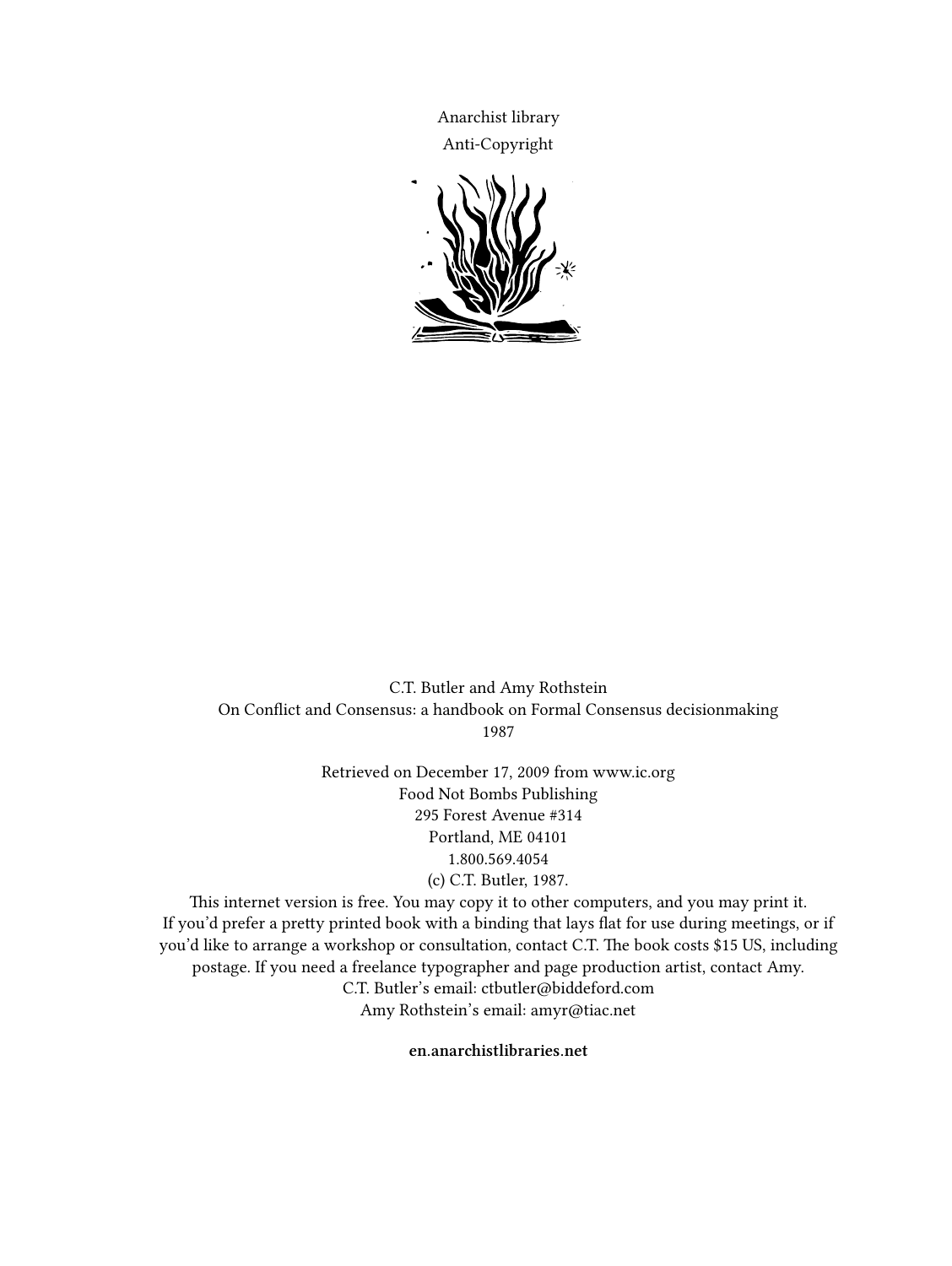Anarchist library
Anti-Copyright

C.T. Butler and Amy Rothstein
On Conflict and Consensus: a handbook on Formal Consensus decisionmaking
1987

Retrieved on December 17, 2009 from www.ic.org
Food Not Bombs Publishing
295 Forest Avenue #314
Portland, ME 04101
1.800.569.4054
(c) C.T. Butler, 1987.
This internet version is free. You may copy it to other computers, and you may print it.
If you'd prefer a pretty printed book with a binding that lays flat for use during meetings, or if you'd like to arrange a workshop or consultation, contact C.T. The book costs $15 US, including postage. If you need a freelance typographer and page production artist, contact Amy.
C.T. Butler's email: ctbutler@biddeford.com
Amy Rothstein's email: amyr@tiac.net

**en.anarchistlibraries.net**